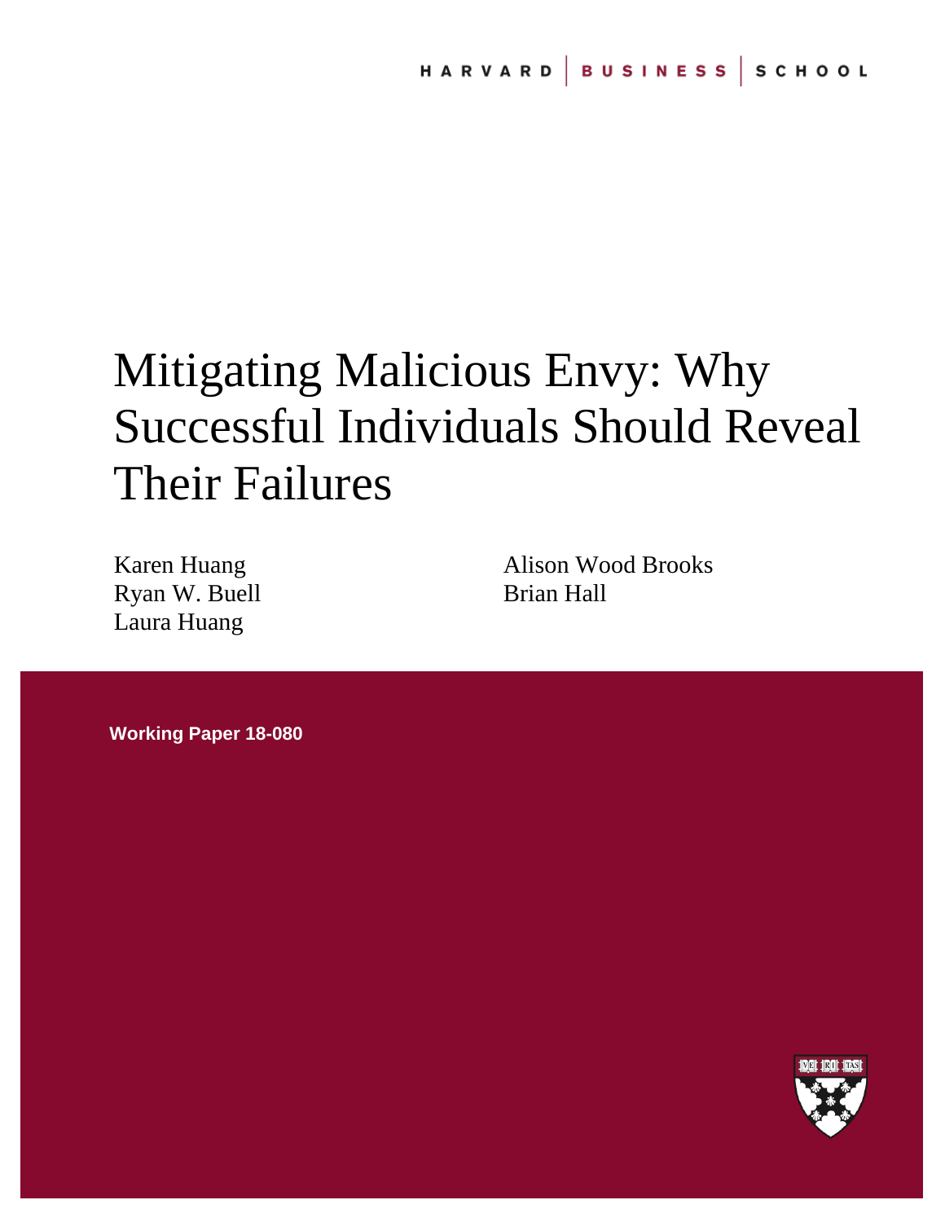HARVARD | BUSINESS | SCHOOL

# Mitigating Malicious Envy: Why Successful Individuals Should Reveal Their Failures

Karen Huang
Ryan W. Buell
Laura Huang
Alison Wood Brooks
Brian Hall

**Working Paper 18-080**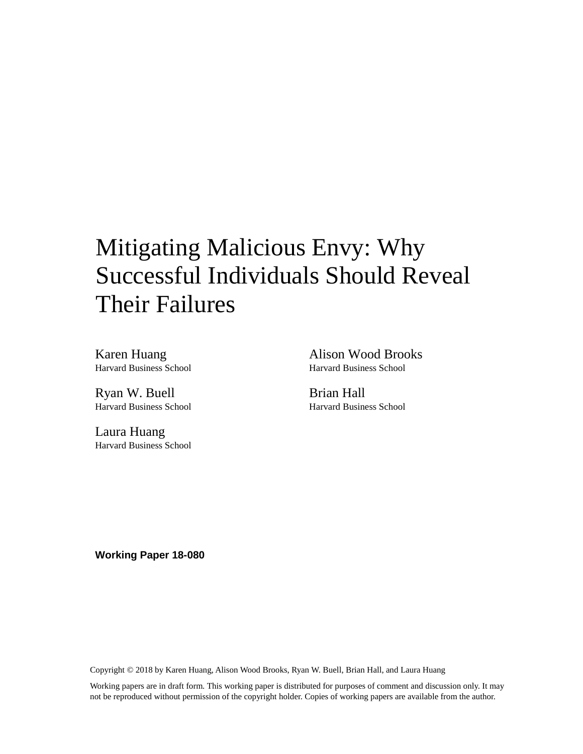# Mitigating Malicious Envy: Why Successful Individuals Should Reveal Their Failures

Karen Huang
Harvard Business School

Alison Wood Brooks
Harvard Business School

Ryan W. Buell
Harvard Business School

Brian Hall
Harvard Business School

Laura Huang
Harvard Business School

**Working Paper 18-080**

Copyright © 2018 by Karen Huang, Alison Wood Brooks, Ryan W. Buell, Brian Hall, and Laura Huang

Working papers are in draft form. This working paper is distributed for purposes of comment and discussion only. It may not be reproduced without permission of the copyright holder. Copies of working papers are available from the author.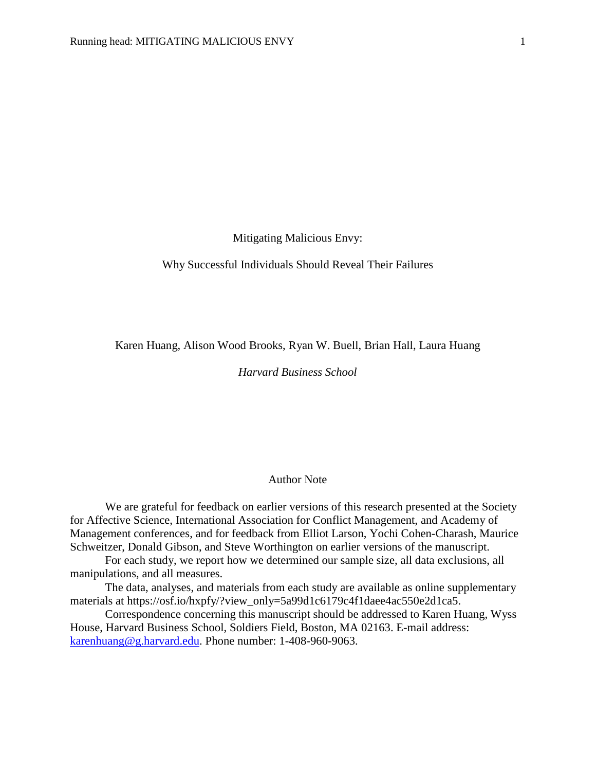Mitigating Malicious Envy:

Why Successful Individuals Should Reveal Their Failures

Karen Huang, Alison Wood Brooks, Ryan W. Buell, Brian Hall, Laura Huang

*Harvard Business School*

Author Note

We are grateful for feedback on earlier versions of this research presented at the Society for Affective Science, International Association for Conflict Management, and Academy of Management conferences, and for feedback from Elliot Larson, Yochi Cohen-Charash, Maurice Schweitzer, Donald Gibson, and Steve Worthington on earlier versions of the manuscript.

For each study, we report how we determined our sample size, all data exclusions, all manipulations, and all measures.

The data, analyses, and materials from each study are available as online supplementary materials at https://osf.io/hxpfy/?view_only=5a99d1c6179c4f1daee4ac550e2d1ca5.

Correspondence concerning this manuscript should be addressed to Karen Huang, Wyss House, Harvard Business School, Soldiers Field, Boston, MA 02163. E-mail address: karenhuang@g.harvard.edu. Phone number: 1-408-960-9063.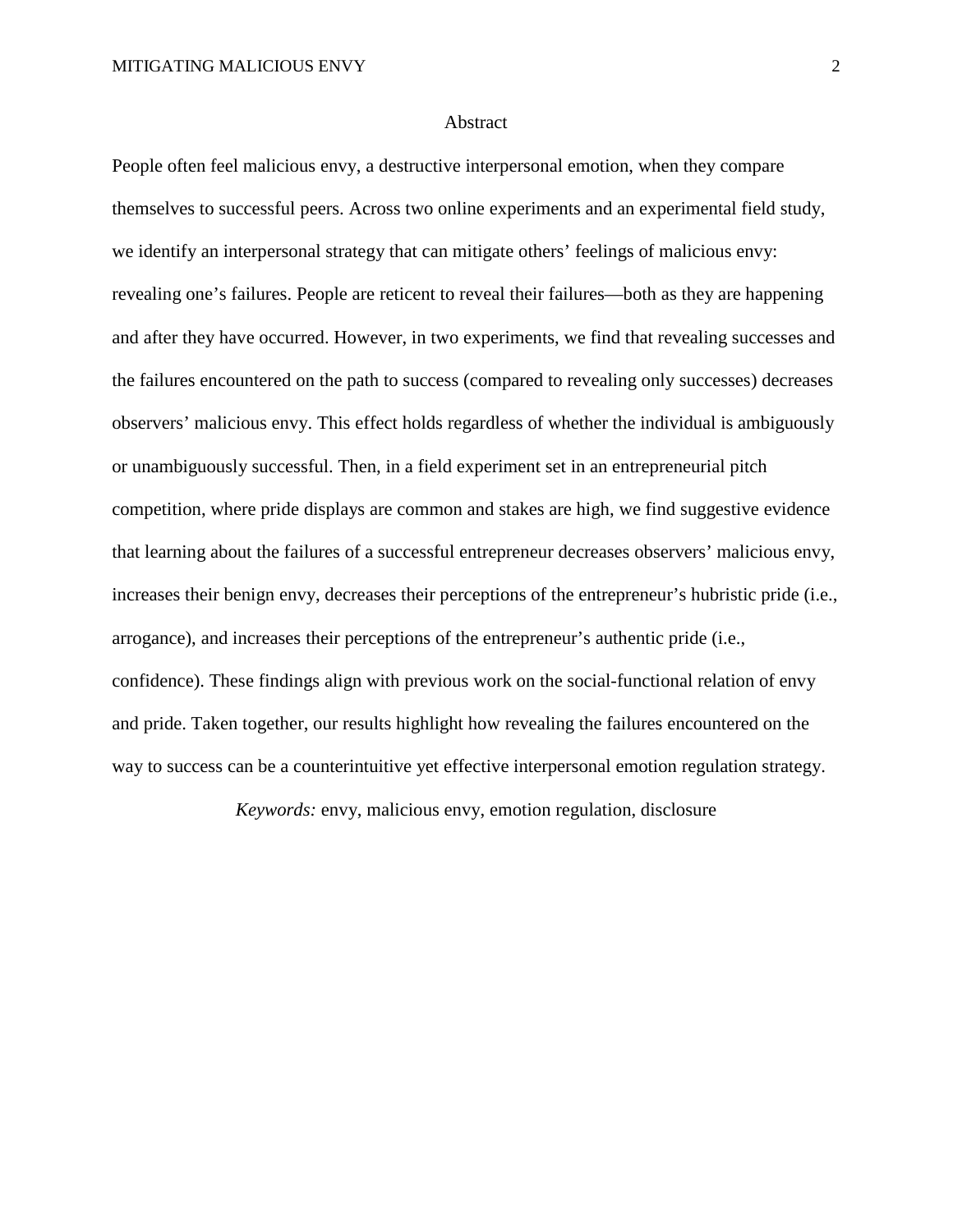## Abstract

People often feel malicious envy, a destructive interpersonal emotion, when they compare themselves to successful peers. Across two online experiments and an experimental field study, we identify an interpersonal strategy that can mitigate others' feelings of malicious envy: revealing one's failures. People are reticent to reveal their failures—both as they are happening and after they have occurred. However, in two experiments, we find that revealing successes and the failures encountered on the path to success (compared to revealing only successes) decreases observers' malicious envy. This effect holds regardless of whether the individual is ambiguously or unambiguously successful. Then, in a field experiment set in an entrepreneurial pitch competition, where pride displays are common and stakes are high, we find suggestive evidence that learning about the failures of a successful entrepreneur decreases observers' malicious envy, increases their benign envy, decreases their perceptions of the entrepreneur's hubristic pride (i.e., arrogance), and increases their perceptions of the entrepreneur's authentic pride (i.e., confidence). These findings align with previous work on the social-functional relation of envy and pride. Taken together, our results highlight how revealing the failures encountered on the way to success can be a counterintuitive yet effective interpersonal emotion regulation strategy.

*Keywords:* envy, malicious envy, emotion regulation, disclosure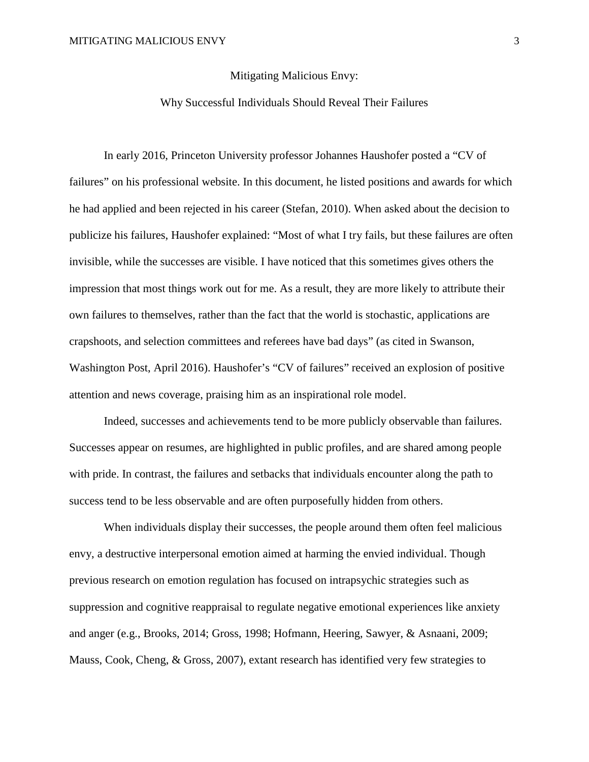# Mitigating Malicious Envy:

## Why Successful Individuals Should Reveal Their Failures

In early 2016, Princeton University professor Johannes Haushofer posted a "CV of failures" on his professional website. In this document, he listed positions and awards for which he had applied and been rejected in his career (Stefan, 2010). When asked about the decision to publicize his failures, Haushofer explained: "Most of what I try fails, but these failures are often invisible, while the successes are visible. I have noticed that this sometimes gives others the impression that most things work out for me. As a result, they are more likely to attribute their own failures to themselves, rather than the fact that the world is stochastic, applications are crapshoots, and selection committees and referees have bad days" (as cited in Swanson, Washington Post, April 2016). Haushofer's "CV of failures" received an explosion of positive attention and news coverage, praising him as an inspirational role model.

Indeed, successes and achievements tend to be more publicly observable than failures. Successes appear on resumes, are highlighted in public profiles, and are shared among people with pride. In contrast, the failures and setbacks that individuals encounter along the path to success tend to be less observable and are often purposefully hidden from others.

When individuals display their successes, the people around them often feel malicious envy, a destructive interpersonal emotion aimed at harming the envied individual. Though previous research on emotion regulation has focused on intrapsychic strategies such as suppression and cognitive reappraisal to regulate negative emotional experiences like anxiety and anger (e.g., Brooks, 2014; Gross, 1998; Hofmann, Heering, Sawyer, & Asnaani, 2009; Mauss, Cook, Cheng, & Gross, 2007), extant research has identified very few strategies to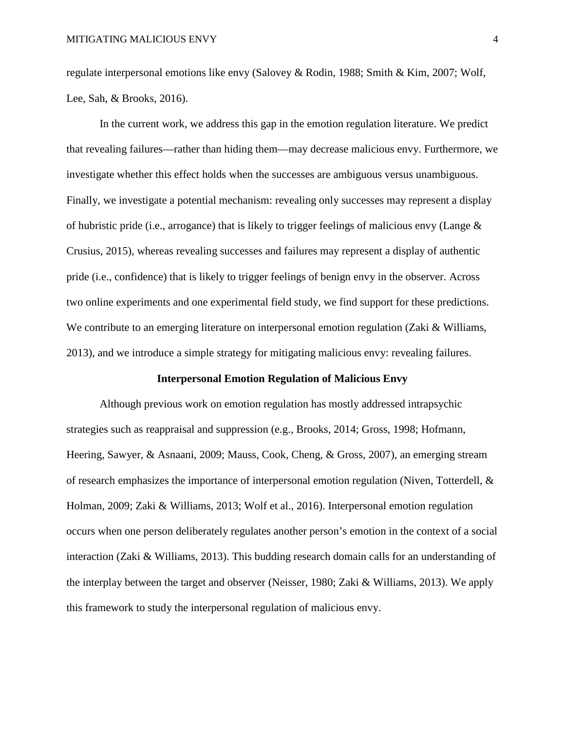regulate interpersonal emotions like envy (Salovey & Rodin, 1988; Smith & Kim, 2007; Wolf, Lee, Sah, & Brooks, 2016).

In the current work, we address this gap in the emotion regulation literature. We predict that revealing failures—rather than hiding them—may decrease malicious envy. Furthermore, we investigate whether this effect holds when the successes are ambiguous versus unambiguous. Finally, we investigate a potential mechanism: revealing only successes may represent a display of hubristic pride (i.e., arrogance) that is likely to trigger feelings of malicious envy (Lange & Crusius, 2015), whereas revealing successes and failures may represent a display of authentic pride (i.e., confidence) that is likely to trigger feelings of benign envy in the observer. Across two online experiments and one experimental field study, we find support for these predictions. We contribute to an emerging literature on interpersonal emotion regulation (Zaki & Williams, 2013), and we introduce a simple strategy for mitigating malicious envy: revealing failures.

## Interpersonal Emotion Regulation of Malicious Envy

Although previous work on emotion regulation has mostly addressed intrapsychic strategies such as reappraisal and suppression (e.g., Brooks, 2014; Gross, 1998; Hofmann, Heering, Sawyer, & Asnaani, 2009; Mauss, Cook, Cheng, & Gross, 2007), an emerging stream of research emphasizes the importance of interpersonal emotion regulation (Niven, Totterdell, & Holman, 2009; Zaki & Williams, 2013; Wolf et al., 2016). Interpersonal emotion regulation occurs when one person deliberately regulates another person's emotion in the context of a social interaction (Zaki & Williams, 2013). This budding research domain calls for an understanding of the interplay between the target and observer (Neisser, 1980; Zaki & Williams, 2013). We apply this framework to study the interpersonal regulation of malicious envy.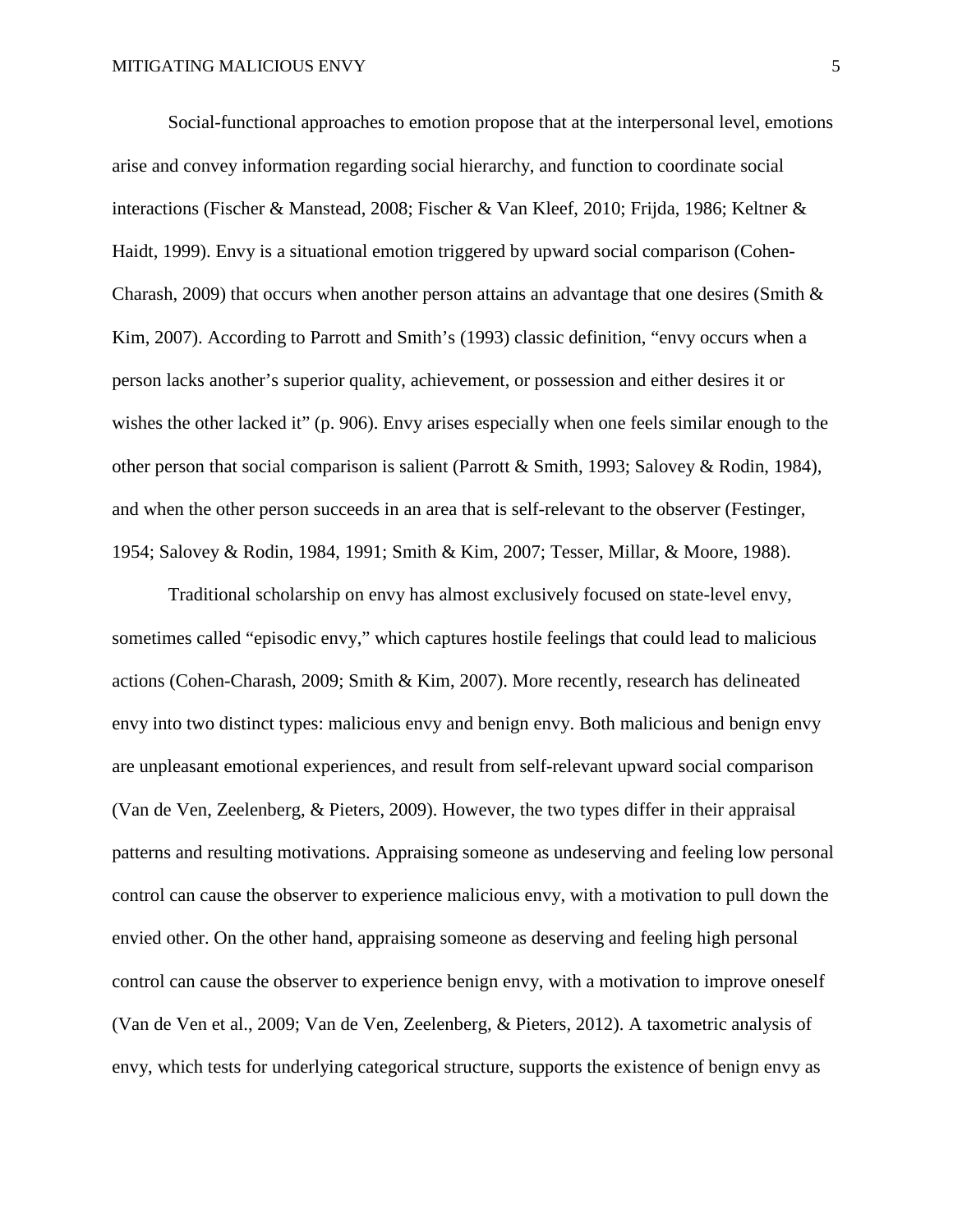Social-functional approaches to emotion propose that at the interpersonal level, emotions arise and convey information regarding social hierarchy, and function to coordinate social interactions (Fischer & Manstead, 2008; Fischer & Van Kleef, 2010; Frijda, 1986; Keltner & Haidt, 1999). Envy is a situational emotion triggered by upward social comparison (Cohen-Charash, 2009) that occurs when another person attains an advantage that one desires (Smith & Kim, 2007). According to Parrott and Smith's (1993) classic definition, "envy occurs when a person lacks another's superior quality, achievement, or possession and either desires it or wishes the other lacked it" (p. 906). Envy arises especially when one feels similar enough to the other person that social comparison is salient (Parrott & Smith, 1993; Salovey & Rodin, 1984), and when the other person succeeds in an area that is self-relevant to the observer (Festinger, 1954; Salovey & Rodin, 1984, 1991; Smith & Kim, 2007; Tesser, Millar, & Moore, 1988).

Traditional scholarship on envy has almost exclusively focused on state-level envy, sometimes called "episodic envy," which captures hostile feelings that could lead to malicious actions (Cohen-Charash, 2009; Smith & Kim, 2007). More recently, research has delineated envy into two distinct types: malicious envy and benign envy. Both malicious and benign envy are unpleasant emotional experiences, and result from self-relevant upward social comparison (Van de Ven, Zeelenberg, & Pieters, 2009). However, the two types differ in their appraisal patterns and resulting motivations. Appraising someone as undeserving and feeling low personal control can cause the observer to experience malicious envy, with a motivation to pull down the envied other. On the other hand, appraising someone as deserving and feeling high personal control can cause the observer to experience benign envy, with a motivation to improve oneself (Van de Ven et al., 2009; Van de Ven, Zeelenberg, & Pieters, 2012). A taxometric analysis of envy, which tests for underlying categorical structure, supports the existence of benign envy as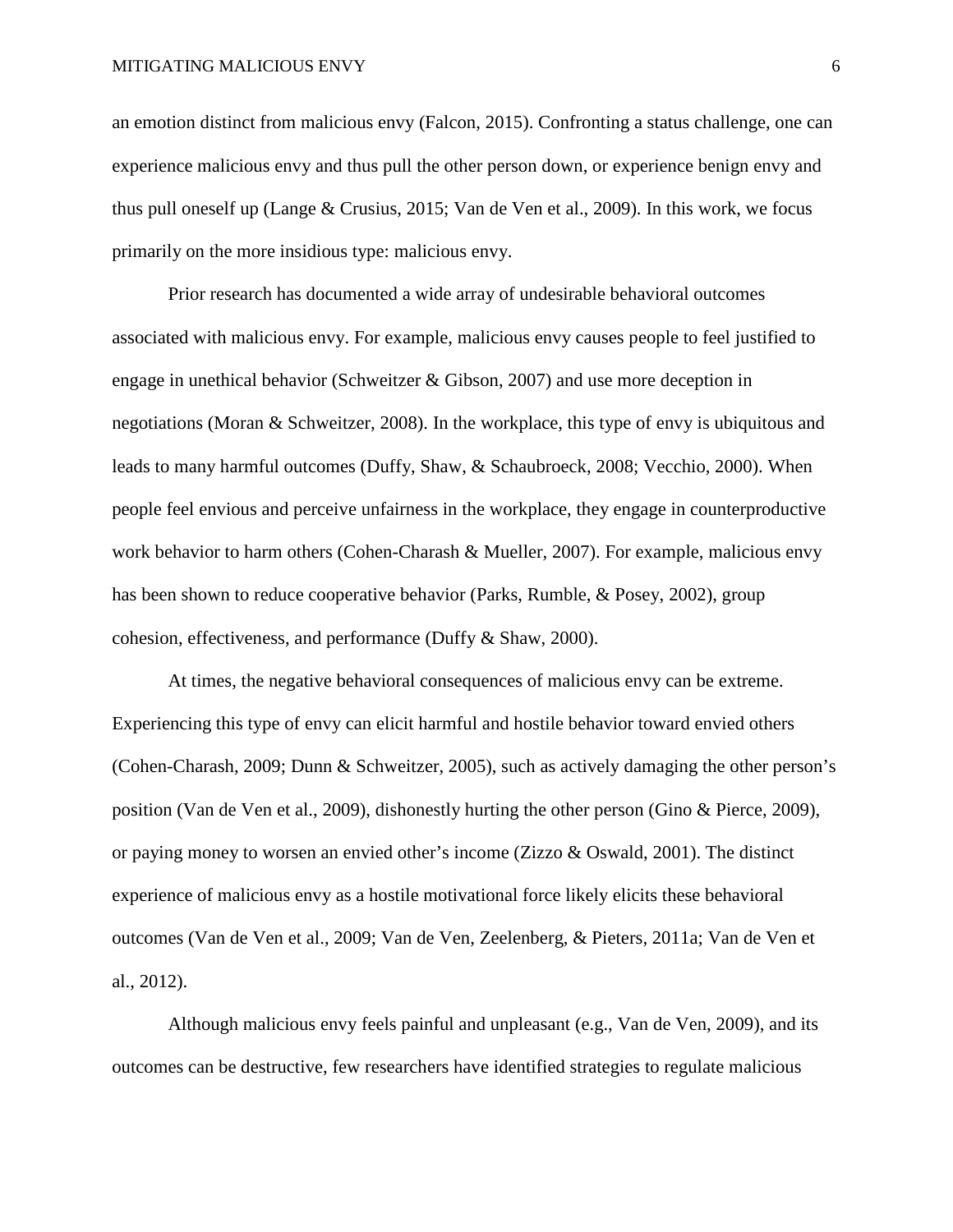an emotion distinct from malicious envy (Falcon, 2015). Confronting a status challenge, one can experience malicious envy and thus pull the other person down, or experience benign envy and thus pull oneself up (Lange & Crusius, 2015; Van de Ven et al., 2009). In this work, we focus primarily on the more insidious type: malicious envy.

Prior research has documented a wide array of undesirable behavioral outcomes associated with malicious envy. For example, malicious envy causes people to feel justified to engage in unethical behavior (Schweitzer & Gibson, 2007) and use more deception in negotiations (Moran & Schweitzer, 2008). In the workplace, this type of envy is ubiquitous and leads to many harmful outcomes (Duffy, Shaw, & Schaubroeck, 2008; Vecchio, 2000). When people feel envious and perceive unfairness in the workplace, they engage in counterproductive work behavior to harm others (Cohen-Charash & Mueller, 2007). For example, malicious envy has been shown to reduce cooperative behavior (Parks, Rumble, & Posey, 2002), group cohesion, effectiveness, and performance (Duffy & Shaw, 2000).

At times, the negative behavioral consequences of malicious envy can be extreme. Experiencing this type of envy can elicit harmful and hostile behavior toward envied others (Cohen-Charash, 2009; Dunn & Schweitzer, 2005), such as actively damaging the other person's position (Van de Ven et al., 2009), dishonestly hurting the other person (Gino & Pierce, 2009), or paying money to worsen an envied other's income (Zizzo & Oswald, 2001). The distinct experience of malicious envy as a hostile motivational force likely elicits these behavioral outcomes (Van de Ven et al., 2009; Van de Ven, Zeelenberg, & Pieters, 2011a; Van de Ven et al., 2012).

Although malicious envy feels painful and unpleasant (e.g., Van de Ven, 2009), and its outcomes can be destructive, few researchers have identified strategies to regulate malicious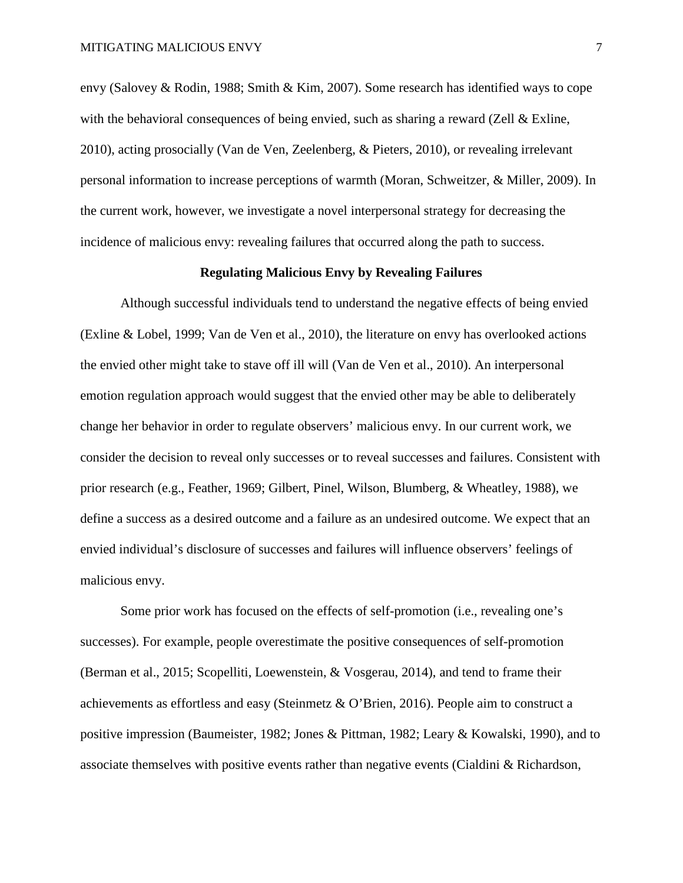envy (Salovey & Rodin, 1988; Smith & Kim, 2007). Some research has identified ways to cope with the behavioral consequences of being envied, such as sharing a reward (Zell & Exline, 2010), acting prosocially (Van de Ven, Zeelenberg, & Pieters, 2010), or revealing irrelevant personal information to increase perceptions of warmth (Moran, Schweitzer, & Miller, 2009). In the current work, however, we investigate a novel interpersonal strategy for decreasing the incidence of malicious envy: revealing failures that occurred along the path to success.

## Regulating Malicious Envy by Revealing Failures

Although successful individuals tend to understand the negative effects of being envied (Exline & Lobel, 1999; Van de Ven et al., 2010), the literature on envy has overlooked actions the envied other might take to stave off ill will (Van de Ven et al., 2010). An interpersonal emotion regulation approach would suggest that the envied other may be able to deliberately change her behavior in order to regulate observers' malicious envy. In our current work, we consider the decision to reveal only successes or to reveal successes and failures. Consistent with prior research (e.g., Feather, 1969; Gilbert, Pinel, Wilson, Blumberg, & Wheatley, 1988), we define a success as a desired outcome and a failure as an undesired outcome. We expect that an envied individual's disclosure of successes and failures will influence observers' feelings of malicious envy.

Some prior work has focused on the effects of self-promotion (i.e., revealing one's successes). For example, people overestimate the positive consequences of self-promotion (Berman et al., 2015; Scopelliti, Loewenstein, & Vosgerau, 2014), and tend to frame their achievements as effortless and easy (Steinmetz & O'Brien, 2016). People aim to construct a positive impression (Baumeister, 1982; Jones & Pittman, 1982; Leary & Kowalski, 1990), and to associate themselves with positive events rather than negative events (Cialdini & Richardson,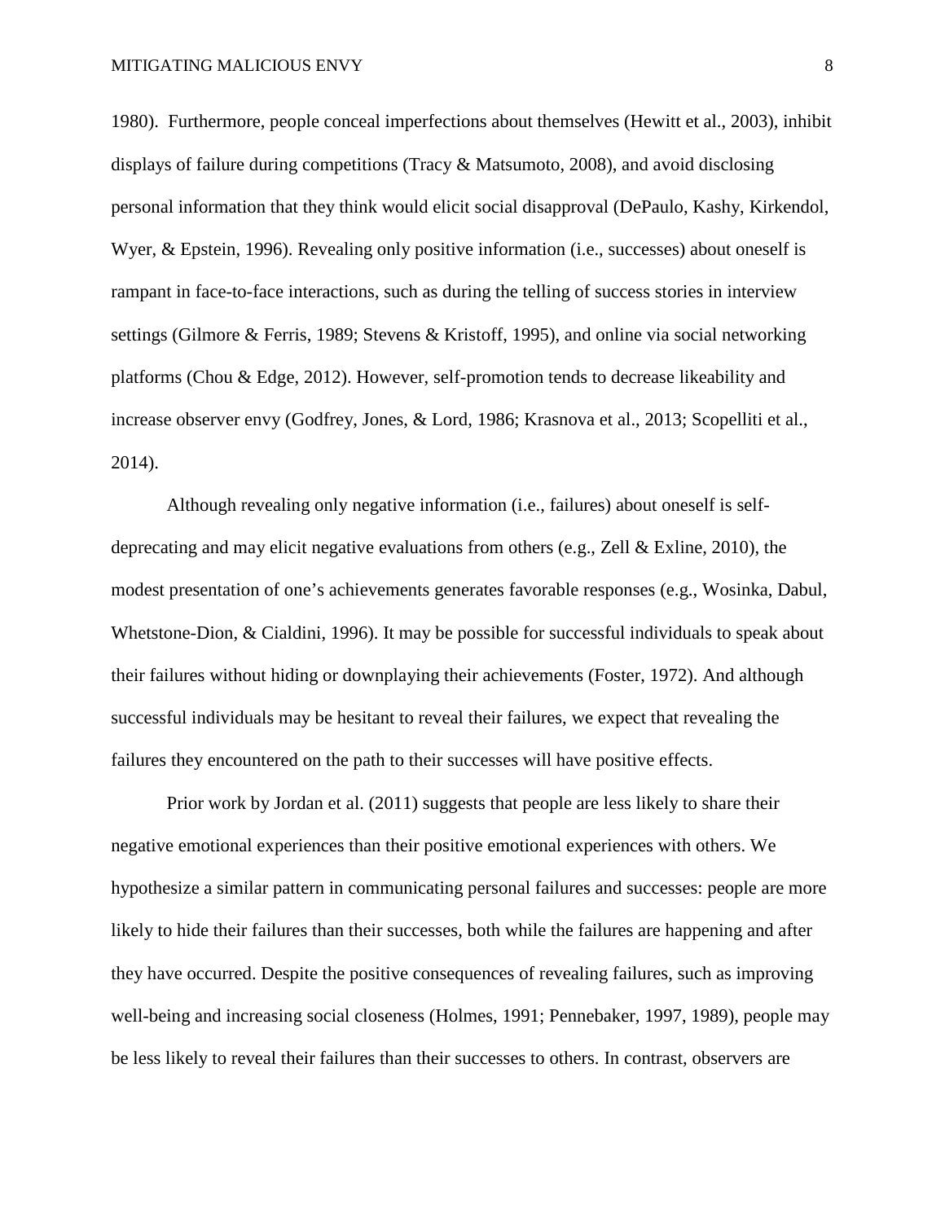1980). Furthermore, people conceal imperfections about themselves (Hewitt et al., 2003), inhibit displays of failure during competitions (Tracy & Matsumoto, 2008), and avoid disclosing personal information that they think would elicit social disapproval (DePaulo, Kashy, Kirkendol, Wyer, & Epstein, 1996). Revealing only positive information (i.e., successes) about oneself is rampant in face-to-face interactions, such as during the telling of success stories in interview settings (Gilmore & Ferris, 1989; Stevens & Kristoff, 1995), and online via social networking platforms (Chou & Edge, 2012). However, self-promotion tends to decrease likeability and increase observer envy (Godfrey, Jones, & Lord, 1986; Krasnova et al., 2013; Scopelliti et al., 2014).

Although revealing only negative information (i.e., failures) about oneself is self-deprecating and may elicit negative evaluations from others (e.g., Zell & Exline, 2010), the modest presentation of one's achievements generates favorable responses (e.g., Wosinka, Dabul, Whetstone-Dion, & Cialdini, 1996). It may be possible for successful individuals to speak about their failures without hiding or downplaying their achievements (Foster, 1972). And although successful individuals may be hesitant to reveal their failures, we expect that revealing the failures they encountered on the path to their successes will have positive effects.

Prior work by Jordan et al. (2011) suggests that people are less likely to share their negative emotional experiences than their positive emotional experiences with others. We hypothesize a similar pattern in communicating personal failures and successes: people are more likely to hide their failures than their successes, both while the failures are happening and after they have occurred. Despite the positive consequences of revealing failures, such as improving well-being and increasing social closeness (Holmes, 1991; Pennebaker, 1997, 1989), people may be less likely to reveal their failures than their successes to others. In contrast, observers are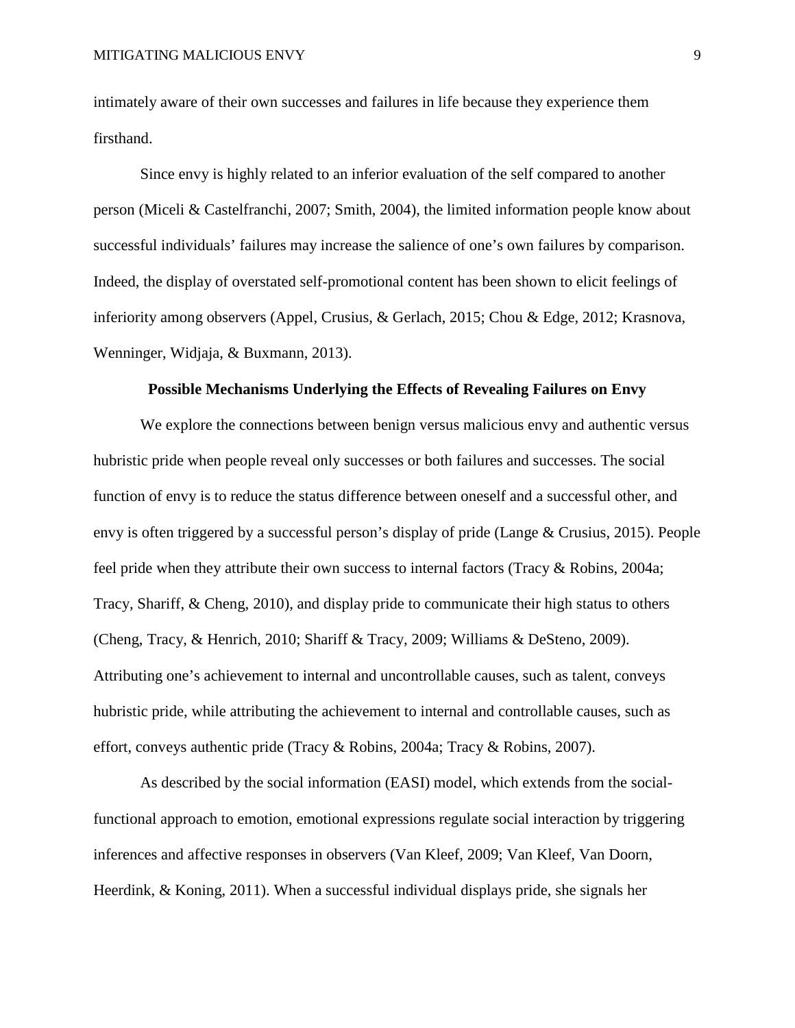intimately aware of their own successes and failures in life because they experience them firsthand.

Since envy is highly related to an inferior evaluation of the self compared to another person (Miceli & Castelfranchi, 2007; Smith, 2004), the limited information people know about successful individuals' failures may increase the salience of one's own failures by comparison. Indeed, the display of overstated self-promotional content has been shown to elicit feelings of inferiority among observers (Appel, Crusius, & Gerlach, 2015; Chou & Edge, 2012; Krasnova, Wenninger, Widjaja, & Buxmann, 2013).

## Possible Mechanisms Underlying the Effects of Revealing Failures on Envy

We explore the connections between benign versus malicious envy and authentic versus hubristic pride when people reveal only successes or both failures and successes. The social function of envy is to reduce the status difference between oneself and a successful other, and envy is often triggered by a successful person's display of pride (Lange & Crusius, 2015). People feel pride when they attribute their own success to internal factors (Tracy & Robins, 2004a; Tracy, Shariff, & Cheng, 2010), and display pride to communicate their high status to others (Cheng, Tracy, & Henrich, 2010; Shariff & Tracy, 2009; Williams & DeSteno, 2009). Attributing one's achievement to internal and uncontrollable causes, such as talent, conveys hubristic pride, while attributing the achievement to internal and controllable causes, such as effort, conveys authentic pride (Tracy & Robins, 2004a; Tracy & Robins, 2007).

As described by the social information (EASI) model, which extends from the social-functional approach to emotion, emotional expressions regulate social interaction by triggering inferences and affective responses in observers (Van Kleef, 2009; Van Kleef, Van Doorn, Heerdink, & Koning, 2011). When a successful individual displays pride, she signals her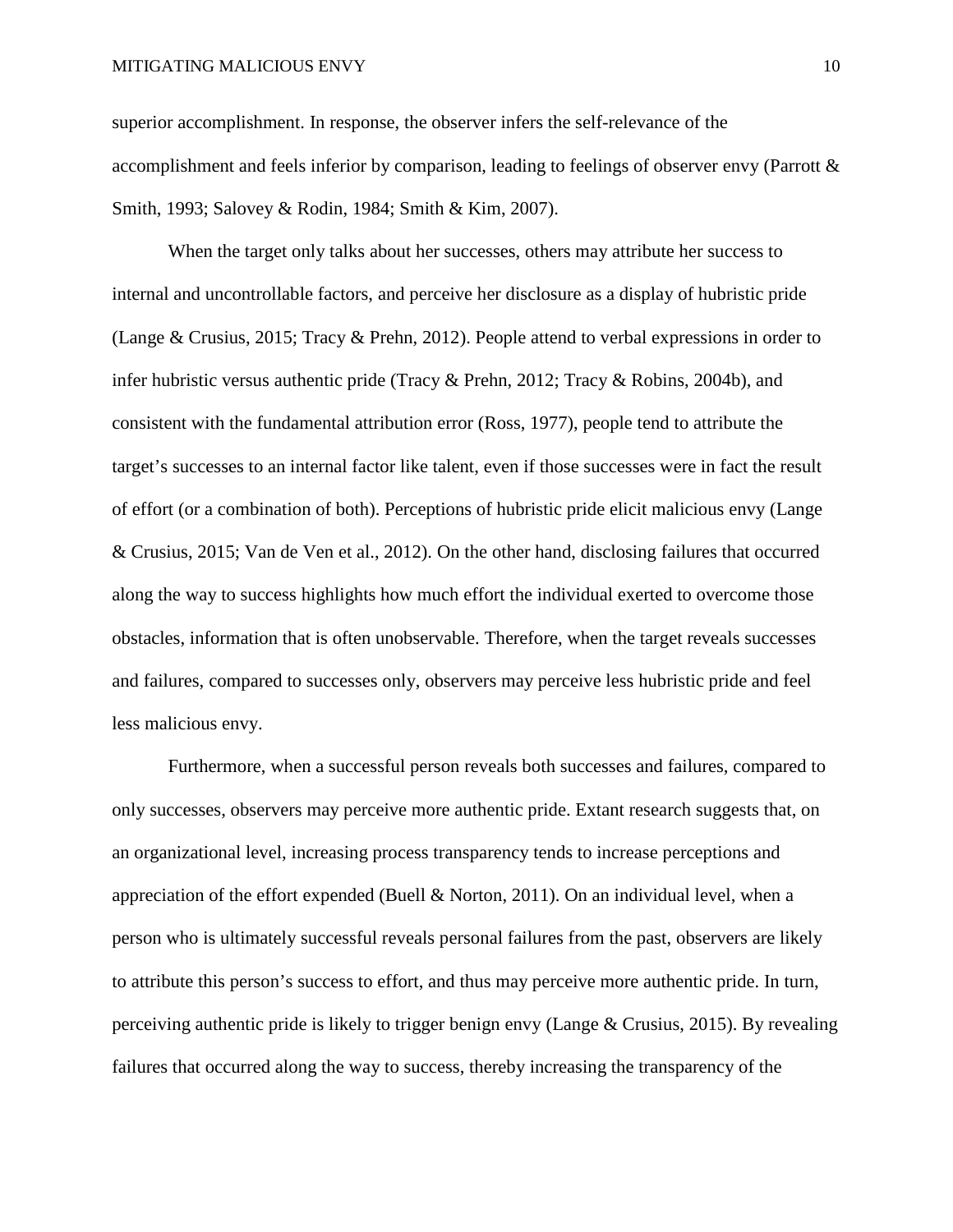superior accomplishment. In response, the observer infers the self-relevance of the accomplishment and feels inferior by comparison, leading to feelings of observer envy (Parrott & Smith, 1993; Salovey & Rodin, 1984; Smith & Kim, 2007).

When the target only talks about her successes, others may attribute her success to internal and uncontrollable factors, and perceive her disclosure as a display of hubristic pride (Lange & Crusius, 2015; Tracy & Prehn, 2012). People attend to verbal expressions in order to infer hubristic versus authentic pride (Tracy & Prehn, 2012; Tracy & Robins, 2004b), and consistent with the fundamental attribution error (Ross, 1977), people tend to attribute the target's successes to an internal factor like talent, even if those successes were in fact the result of effort (or a combination of both). Perceptions of hubristic pride elicit malicious envy (Lange & Crusius, 2015; Van de Ven et al., 2012). On the other hand, disclosing failures that occurred along the way to success highlights how much effort the individual exerted to overcome those obstacles, information that is often unobservable. Therefore, when the target reveals successes and failures, compared to successes only, observers may perceive less hubristic pride and feel less malicious envy.

Furthermore, when a successful person reveals both successes and failures, compared to only successes, observers may perceive more authentic pride. Extant research suggests that, on an organizational level, increasing process transparency tends to increase perceptions and appreciation of the effort expended (Buell & Norton, 2011). On an individual level, when a person who is ultimately successful reveals personal failures from the past, observers are likely to attribute this person's success to effort, and thus may perceive more authentic pride. In turn, perceiving authentic pride is likely to trigger benign envy (Lange & Crusius, 2015). By revealing failures that occurred along the way to success, thereby increasing the transparency of the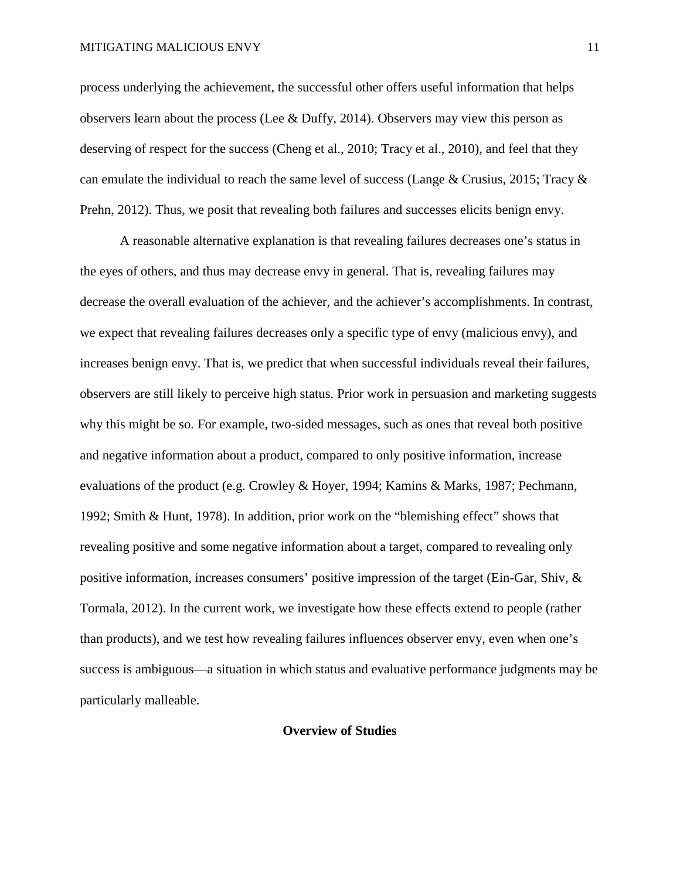process underlying the achievement, the successful other offers useful information that helps observers learn about the process (Lee & Duffy, 2014). Observers may view this person as deserving of respect for the success (Cheng et al., 2010; Tracy et al., 2010), and feel that they can emulate the individual to reach the same level of success (Lange & Crusius, 2015; Tracy & Prehn, 2012). Thus, we posit that revealing both failures and successes elicits benign envy.

A reasonable alternative explanation is that revealing failures decreases one's status in the eyes of others, and thus may decrease envy in general. That is, revealing failures may decrease the overall evaluation of the achiever, and the achiever's accomplishments. In contrast, we expect that revealing failures decreases only a specific type of envy (malicious envy), and increases benign envy. That is, we predict that when successful individuals reveal their failures, observers are still likely to perceive high status. Prior work in persuasion and marketing suggests why this might be so. For example, two-sided messages, such as ones that reveal both positive and negative information about a product, compared to only positive information, increase evaluations of the product (e.g. Crowley & Hoyer, 1994; Kamins & Marks, 1987; Pechmann, 1992; Smith & Hunt, 1978). In addition, prior work on the "blemishing effect" shows that revealing positive and some negative information about a target, compared to revealing only positive information, increases consumers' positive impression of the target (Ein-Gar, Shiv, & Tormala, 2012). In the current work, we investigate how these effects extend to people (rather than products), and we test how revealing failures influences observer envy, even when one's success is ambiguous—a situation in which status and evaluative performance judgments may be particularly malleable.

## Overview of Studies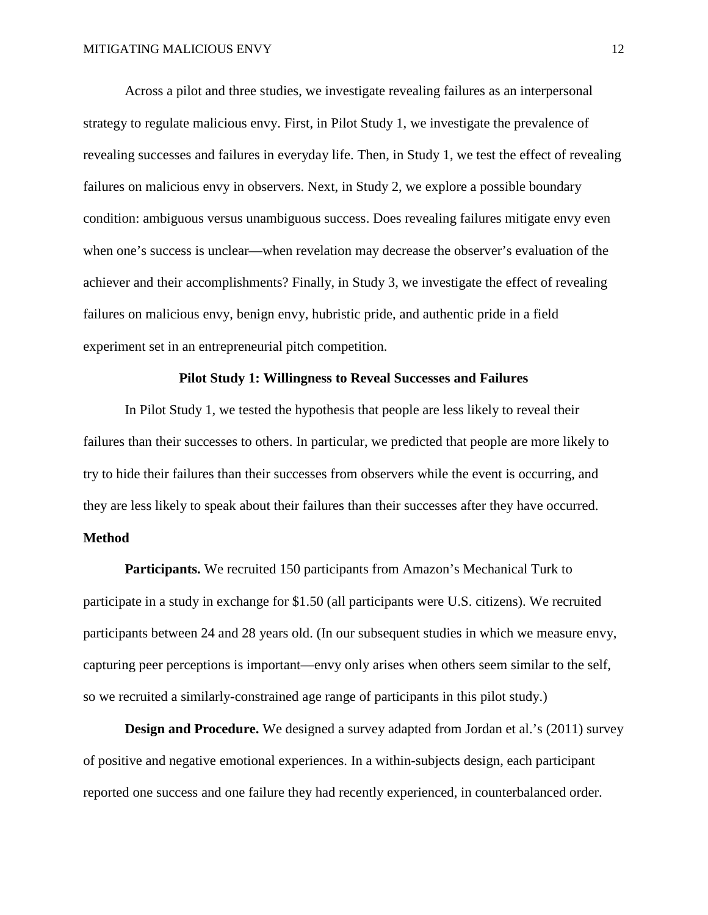Across a pilot and three studies, we investigate revealing failures as an interpersonal strategy to regulate malicious envy. First, in Pilot Study 1, we investigate the prevalence of revealing successes and failures in everyday life. Then, in Study 1, we test the effect of revealing failures on malicious envy in observers. Next, in Study 2, we explore a possible boundary condition: ambiguous versus unambiguous success. Does revealing failures mitigate envy even when one's success is unclear—when revelation may decrease the observer's evaluation of the achiever and their accomplishments? Finally, in Study 3, we investigate the effect of revealing failures on malicious envy, benign envy, hubristic pride, and authentic pride in a field experiment set in an entrepreneurial pitch competition.

## Pilot Study 1: Willingness to Reveal Successes and Failures

In Pilot Study 1, we tested the hypothesis that people are less likely to reveal their failures than their successes to others. In particular, we predicted that people are more likely to try to hide their failures than their successes from observers while the event is occurring, and they are less likely to speak about their failures than their successes after they have occurred.

### Method

**Participants.** We recruited 150 participants from Amazon's Mechanical Turk to participate in a study in exchange for $1.50 (all participants were U.S. citizens). We recruited participants between 24 and 28 years old. (In our subsequent studies in which we measure envy, capturing peer perceptions is important—envy only arises when others seem similar to the self, so we recruited a similarly-constrained age range of participants in this pilot study.)

**Design and Procedure.** We designed a survey adapted from Jordan et al.'s (2011) survey of positive and negative emotional experiences. In a within-subjects design, each participant reported one success and one failure they had recently experienced, in counterbalanced order.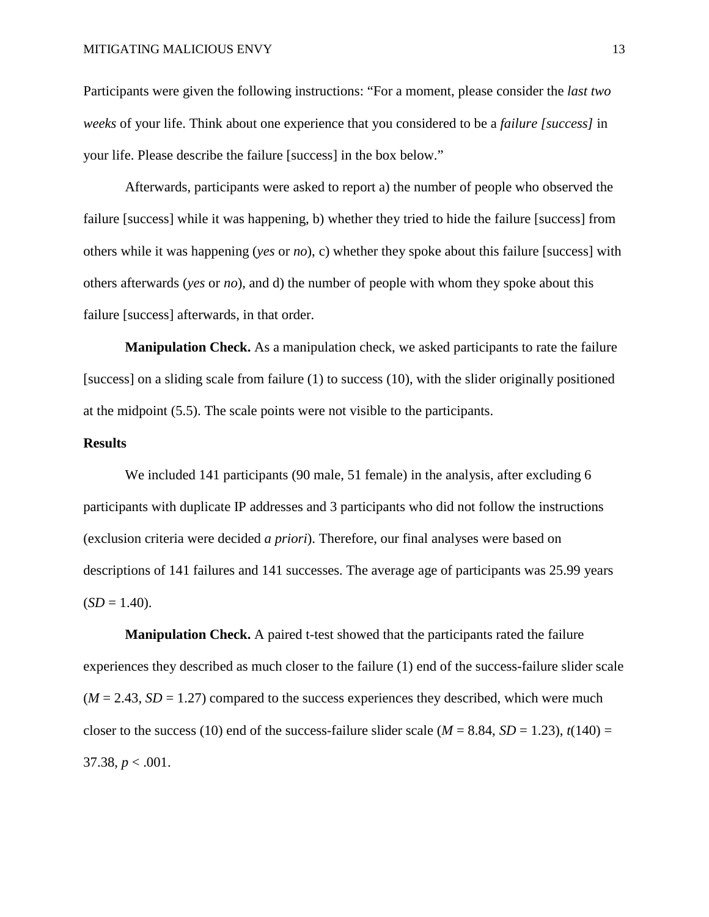Participants were given the following instructions: "For a moment, please consider the *last two weeks* of your life. Think about one experience that you considered to be a *failure [success]* in your life. Please describe the failure [success] in the box below."

Afterwards, participants were asked to report a) the number of people who observed the failure [success] while it was happening, b) whether they tried to hide the failure [success] from others while it was happening (*yes* or *no*), c) whether they spoke about this failure [success] with others afterwards (*yes* or *no*), and d) the number of people with whom they spoke about this failure [success] afterwards, in that order.

**Manipulation Check.** As a manipulation check, we asked participants to rate the failure [success] on a sliding scale from failure (1) to success (10), with the slider originally positioned at the midpoint (5.5). The scale points were not visible to the participants.

### Results

We included 141 participants (90 male, 51 female) in the analysis, after excluding 6 participants with duplicate IP addresses and 3 participants who did not follow the instructions (exclusion criteria were decided *a priori*). Therefore, our final analyses were based on descriptions of 141 failures and 141 successes. The average age of participants was 25.99 years ($SD = 1.40$).

**Manipulation Check.** A paired t-test showed that the participants rated the failure experiences they described as much closer to the failure (1) end of the success-failure slider scale ($M = 2.43$, $SD = 1.27$) compared to the success experiences they described, which were much closer to the success (10) end of the success-failure slider scale ($M = 8.84$, $SD = 1.23$), $t(140) = 37.38$, $p < .001$.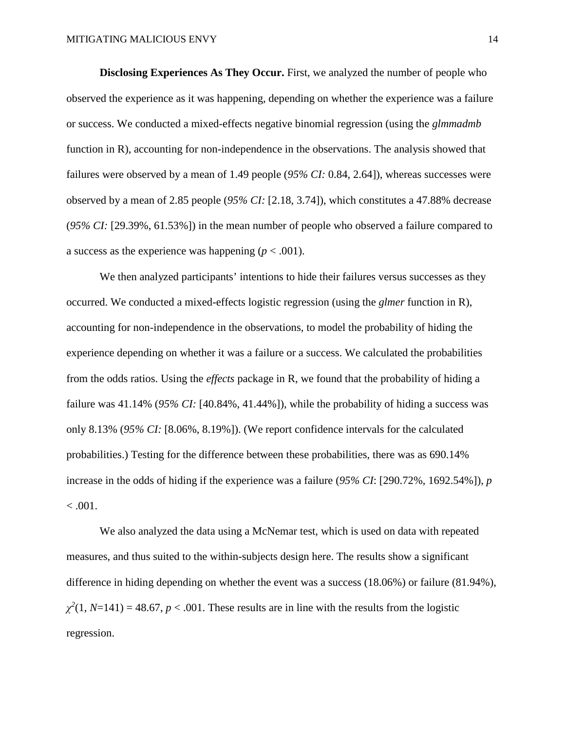**Disclosing Experiences As They Occur.** First, we analyzed the number of people who observed the experience as it was happening, depending on whether the experience was a failure or success. We conducted a mixed-effects negative binomial regression (using the *glmmadmb* function in R), accounting for non-independence in the observations. The analysis showed that failures were observed by a mean of 1.49 people (*95% CI:* 0.84, 2.64]), whereas successes were observed by a mean of 2.85 people (*95% CI:* [2.18, 3.74]), which constitutes a 47.88% decrease (*95% CI:* [29.39%, 61.53%]) in the mean number of people who observed a failure compared to a success as the experience was happening ($p < .001$).

We then analyzed participants' intentions to hide their failures versus successes as they occurred. We conducted a mixed-effects logistic regression (using the *glmer* function in R), accounting for non-independence in the observations, to model the probability of hiding the experience depending on whether it was a failure or a success. We calculated the probabilities from the odds ratios. Using the *effects* package in R, we found that the probability of hiding a failure was 41.14% (*95% CI:* [40.84%, 41.44%]), while the probability of hiding a success was only 8.13% (*95% CI:* [8.06%, 8.19%]). (We report confidence intervals for the calculated probabilities.) Testing for the difference between these probabilities, there was as 690.14% increase in the odds of hiding if the experience was a failure (*95% CI*: [290.72%, 1692.54%]), $p < .001$.

We also analyzed the data using a McNemar test, which is used on data with repeated measures, and thus suited to the within-subjects design here. The results show a significant difference in hiding depending on whether the event was a success (18.06%) or failure (81.94%), $\chi^2(1, N=141) = 48.67$, $p < .001$. These results are in line with the results from the logistic regression.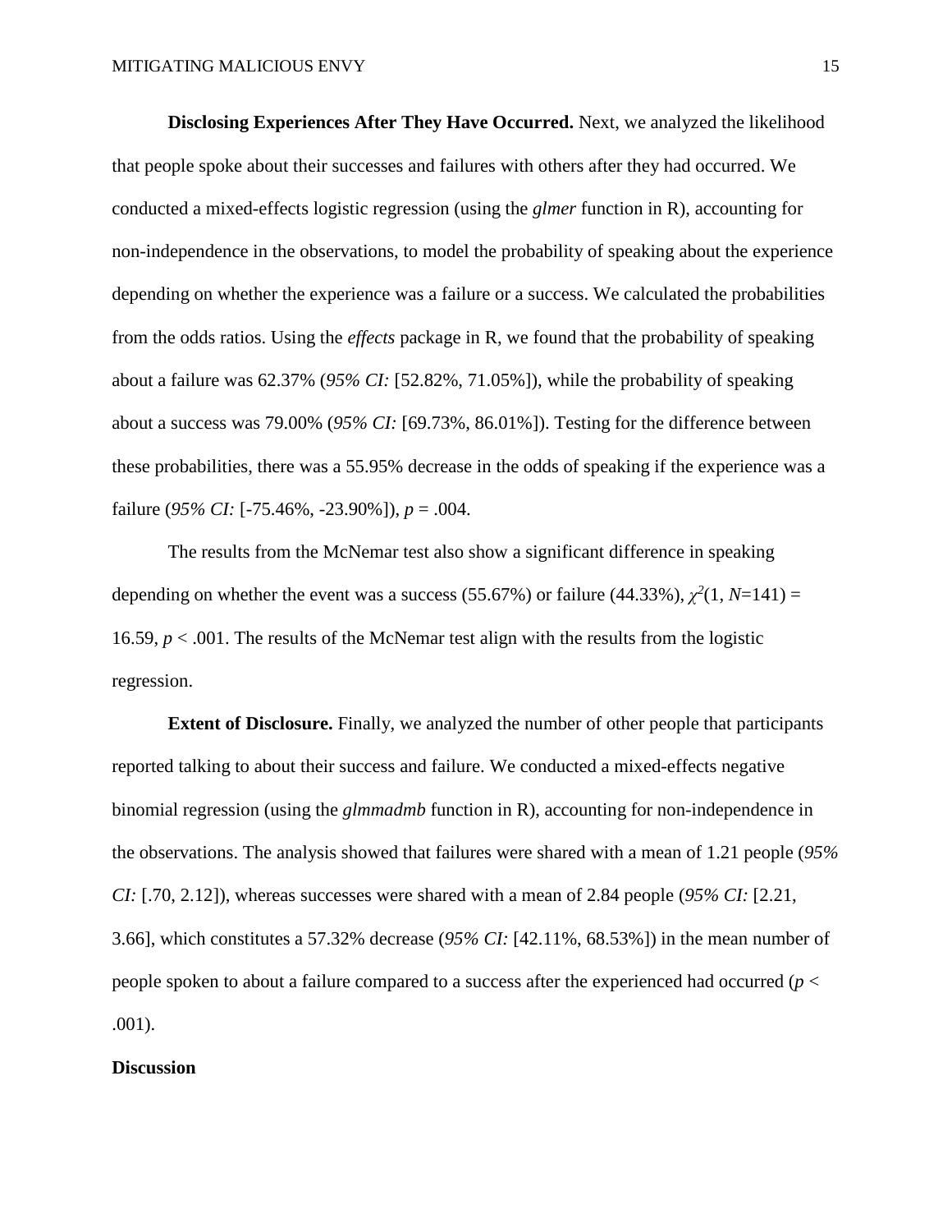**Disclosing Experiences After They Have Occurred.** Next, we analyzed the likelihood that people spoke about their successes and failures with others after they had occurred. We conducted a mixed-effects logistic regression (using the *glmer* function in R), accounting for non-independence in the observations, to model the probability of speaking about the experience depending on whether the experience was a failure or a success. We calculated the probabilities from the odds ratios. Using the *effects* package in R, we found that the probability of speaking about a failure was 62.37% (*95% CI:* [52.82%, 71.05%]), while the probability of speaking about a success was 79.00% (*95% CI:* [69.73%, 86.01%]). Testing for the difference between these probabilities, there was a 55.95% decrease in the odds of speaking if the experience was a failure (*95% CI:* [-75.46%, -23.90%]), $p = .004$.

The results from the McNemar test also show a significant difference in speaking depending on whether the event was a success (55.67%) or failure (44.33%), $\chi^2(1, N=141) = 16.59$, $p < .001$. The results of the McNemar test align with the results from the logistic regression.

**Extent of Disclosure.** Finally, we analyzed the number of other people that participants reported talking to about their success and failure. We conducted a mixed-effects negative binomial regression (using the *glmmadmb* function in R), accounting for non-independence in the observations. The analysis showed that failures were shared with a mean of 1.21 people (*95% CI:* [.70, 2.12]), whereas successes were shared with a mean of 2.84 people (*95% CI:* [2.21, 3.66], which constitutes a 57.32% decrease (*95% CI:* [42.11%, 68.53%]) in the mean number of people spoken to about a failure compared to a success after the experienced had occurred ($p < .001$).

## Discussion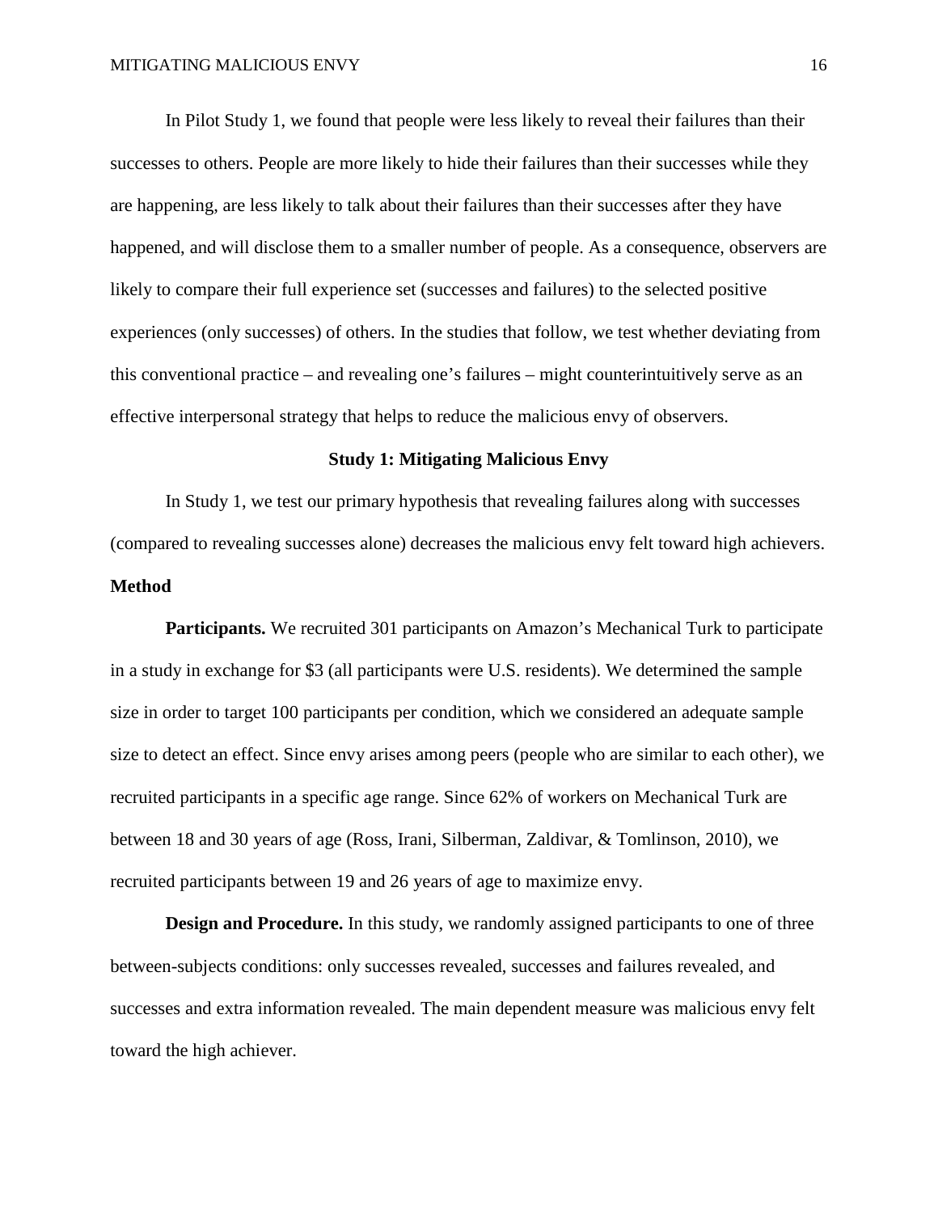In Pilot Study 1, we found that people were less likely to reveal their failures than their successes to others. People are more likely to hide their failures than their successes while they are happening, are less likely to talk about their failures than their successes after they have happened, and will disclose them to a smaller number of people. As a consequence, observers are likely to compare their full experience set (successes and failures) to the selected positive experiences (only successes) of others. In the studies that follow, we test whether deviating from this conventional practice – and revealing one's failures – might counterintuitively serve as an effective interpersonal strategy that helps to reduce the malicious envy of observers.

## Study 1: Mitigating Malicious Envy

In Study 1, we test our primary hypothesis that revealing failures along with successes (compared to revealing successes alone) decreases the malicious envy felt toward high achievers.

### Method

**Participants.** We recruited 301 participants on Amazon's Mechanical Turk to participate in a study in exchange for $3 (all participants were U.S. residents). We determined the sample size in order to target 100 participants per condition, which we considered an adequate sample size to detect an effect. Since envy arises among peers (people who are similar to each other), we recruited participants in a specific age range. Since 62% of workers on Mechanical Turk are between 18 and 30 years of age (Ross, Irani, Silberman, Zaldivar, & Tomlinson, 2010), we recruited participants between 19 and 26 years of age to maximize envy.

**Design and Procedure.** In this study, we randomly assigned participants to one of three between-subjects conditions: only successes revealed, successes and failures revealed, and successes and extra information revealed. The main dependent measure was malicious envy felt toward the high achiever.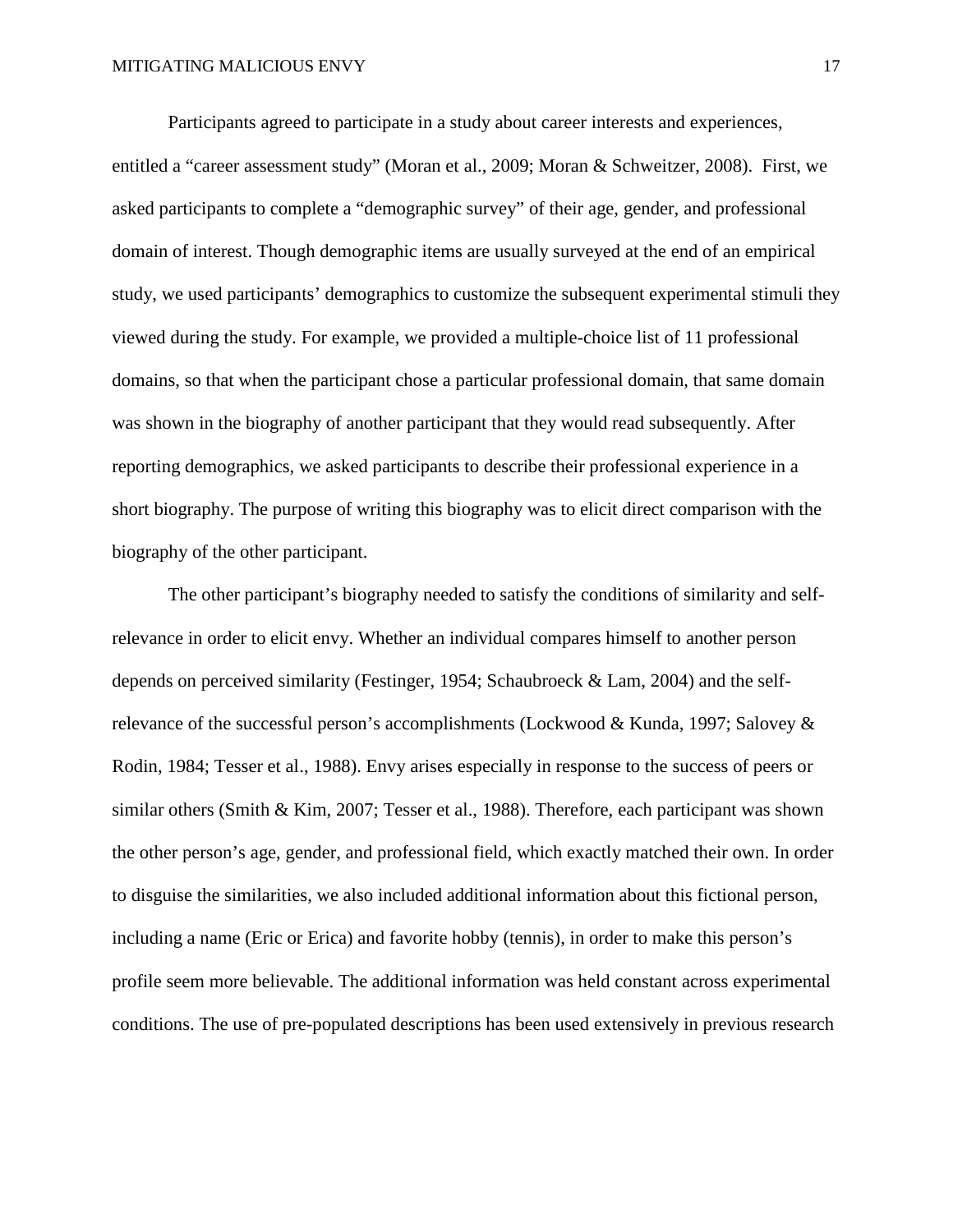Participants agreed to participate in a study about career interests and experiences, entitled a "career assessment study" (Moran et al., 2009; Moran & Schweitzer, 2008). First, we asked participants to complete a "demographic survey" of their age, gender, and professional domain of interest. Though demographic items are usually surveyed at the end of an empirical study, we used participants' demographics to customize the subsequent experimental stimuli they viewed during the study. For example, we provided a multiple-choice list of 11 professional domains, so that when the participant chose a particular professional domain, that same domain was shown in the biography of another participant that they would read subsequently. After reporting demographics, we asked participants to describe their professional experience in a short biography. The purpose of writing this biography was to elicit direct comparison with the biography of the other participant.

The other participant's biography needed to satisfy the conditions of similarity and self-relevance in order to elicit envy. Whether an individual compares himself to another person depends on perceived similarity (Festinger, 1954; Schaubroeck & Lam, 2004) and the self-relevance of the successful person's accomplishments (Lockwood & Kunda, 1997; Salovey & Rodin, 1984; Tesser et al., 1988). Envy arises especially in response to the success of peers or similar others (Smith & Kim, 2007; Tesser et al., 1988). Therefore, each participant was shown the other person's age, gender, and professional field, which exactly matched their own. In order to disguise the similarities, we also included additional information about this fictional person, including a name (Eric or Erica) and favorite hobby (tennis), in order to make this person's profile seem more believable. The additional information was held constant across experimental conditions. The use of pre-populated descriptions has been used extensively in previous research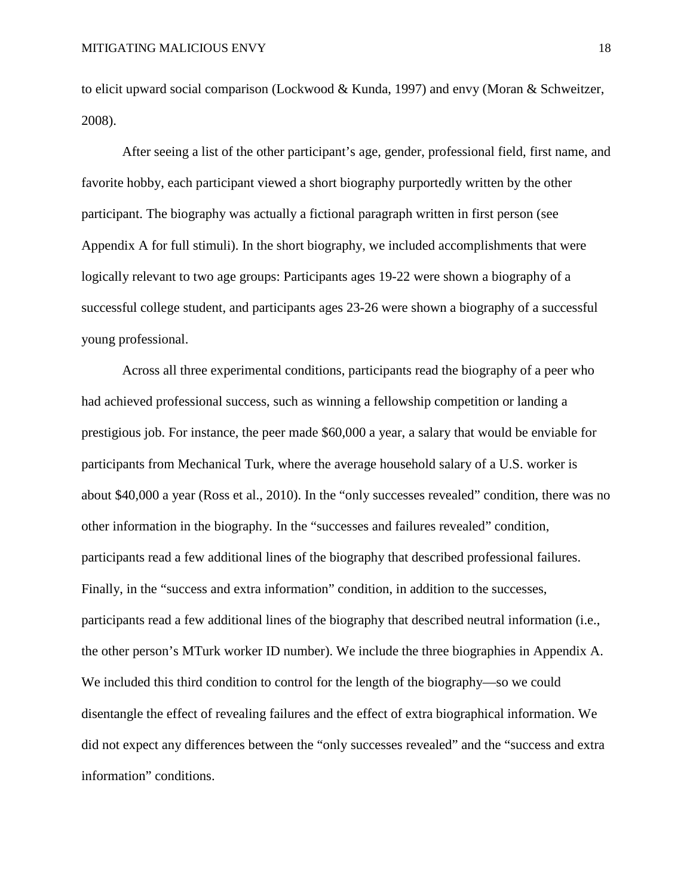to elicit upward social comparison (Lockwood & Kunda, 1997) and envy (Moran & Schweitzer, 2008).

After seeing a list of the other participant's age, gender, professional field, first name, and favorite hobby, each participant viewed a short biography purportedly written by the other participant. The biography was actually a fictional paragraph written in first person (see Appendix A for full stimuli). In the short biography, we included accomplishments that were logically relevant to two age groups: Participants ages 19-22 were shown a biography of a successful college student, and participants ages 23-26 were shown a biography of a successful young professional.

Across all three experimental conditions, participants read the biography of a peer who had achieved professional success, such as winning a fellowship competition or landing a prestigious job. For instance, the peer made $60,000 a year, a salary that would be enviable for participants from Mechanical Turk, where the average household salary of a U.S. worker is about $40,000 a year (Ross et al., 2010). In the "only successes revealed" condition, there was no other information in the biography. In the "successes and failures revealed" condition, participants read a few additional lines of the biography that described professional failures. Finally, in the "success and extra information" condition, in addition to the successes, participants read a few additional lines of the biography that described neutral information (i.e., the other person's MTurk worker ID number). We include the three biographies in Appendix A. We included this third condition to control for the length of the biography—so we could disentangle the effect of revealing failures and the effect of extra biographical information. We did not expect any differences between the "only successes revealed" and the "success and extra information" conditions.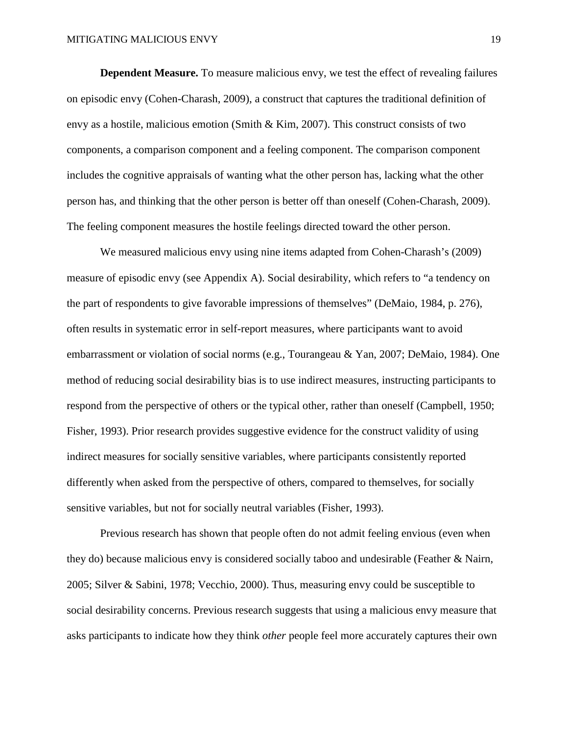**Dependent Measure.** To measure malicious envy, we test the effect of revealing failures on episodic envy (Cohen-Charash, 2009), a construct that captures the traditional definition of envy as a hostile, malicious emotion (Smith & Kim, 2007). This construct consists of two components, a comparison component and a feeling component. The comparison component includes the cognitive appraisals of wanting what the other person has, lacking what the other person has, and thinking that the other person is better off than oneself (Cohen-Charash, 2009). The feeling component measures the hostile feelings directed toward the other person.

We measured malicious envy using nine items adapted from Cohen-Charash's (2009) measure of episodic envy (see Appendix A). Social desirability, which refers to "a tendency on the part of respondents to give favorable impressions of themselves" (DeMaio, 1984, p. 276), often results in systematic error in self-report measures, where participants want to avoid embarrassment or violation of social norms (e.g., Tourangeau & Yan, 2007; DeMaio, 1984). One method of reducing social desirability bias is to use indirect measures, instructing participants to respond from the perspective of others or the typical other, rather than oneself (Campbell, 1950; Fisher, 1993). Prior research provides suggestive evidence for the construct validity of using indirect measures for socially sensitive variables, where participants consistently reported differently when asked from the perspective of others, compared to themselves, for socially sensitive variables, but not for socially neutral variables (Fisher, 1993).

Previous research has shown that people often do not admit feeling envious (even when they do) because malicious envy is considered socially taboo and undesirable (Feather & Nairn, 2005; Silver & Sabini, 1978; Vecchio, 2000). Thus, measuring envy could be susceptible to social desirability concerns. Previous research suggests that using a malicious envy measure that asks participants to indicate how they think *other* people feel more accurately captures their own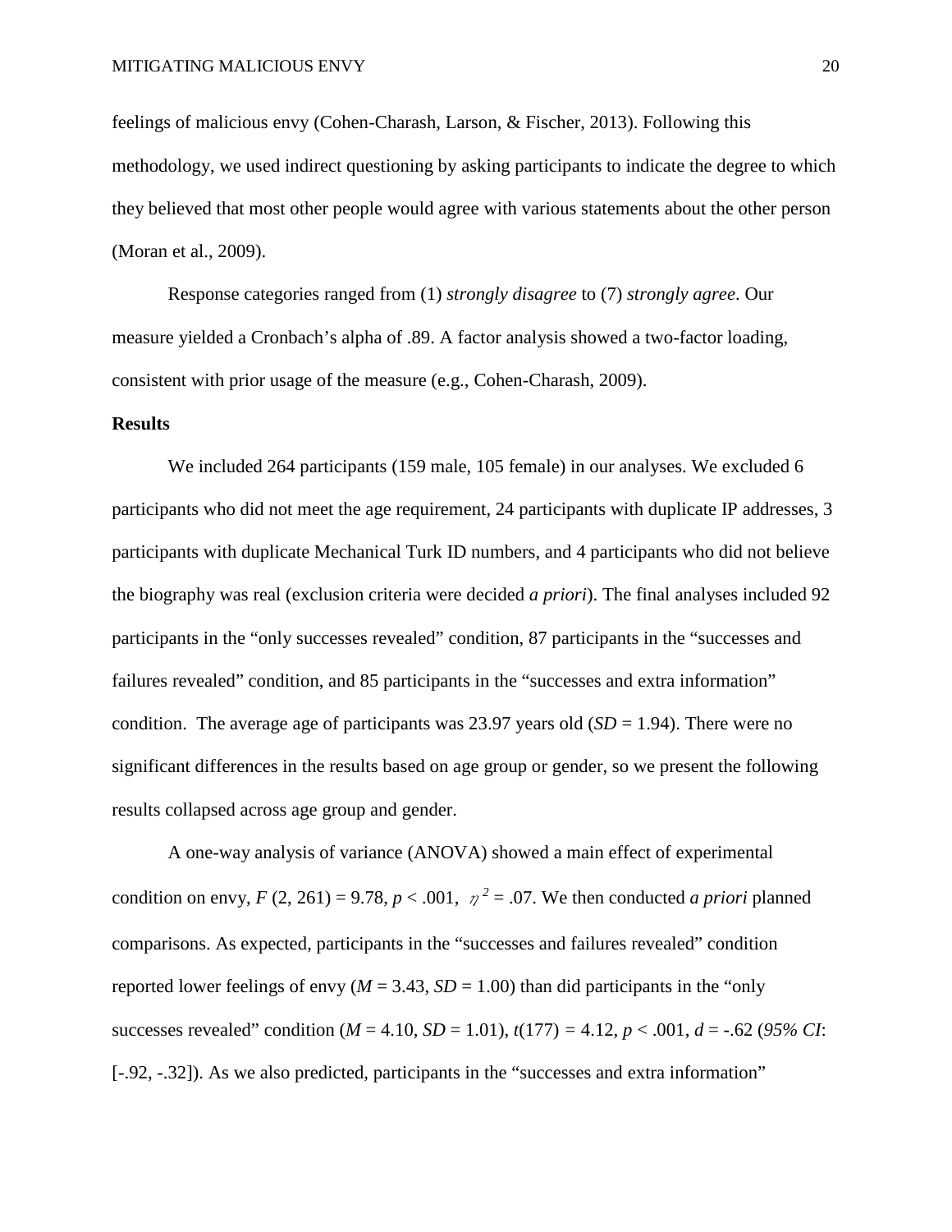feelings of malicious envy (Cohen-Charash, Larson, & Fischer, 2013). Following this methodology, we used indirect questioning by asking participants to indicate the degree to which they believed that most other people would agree with various statements about the other person (Moran et al., 2009).

Response categories ranged from (1) *strongly disagree* to (7) *strongly agree*. Our measure yielded a Cronbach's alpha of .89. A factor analysis showed a two-factor loading, consistent with prior usage of the measure (e.g., Cohen-Charash, 2009).

**Results**

We included 264 participants (159 male, 105 female) in our analyses. We excluded 6 participants who did not meet the age requirement, 24 participants with duplicate IP addresses, 3 participants with duplicate Mechanical Turk ID numbers, and 4 participants who did not believe the biography was real (exclusion criteria were decided *a priori*). The final analyses included 92 participants in the "only successes revealed" condition, 87 participants in the "successes and failures revealed" condition, and 85 participants in the "successes and extra information" condition. The average age of participants was 23.97 years old ($SD$ = 1.94). There were no significant differences in the results based on age group or gender, so we present the following results collapsed across age group and gender.

A one-way analysis of variance (ANOVA) showed a main effect of experimental condition on envy, $F(2, 261) = 9.78$, $p < .001$, $\eta^2 = .07$. We then conducted *a priori* planned comparisons. As expected, participants in the "successes and failures revealed" condition reported lower feelings of envy ($M$ = 3.43, $SD$ = 1.00) than did participants in the "only successes revealed" condition ($M$ = 4.10, $SD$ = 1.01), $t(177) = 4.12$, $p < .001$, $d = -.62$ (*95% CI*: [-.92, -.32]). As we also predicted, participants in the "successes and extra information"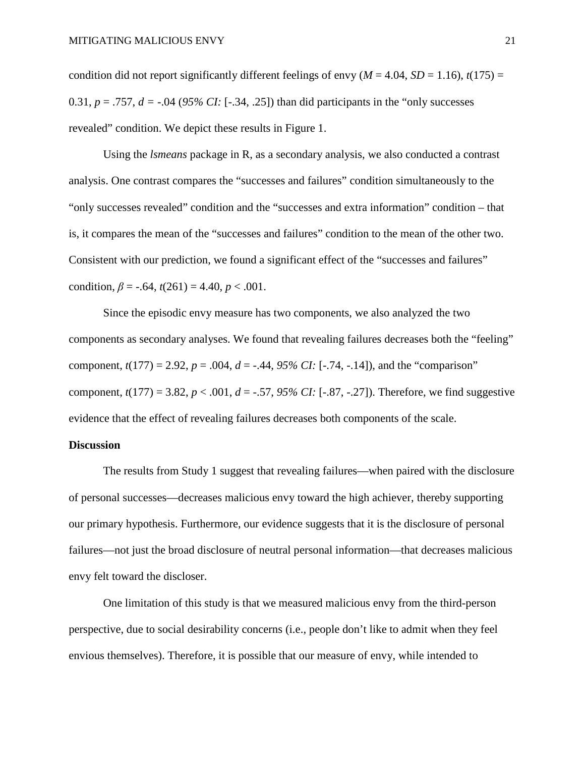condition did not report significantly different feelings of envy ($M$ = 4.04, $SD$ = 1.16), $t$(175) = 0.31, $p$ = .757, $d$ = -.04 (*95% CI:* [-.34, .25]) than did participants in the "only successes revealed" condition. We depict these results in Figure 1.

Using the *lsmeans* package in R, as a secondary analysis, we also conducted a contrast analysis. One contrast compares the "successes and failures" condition simultaneously to the "only successes revealed" condition and the "successes and extra information" condition – that is, it compares the mean of the "successes and failures" condition to the mean of the other two. Consistent with our prediction, we found a significant effect of the "successes and failures" condition, $\beta$ = -.64, $t$(261) = 4.40, $p$ < .001.

Since the episodic envy measure has two components, we also analyzed the two components as secondary analyses. We found that revealing failures decreases both the "feeling" component, $t$(177) = 2.92, $p$ = .004, $d$ = -.44, *95% CI:* [-.74, -.14]), and the "comparison" component, $t$(177) = 3.82, $p$ < .001, $d$ = -.57, *95% CI:* [-.87, -.27]). Therefore, we find suggestive evidence that the effect of revealing failures decreases both components of the scale.

## Discussion

The results from Study 1 suggest that revealing failures—when paired with the disclosure of personal successes—decreases malicious envy toward the high achiever, thereby supporting our primary hypothesis. Furthermore, our evidence suggests that it is the disclosure of personal failures—not just the broad disclosure of neutral personal information—that decreases malicious envy felt toward the discloser.

One limitation of this study is that we measured malicious envy from the third-person perspective, due to social desirability concerns (i.e., people don't like to admit when they feel envious themselves). Therefore, it is possible that our measure of envy, while intended to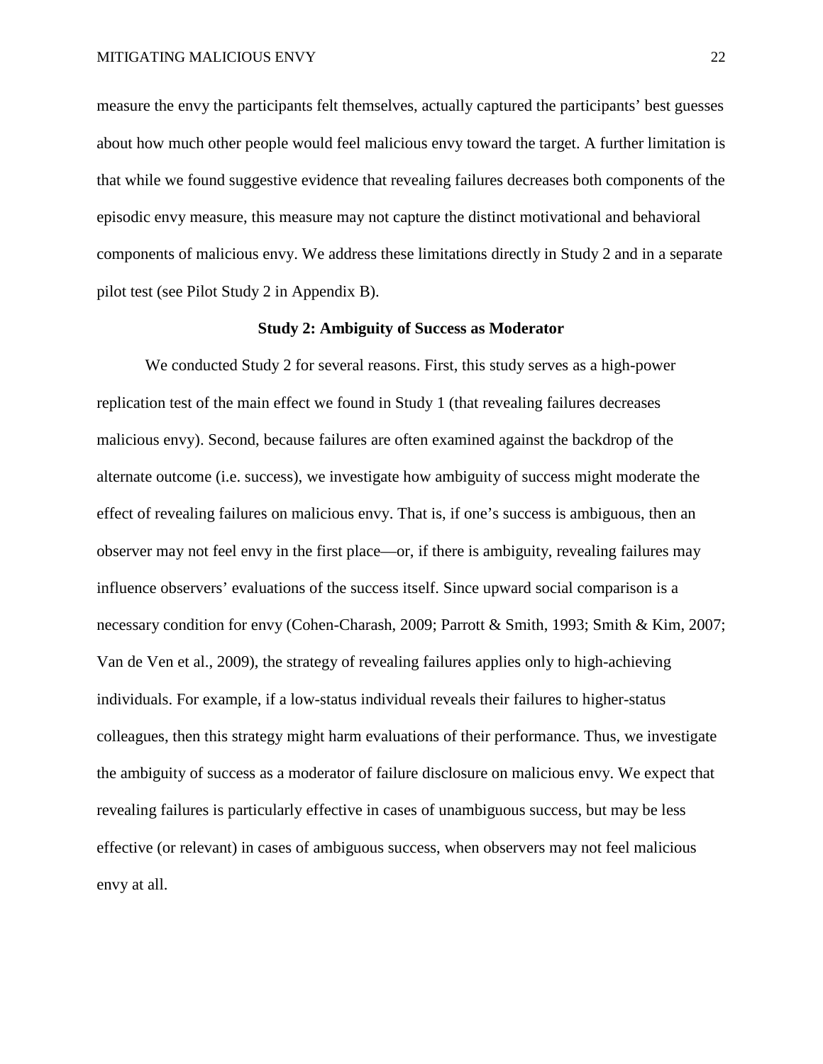measure the envy the participants felt themselves, actually captured the participants' best guesses about how much other people would feel malicious envy toward the target. A further limitation is that while we found suggestive evidence that revealing failures decreases both components of the episodic envy measure, this measure may not capture the distinct motivational and behavioral components of malicious envy. We address these limitations directly in Study 2 and in a separate pilot test (see Pilot Study 2 in Appendix B).

## Study 2: Ambiguity of Success as Moderator

We conducted Study 2 for several reasons. First, this study serves as a high-power replication test of the main effect we found in Study 1 (that revealing failures decreases malicious envy). Second, because failures are often examined against the backdrop of the alternate outcome (i.e. success), we investigate how ambiguity of success might moderate the effect of revealing failures on malicious envy. That is, if one's success is ambiguous, then an observer may not feel envy in the first place—or, if there is ambiguity, revealing failures may influence observers' evaluations of the success itself. Since upward social comparison is a necessary condition for envy (Cohen-Charash, 2009; Parrott & Smith, 1993; Smith & Kim, 2007; Van de Ven et al., 2009), the strategy of revealing failures applies only to high-achieving individuals. For example, if a low-status individual reveals their failures to higher-status colleagues, then this strategy might harm evaluations of their performance. Thus, we investigate the ambiguity of success as a moderator of failure disclosure on malicious envy. We expect that revealing failures is particularly effective in cases of unambiguous success, but may be less effective (or relevant) in cases of ambiguous success, when observers may not feel malicious envy at all.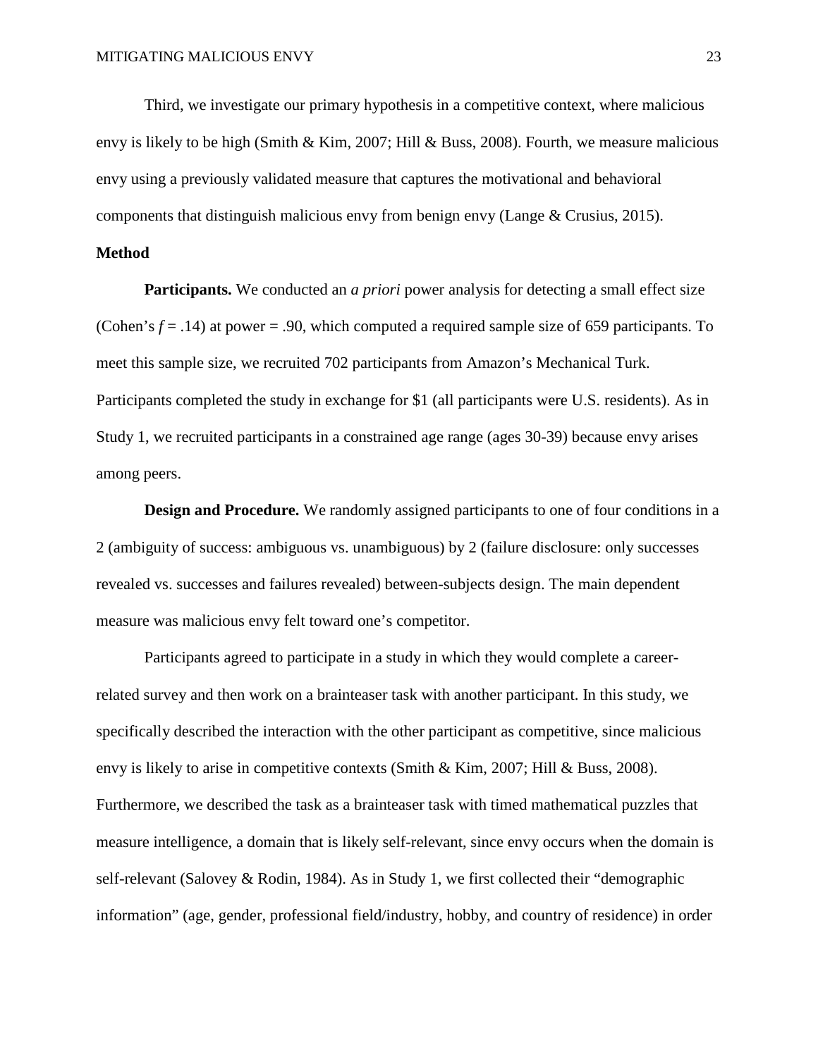Third, we investigate our primary hypothesis in a competitive context, where malicious envy is likely to be high (Smith & Kim, 2007; Hill & Buss, 2008). Fourth, we measure malicious envy using a previously validated measure that captures the motivational and behavioral components that distinguish malicious envy from benign envy (Lange & Crusius, 2015).

### Method

**Participants.** We conducted an *a priori* power analysis for detecting a small effect size (Cohen's $f = .14$) at power = .90, which computed a required sample size of 659 participants. To meet this sample size, we recruited 702 participants from Amazon's Mechanical Turk. Participants completed the study in exchange for $1 (all participants were U.S. residents). As in Study 1, we recruited participants in a constrained age range (ages 30-39) because envy arises among peers.

**Design and Procedure.** We randomly assigned participants to one of four conditions in a 2 (ambiguity of success: ambiguous vs. unambiguous) by 2 (failure disclosure: only successes revealed vs. successes and failures revealed) between-subjects design. The main dependent measure was malicious envy felt toward one's competitor.

Participants agreed to participate in a study in which they would complete a career-related survey and then work on a brainteaser task with another participant. In this study, we specifically described the interaction with the other participant as competitive, since malicious envy is likely to arise in competitive contexts (Smith & Kim, 2007; Hill & Buss, 2008). Furthermore, we described the task as a brainteaser task with timed mathematical puzzles that measure intelligence, a domain that is likely self-relevant, since envy occurs when the domain is self-relevant (Salovey & Rodin, 1984). As in Study 1, we first collected their "demographic information" (age, gender, professional field/industry, hobby, and country of residence) in order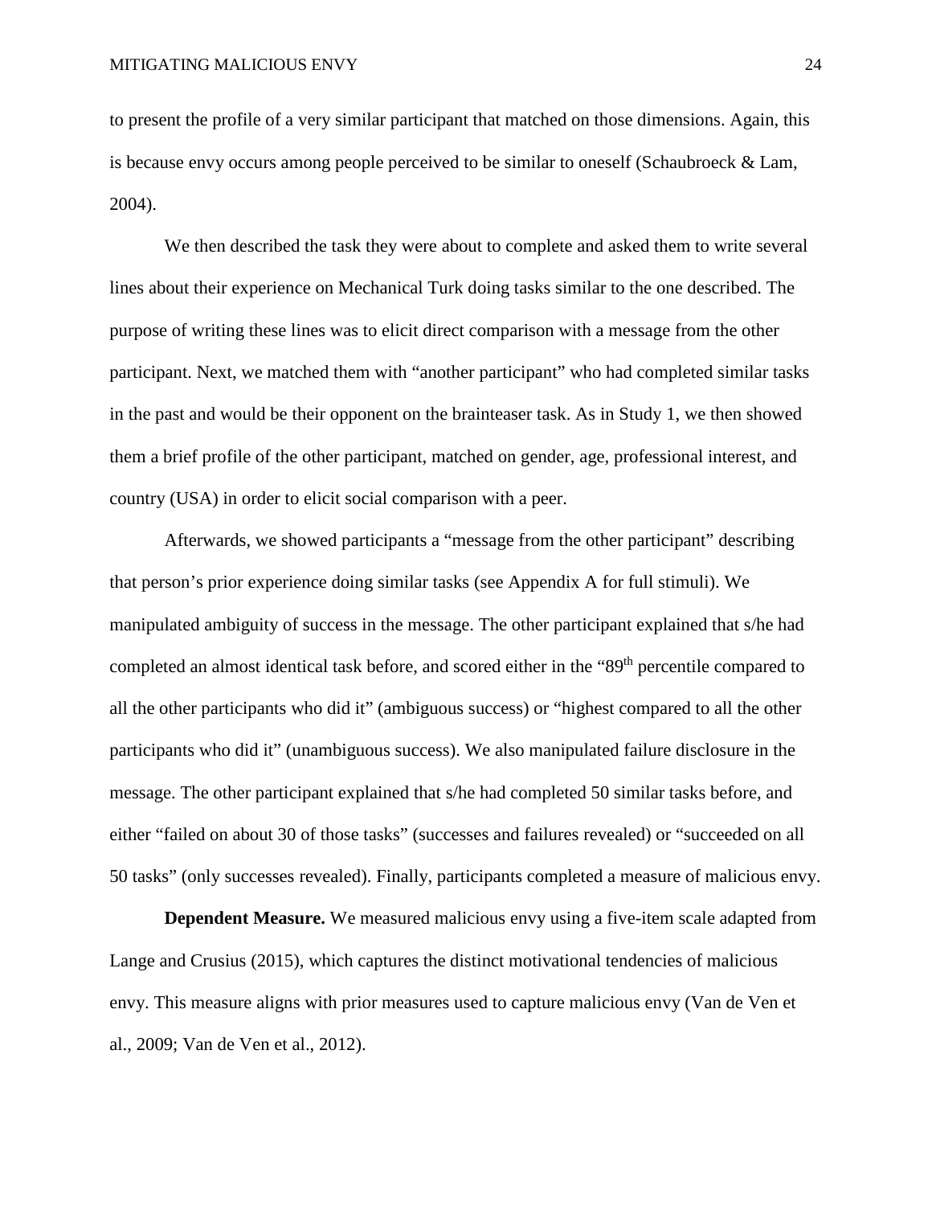to present the profile of a very similar participant that matched on those dimensions. Again, this is because envy occurs among people perceived to be similar to oneself (Schaubroeck & Lam, 2004).

We then described the task they were about to complete and asked them to write several lines about their experience on Mechanical Turk doing tasks similar to the one described. The purpose of writing these lines was to elicit direct comparison with a message from the other participant. Next, we matched them with "another participant" who had completed similar tasks in the past and would be their opponent on the brainteaser task. As in Study 1, we then showed them a brief profile of the other participant, matched on gender, age, professional interest, and country (USA) in order to elicit social comparison with a peer.

Afterwards, we showed participants a "message from the other participant" describing that person's prior experience doing similar tasks (see Appendix A for full stimuli). We manipulated ambiguity of success in the message. The other participant explained that s/he had completed an almost identical task before, and scored either in the "89th percentile compared to all the other participants who did it" (ambiguous success) or "highest compared to all the other participants who did it" (unambiguous success). We also manipulated failure disclosure in the message. The other participant explained that s/he had completed 50 similar tasks before, and either "failed on about 30 of those tasks" (successes and failures revealed) or "succeeded on all 50 tasks" (only successes revealed). Finally, participants completed a measure of malicious envy.

**Dependent Measure.** We measured malicious envy using a five-item scale adapted from Lange and Crusius (2015), which captures the distinct motivational tendencies of malicious envy. This measure aligns with prior measures used to capture malicious envy (Van de Ven et al., 2009; Van de Ven et al., 2012).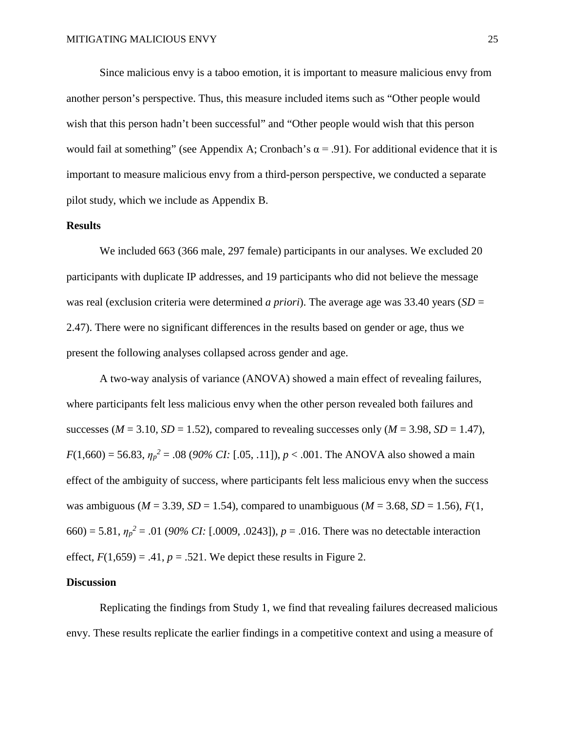Since malicious envy is a taboo emotion, it is important to measure malicious envy from another person's perspective. Thus, this measure included items such as "Other people would wish that this person hadn't been successful" and "Other people would wish that this person would fail at something" (see Appendix A; Cronbach's $\alpha = .91$). For additional evidence that it is important to measure malicious envy from a third-person perspective, we conducted a separate pilot study, which we include as Appendix B.

## Results

We included 663 (366 male, 297 female) participants in our analyses. We excluded 20 participants with duplicate IP addresses, and 19 participants who did not believe the message was real (exclusion criteria were determined *a priori*). The average age was 33.40 years ($SD$ = 2.47). There were no significant differences in the results based on gender or age, thus we present the following analyses collapsed across gender and age.

A two-way analysis of variance (ANOVA) showed a main effect of revealing failures, where participants felt less malicious envy when the other person revealed both failures and successes ($M$ = 3.10, $SD$ = 1.52), compared to revealing successes only ($M$ = 3.98, $SD$ = 1.47), $F(1,660) = 56.83$, $\eta_p^2 = .08$ (*90% CI:* [.05, .11]), $p < .001$. The ANOVA also showed a main effect of the ambiguity of success, where participants felt less malicious envy when the success was ambiguous ($M$ = 3.39, $SD$ = 1.54), compared to unambiguous ($M$ = 3.68, $SD$ = 1.56), $F(1, 660) = 5.81$, $\eta_p^2 = .01$ (*90% CI:* [.0009, .0243]), $p = .016$. There was no detectable interaction effect, $F(1,659) = .41$, $p = .521$. We depict these results in Figure 2.

## Discussion

Replicating the findings from Study 1, we find that revealing failures decreased malicious envy. These results replicate the earlier findings in a competitive context and using a measure of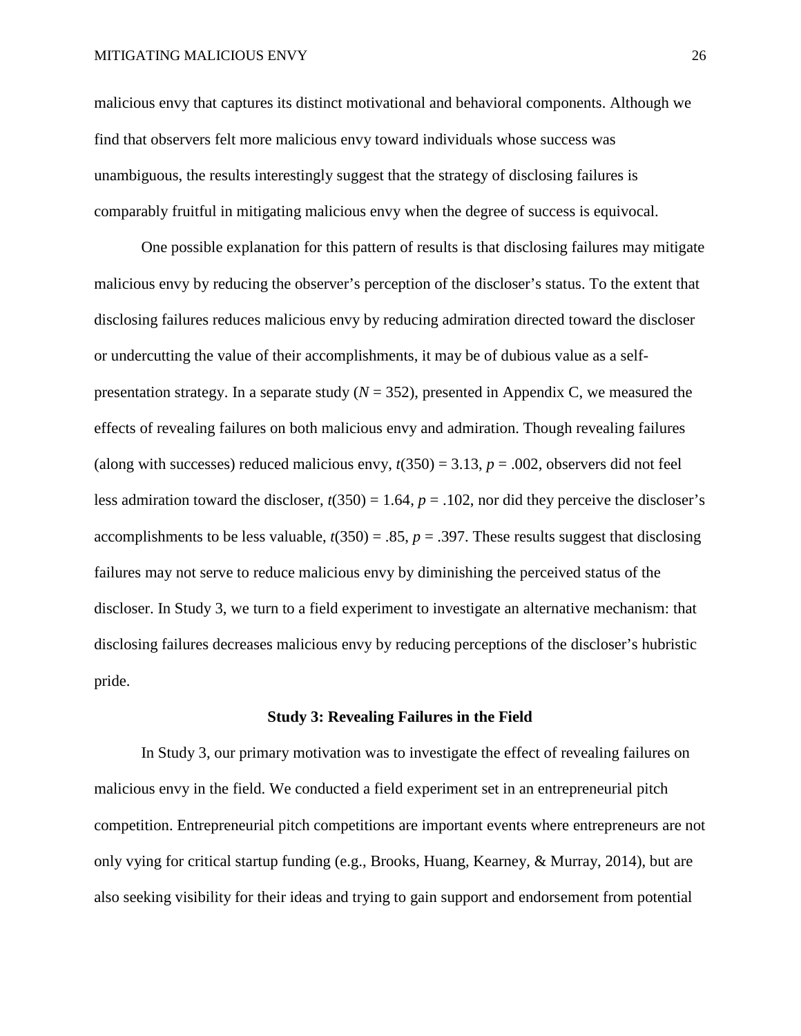malicious envy that captures its distinct motivational and behavioral components. Although we find that observers felt more malicious envy toward individuals whose success was unambiguous, the results interestingly suggest that the strategy of disclosing failures is comparably fruitful in mitigating malicious envy when the degree of success is equivocal.

One possible explanation for this pattern of results is that disclosing failures may mitigate malicious envy by reducing the observer's perception of the discloser's status. To the extent that disclosing failures reduces malicious envy by reducing admiration directed toward the discloser or undercutting the value of their accomplishments, it may be of dubious value as a self-presentation strategy. In a separate study ($N = 352$), presented in Appendix C, we measured the effects of revealing failures on both malicious envy and admiration. Though revealing failures (along with successes) reduced malicious envy, $t(350) = 3.13$, $p = .002$, observers did not feel less admiration toward the discloser, $t(350) = 1.64$, $p = .102$, nor did they perceive the discloser's accomplishments to be less valuable, $t(350) = .85$, $p = .397$. These results suggest that disclosing failures may not serve to reduce malicious envy by diminishing the perceived status of the discloser. In Study 3, we turn to a field experiment to investigate an alternative mechanism: that disclosing failures decreases malicious envy by reducing perceptions of the discloser's hubristic pride.

## Study 3: Revealing Failures in the Field

In Study 3, our primary motivation was to investigate the effect of revealing failures on malicious envy in the field. We conducted a field experiment set in an entrepreneurial pitch competition. Entrepreneurial pitch competitions are important events where entrepreneurs are not only vying for critical startup funding (e.g., Brooks, Huang, Kearney, & Murray, 2014), but are also seeking visibility for their ideas and trying to gain support and endorsement from potential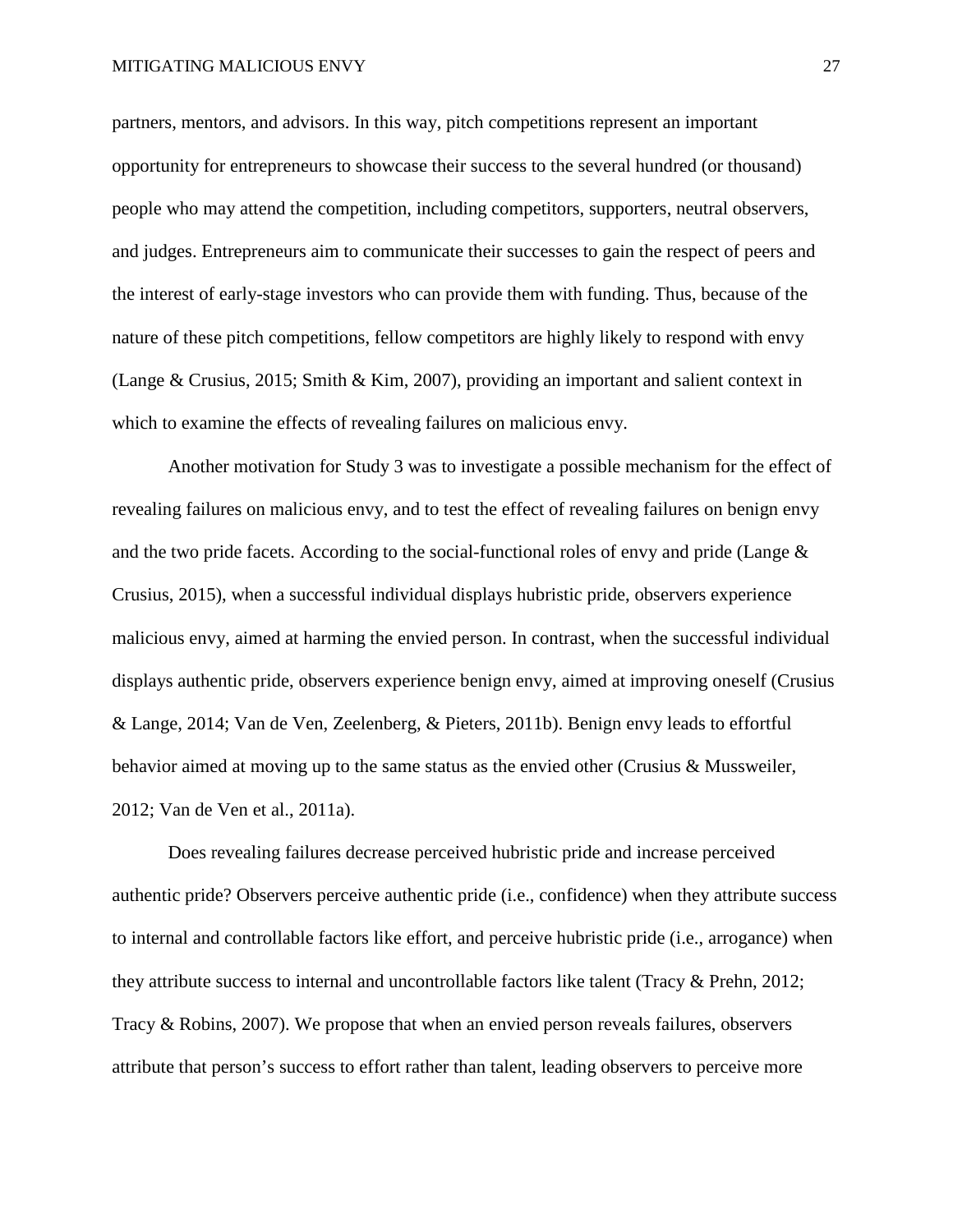partners, mentors, and advisors. In this way, pitch competitions represent an important opportunity for entrepreneurs to showcase their success to the several hundred (or thousand) people who may attend the competition, including competitors, supporters, neutral observers, and judges. Entrepreneurs aim to communicate their successes to gain the respect of peers and the interest of early-stage investors who can provide them with funding. Thus, because of the nature of these pitch competitions, fellow competitors are highly likely to respond with envy (Lange & Crusius, 2015; Smith & Kim, 2007), providing an important and salient context in which to examine the effects of revealing failures on malicious envy.

Another motivation for Study 3 was to investigate a possible mechanism for the effect of revealing failures on malicious envy, and to test the effect of revealing failures on benign envy and the two pride facets. According to the social-functional roles of envy and pride (Lange & Crusius, 2015), when a successful individual displays hubristic pride, observers experience malicious envy, aimed at harming the envied person. In contrast, when the successful individual displays authentic pride, observers experience benign envy, aimed at improving oneself (Crusius & Lange, 2014; Van de Ven, Zeelenberg, & Pieters, 2011b). Benign envy leads to effortful behavior aimed at moving up to the same status as the envied other (Crusius & Mussweiler, 2012; Van de Ven et al., 2011a).

Does revealing failures decrease perceived hubristic pride and increase perceived authentic pride? Observers perceive authentic pride (i.e., confidence) when they attribute success to internal and controllable factors like effort, and perceive hubristic pride (i.e., arrogance) when they attribute success to internal and uncontrollable factors like talent (Tracy & Prehn, 2012; Tracy & Robins, 2007). We propose that when an envied person reveals failures, observers attribute that person's success to effort rather than talent, leading observers to perceive more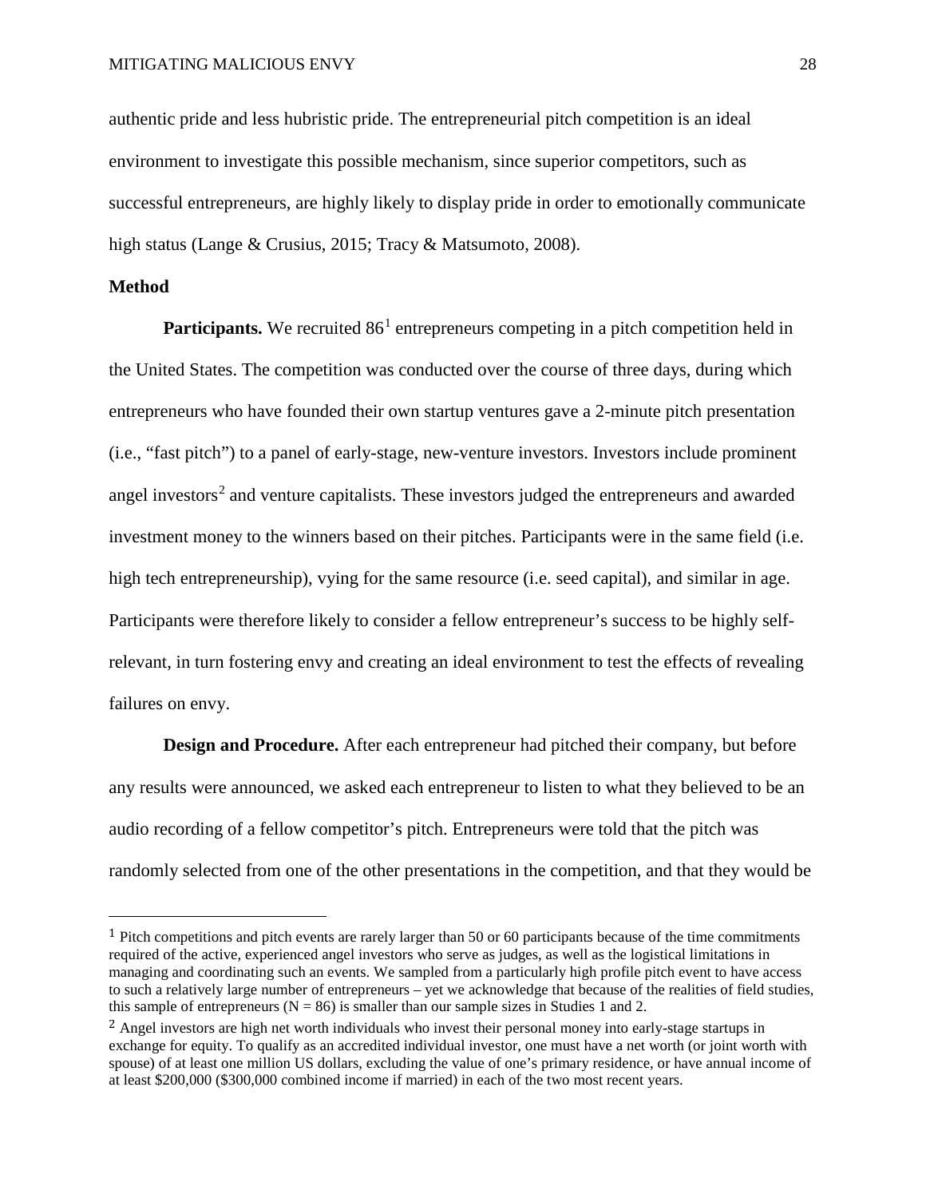authentic pride and less hubristic pride. The entrepreneurial pitch competition is an ideal environment to investigate this possible mechanism, since superior competitors, such as successful entrepreneurs, are highly likely to display pride in order to emotionally communicate high status (Lange & Crusius, 2015; Tracy & Matsumoto, 2008).

## Method

**Participants.** We recruited 86[1] entrepreneurs competing in a pitch competition held in the United States. The competition was conducted over the course of three days, during which entrepreneurs who have founded their own startup ventures gave a 2-minute pitch presentation (i.e., "fast pitch") to a panel of early-stage, new-venture investors. Investors include prominent angel investors[2] and venture capitalists. These investors judged the entrepreneurs and awarded investment money to the winners based on their pitches. Participants were in the same field (i.e. high tech entrepreneurship), vying for the same resource (i.e. seed capital), and similar in age. Participants were therefore likely to consider a fellow entrepreneur's success to be highly self-relevant, in turn fostering envy and creating an ideal environment to test the effects of revealing failures on envy.

**Design and Procedure.** After each entrepreneur had pitched their company, but before any results were announced, we asked each entrepreneur to listen to what they believed to be an audio recording of a fellow competitor's pitch. Entrepreneurs were told that the pitch was randomly selected from one of the other presentations in the competition, and that they would be

---

[1] Pitch competitions and pitch events are rarely larger than 50 or 60 participants because of the time commitments required of the active, experienced angel investors who serve as judges, as well as the logistical limitations in managing and coordinating such an events. We sampled from a particularly high profile pitch event to have access to such a relatively large number of entrepreneurs – yet we acknowledge that because of the realities of field studies, this sample of entrepreneurs ($N = 86$) is smaller than our sample sizes in Studies 1 and 2.

[2] Angel investors are high net worth individuals who invest their personal money into early-stage startups in exchange for equity. To qualify as an accredited individual investor, one must have a net worth (or joint worth with spouse) of at least one million US dollars, excluding the value of one's primary residence, or have annual income of at least $200,000 ($300,000 combined income if married) in each of the two most recent years.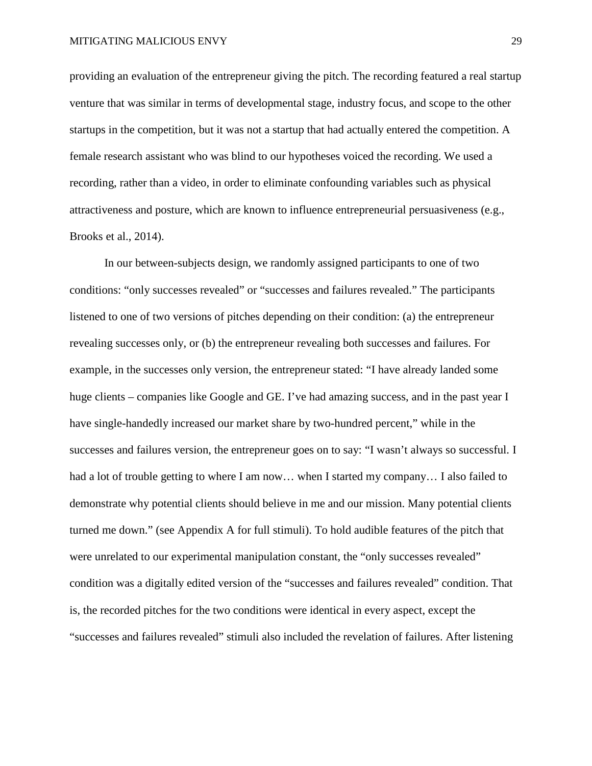providing an evaluation of the entrepreneur giving the pitch. The recording featured a real startup venture that was similar in terms of developmental stage, industry focus, and scope to the other startups in the competition, but it was not a startup that had actually entered the competition. A female research assistant who was blind to our hypotheses voiced the recording. We used a recording, rather than a video, in order to eliminate confounding variables such as physical attractiveness and posture, which are known to influence entrepreneurial persuasiveness (e.g., Brooks et al., 2014).

In our between-subjects design, we randomly assigned participants to one of two conditions: "only successes revealed" or "successes and failures revealed." The participants listened to one of two versions of pitches depending on their condition: (a) the entrepreneur revealing successes only, or (b) the entrepreneur revealing both successes and failures. For example, in the successes only version, the entrepreneur stated: "I have already landed some huge clients – companies like Google and GE. I've had amazing success, and in the past year I have single-handedly increased our market share by two-hundred percent," while in the successes and failures version, the entrepreneur goes on to say: "I wasn't always so successful. I had a lot of trouble getting to where I am now… when I started my company… I also failed to demonstrate why potential clients should believe in me and our mission. Many potential clients turned me down." (see Appendix A for full stimuli). To hold audible features of the pitch that were unrelated to our experimental manipulation constant, the "only successes revealed" condition was a digitally edited version of the "successes and failures revealed" condition. That is, the recorded pitches for the two conditions were identical in every aspect, except the "successes and failures revealed" stimuli also included the revelation of failures. After listening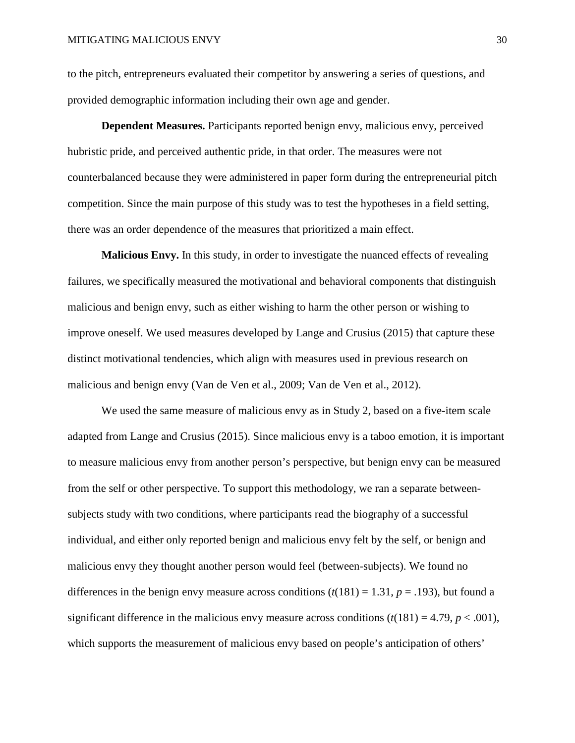to the pitch, entrepreneurs evaluated their competitor by answering a series of questions, and provided demographic information including their own age and gender.

**Dependent Measures.** Participants reported benign envy, malicious envy, perceived hubristic pride, and perceived authentic pride, in that order. The measures were not counterbalanced because they were administered in paper form during the entrepreneurial pitch competition. Since the main purpose of this study was to test the hypotheses in a field setting, there was an order dependence of the measures that prioritized a main effect.

**Malicious Envy.** In this study, in order to investigate the nuanced effects of revealing failures, we specifically measured the motivational and behavioral components that distinguish malicious and benign envy, such as either wishing to harm the other person or wishing to improve oneself. We used measures developed by Lange and Crusius (2015) that capture these distinct motivational tendencies, which align with measures used in previous research on malicious and benign envy (Van de Ven et al., 2009; Van de Ven et al., 2012).

We used the same measure of malicious envy as in Study 2, based on a five-item scale adapted from Lange and Crusius (2015). Since malicious envy is a taboo emotion, it is important to measure malicious envy from another person's perspective, but benign envy can be measured from the self or other perspective. To support this methodology, we ran a separate between-subjects study with two conditions, where participants read the biography of a successful individual, and either only reported benign and malicious envy felt by the self, or benign and malicious envy they thought another person would feel (between-subjects). We found no differences in the benign envy measure across conditions ($t(181) = 1.31$, $p = .193$), but found a significant difference in the malicious envy measure across conditions ($t(181) = 4.79$, $p < .001$), which supports the measurement of malicious envy based on people's anticipation of others'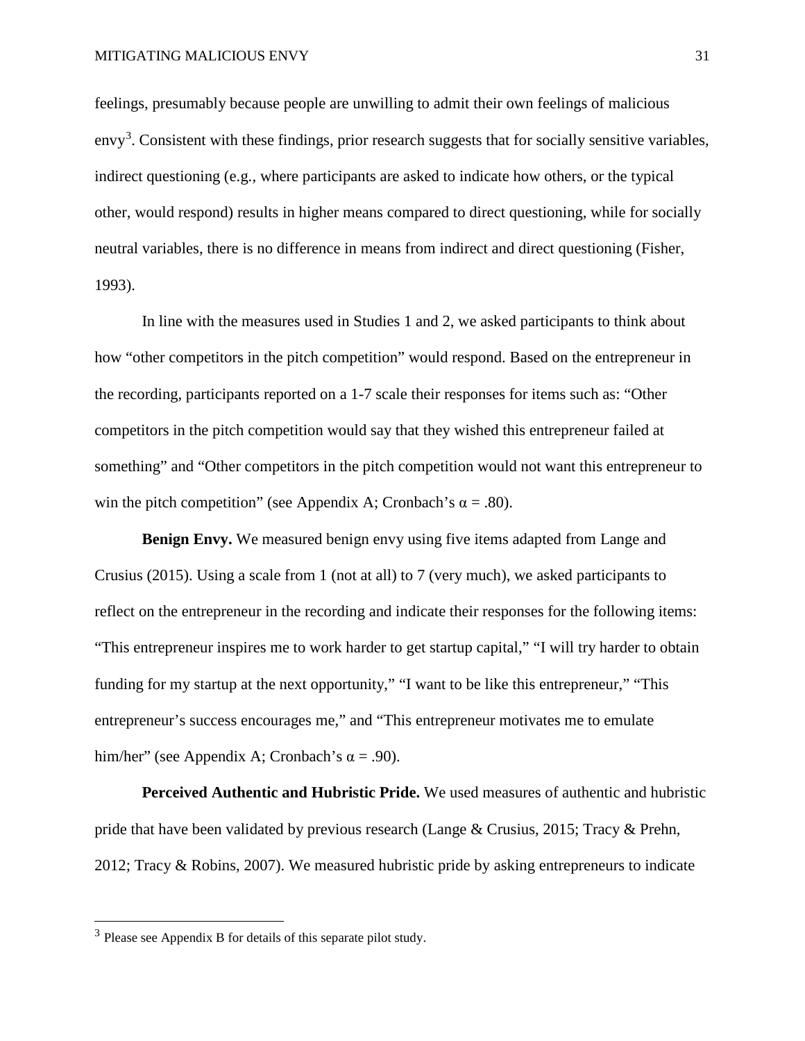feelings, presumably because people are unwilling to admit their own feelings of malicious envy[3]. Consistent with these findings, prior research suggests that for socially sensitive variables, indirect questioning (e.g., where participants are asked to indicate how others, or the typical other, would respond) results in higher means compared to direct questioning, while for socially neutral variables, there is no difference in means from indirect and direct questioning (Fisher, 1993).

In line with the measures used in Studies 1 and 2, we asked participants to think about how "other competitors in the pitch competition" would respond. Based on the entrepreneur in the recording, participants reported on a 1-7 scale their responses for items such as: "Other competitors in the pitch competition would say that they wished this entrepreneur failed at something" and "Other competitors in the pitch competition would not want this entrepreneur to win the pitch competition" (see Appendix A; Cronbach's α = .80).

**Benign Envy.** We measured benign envy using five items adapted from Lange and Crusius (2015). Using a scale from 1 (not at all) to 7 (very much), we asked participants to reflect on the entrepreneur in the recording and indicate their responses for the following items: "This entrepreneur inspires me to work harder to get startup capital," "I will try harder to obtain funding for my startup at the next opportunity," "I want to be like this entrepreneur," "This entrepreneur's success encourages me," and "This entrepreneur motivates me to emulate him/her" (see Appendix A; Cronbach's α = .90).

**Perceived Authentic and Hubristic Pride.** We used measures of authentic and hubristic pride that have been validated by previous research (Lange & Crusius, 2015; Tracy & Prehn, 2012; Tracy & Robins, 2007). We measured hubristic pride by asking entrepreneurs to indicate

[3] Please see Appendix B for details of this separate pilot study.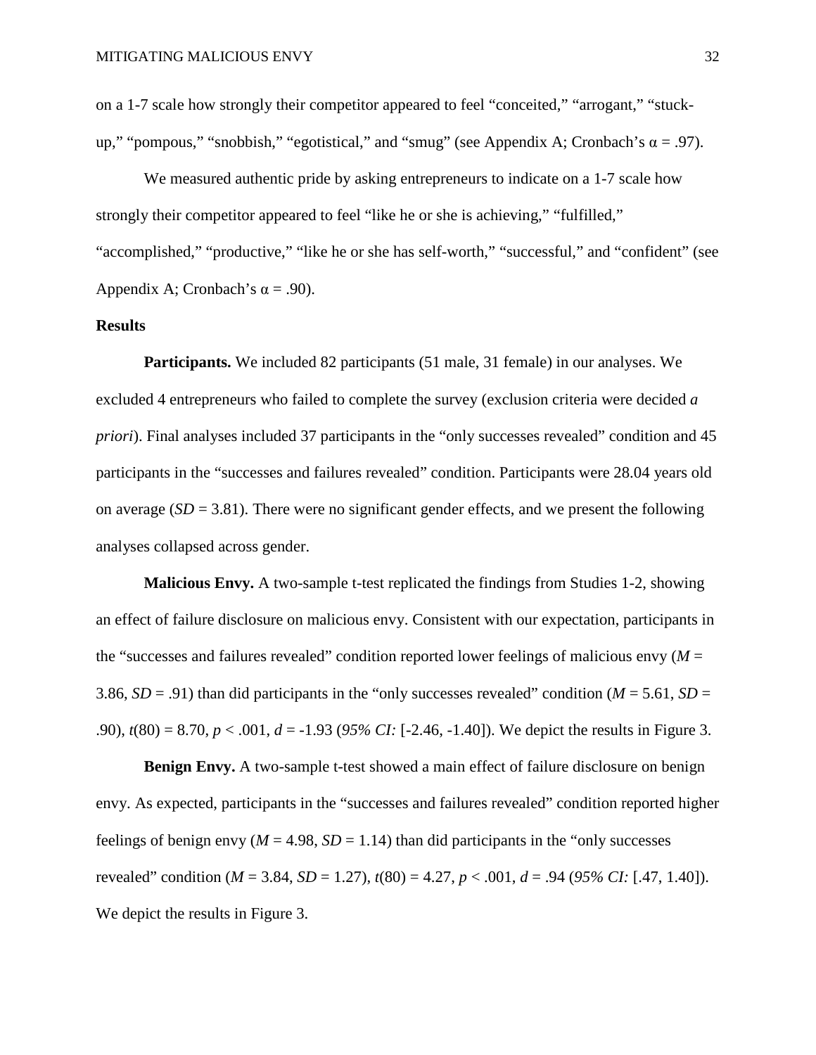on a 1-7 scale how strongly their competitor appeared to feel "conceited," "arrogant," "stuck-up," "pompous," "snobbish," "egotistical," and "smug" (see Appendix A; Cronbach's $\alpha = .97$).

We measured authentic pride by asking entrepreneurs to indicate on a 1-7 scale how strongly their competitor appeared to feel "like he or she is achieving," "fulfilled," "accomplished," "productive," "like he or she has self-worth," "successful," and "confident" (see Appendix A; Cronbach's $\alpha = .90$).

## Results

**Participants.** We included 82 participants (51 male, 31 female) in our analyses. We excluded 4 entrepreneurs who failed to complete the survey (exclusion criteria were decided *a priori*). Final analyses included 37 participants in the "only successes revealed" condition and 45 participants in the "successes and failures revealed" condition. Participants were 28.04 years old on average ($SD = 3.81$). There were no significant gender effects, and we present the following analyses collapsed across gender.

**Malicious Envy.** A two-sample t-test replicated the findings from Studies 1-2, showing an effect of failure disclosure on malicious envy. Consistent with our expectation, participants in the "successes and failures revealed" condition reported lower feelings of malicious envy ($M = 3.86$, $SD = .91$) than did participants in the "only successes revealed" condition ($M = 5.61$, $SD = .90$), $t(80) = 8.70$, $p < .001$, $d = -1.93$ (*95% CI:* [-2.46, -1.40]). We depict the results in Figure 3.

**Benign Envy.** A two-sample t-test showed a main effect of failure disclosure on benign envy. As expected, participants in the "successes and failures revealed" condition reported higher feelings of benign envy ($M = 4.98$, $SD = 1.14$) than did participants in the "only successes revealed" condition ($M = 3.84$, $SD = 1.27$), $t(80) = 4.27$, $p < .001$, $d = .94$ (*95% CI:* [.47, 1.40]). We depict the results in Figure 3.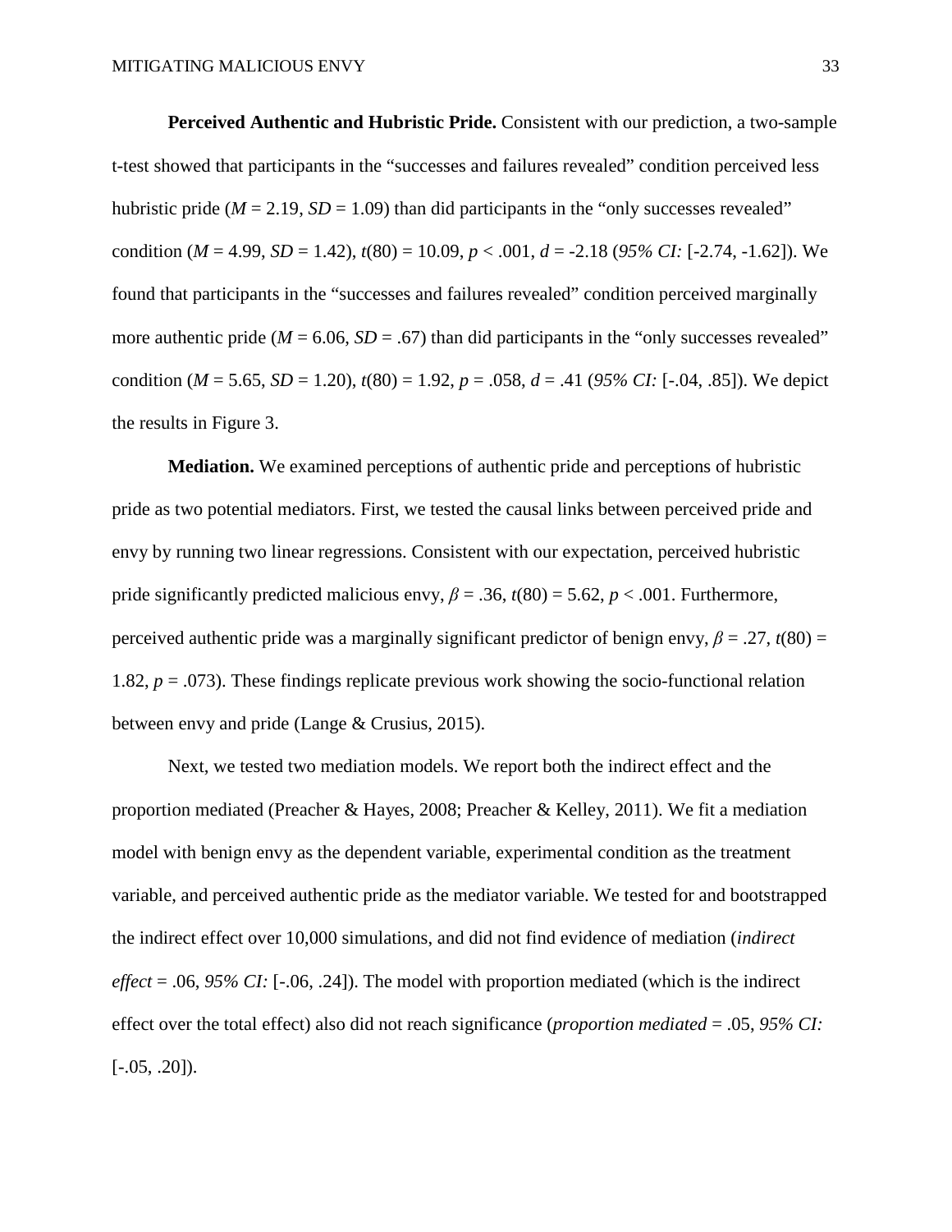**Perceived Authentic and Hubristic Pride.** Consistent with our prediction, a two-sample t-test showed that participants in the "successes and failures revealed" condition perceived less hubristic pride ($M$ = 2.19, $SD$ = 1.09) than did participants in the "only successes revealed" condition ($M$ = 4.99, $SD$ = 1.42), $t(80) = 10.09$, $p < .001$, $d$ = -2.18 (*95% CI:* [-2.74, -1.62]). We found that participants in the "successes and failures revealed" condition perceived marginally more authentic pride ($M$ = 6.06, $SD$ = .67) than did participants in the "only successes revealed" condition ($M$ = 5.65, $SD$ = 1.20), $t(80) = 1.92$, $p = .058$, $d$ = .41 (*95% CI:* [-.04, .85]). We depict the results in Figure 3.

**Mediation.** We examined perceptions of authentic pride and perceptions of hubristic pride as two potential mediators. First, we tested the causal links between perceived pride and envy by running two linear regressions. Consistent with our expectation, perceived hubristic pride significantly predicted malicious envy, $\beta = .36$, $t(80) = 5.62$, $p < .001$. Furthermore, perceived authentic pride was a marginally significant predictor of benign envy, $\beta = .27$, $t(80) = 1.82$, $p = .073$). These findings replicate previous work showing the socio-functional relation between envy and pride (Lange & Crusius, 2015).

Next, we tested two mediation models. We report both the indirect effect and the proportion mediated (Preacher & Hayes, 2008; Preacher & Kelley, 2011). We fit a mediation model with benign envy as the dependent variable, experimental condition as the treatment variable, and perceived authentic pride as the mediator variable. We tested for and bootstrapped the indirect effect over 10,000 simulations, and did not find evidence of mediation (*indirect effect* = .06, *95% CI:* [-.06, .24]). The model with proportion mediated (which is the indirect effect over the total effect) also did not reach significance (*proportion mediated* = .05, *95% CI:* [-.05, .20]).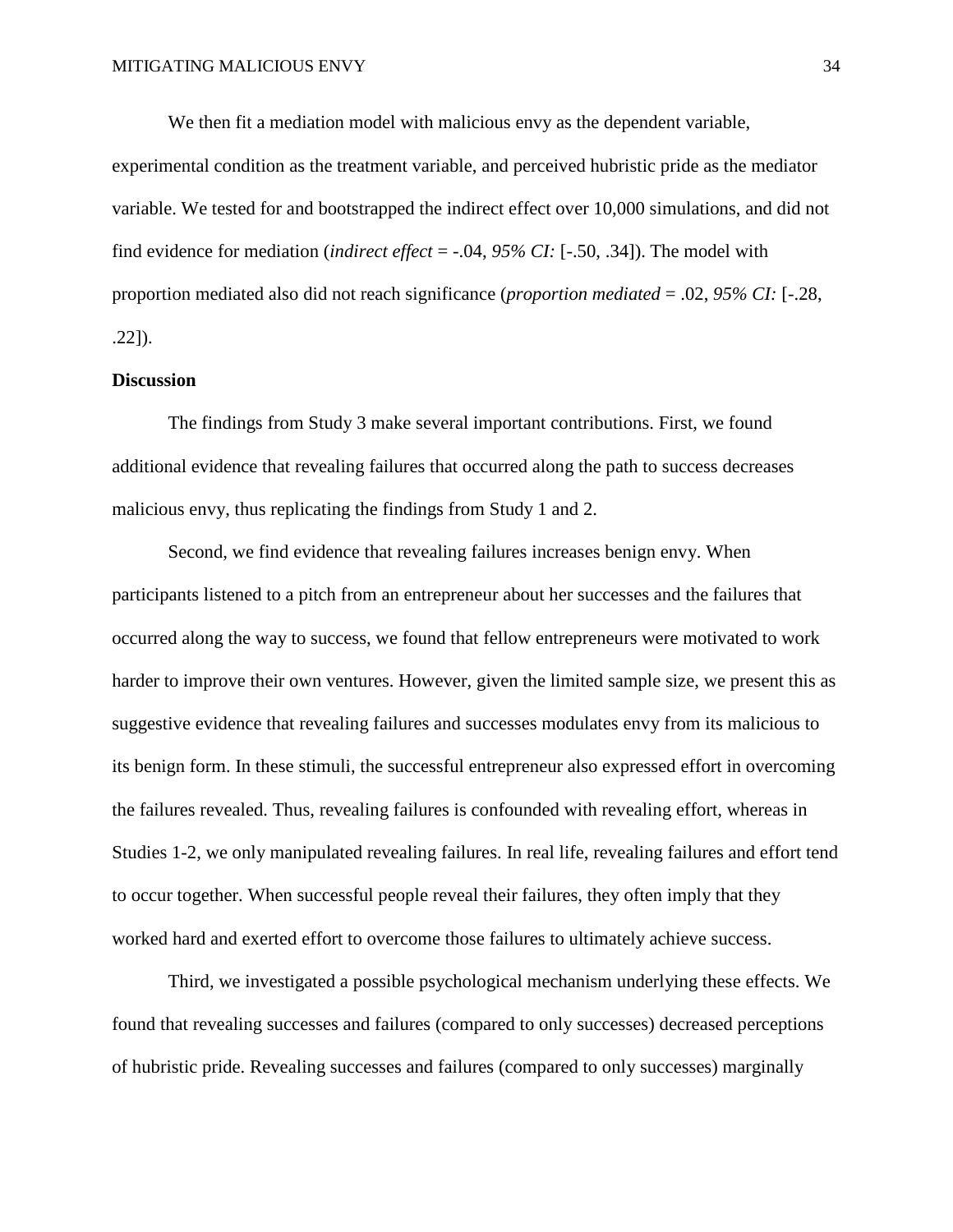We then fit a mediation model with malicious envy as the dependent variable, experimental condition as the treatment variable, and perceived hubristic pride as the mediator variable. We tested for and bootstrapped the indirect effect over 10,000 simulations, and did not find evidence for mediation (*indirect effect* = -.04, *95% CI:* [-.50, .34]). The model with proportion mediated also did not reach significance (*proportion mediated* = .02, *95% CI:* [-.28, .22]).

**Discussion**

The findings from Study 3 make several important contributions. First, we found additional evidence that revealing failures that occurred along the path to success decreases malicious envy, thus replicating the findings from Study 1 and 2.

Second, we find evidence that revealing failures increases benign envy. When participants listened to a pitch from an entrepreneur about her successes and the failures that occurred along the way to success, we found that fellow entrepreneurs were motivated to work harder to improve their own ventures. However, given the limited sample size, we present this as suggestive evidence that revealing failures and successes modulates envy from its malicious to its benign form. In these stimuli, the successful entrepreneur also expressed effort in overcoming the failures revealed. Thus, revealing failures is confounded with revealing effort, whereas in Studies 1-2, we only manipulated revealing failures. In real life, revealing failures and effort tend to occur together. When successful people reveal their failures, they often imply that they worked hard and exerted effort to overcome those failures to ultimately achieve success.

Third, we investigated a possible psychological mechanism underlying these effects. We found that revealing successes and failures (compared to only successes) decreased perceptions of hubristic pride. Revealing successes and failures (compared to only successes) marginally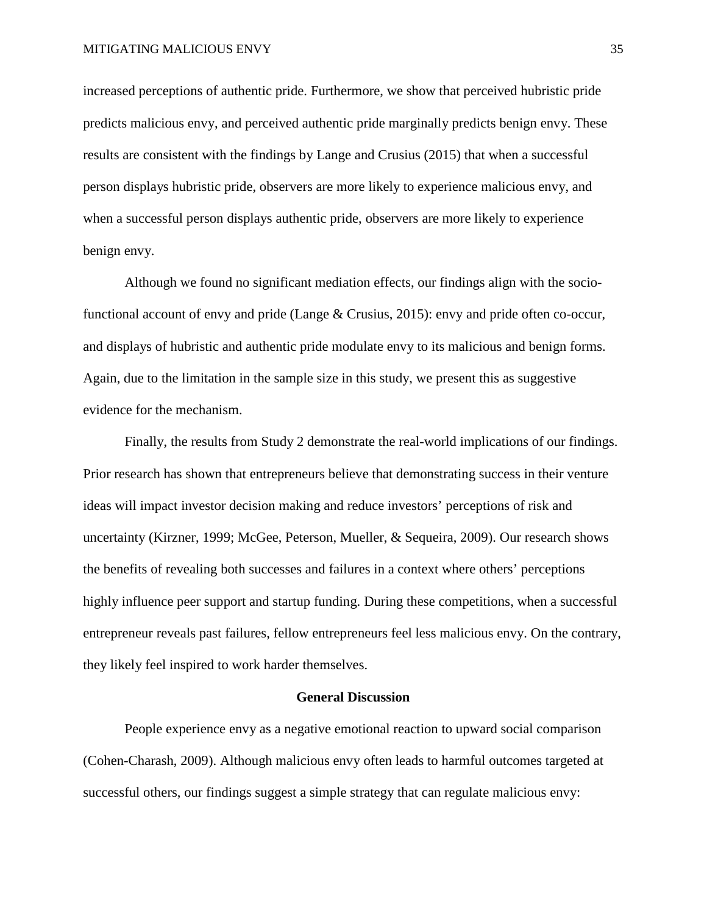increased perceptions of authentic pride. Furthermore, we show that perceived hubristic pride predicts malicious envy, and perceived authentic pride marginally predicts benign envy. These results are consistent with the findings by Lange and Crusius (2015) that when a successful person displays hubristic pride, observers are more likely to experience malicious envy, and when a successful person displays authentic pride, observers are more likely to experience benign envy.

Although we found no significant mediation effects, our findings align with the socio-functional account of envy and pride (Lange & Crusius, 2015): envy and pride often co-occur, and displays of hubristic and authentic pride modulate envy to its malicious and benign forms. Again, due to the limitation in the sample size in this study, we present this as suggestive evidence for the mechanism.

Finally, the results from Study 2 demonstrate the real-world implications of our findings. Prior research has shown that entrepreneurs believe that demonstrating success in their venture ideas will impact investor decision making and reduce investors' perceptions of risk and uncertainty (Kirzner, 1999; McGee, Peterson, Mueller, & Sequeira, 2009). Our research shows the benefits of revealing both successes and failures in a context where others' perceptions highly influence peer support and startup funding. During these competitions, when a successful entrepreneur reveals past failures, fellow entrepreneurs feel less malicious envy. On the contrary, they likely feel inspired to work harder themselves.

## General Discussion

People experience envy as a negative emotional reaction to upward social comparison (Cohen-Charash, 2009). Although malicious envy often leads to harmful outcomes targeted at successful others, our findings suggest a simple strategy that can regulate malicious envy: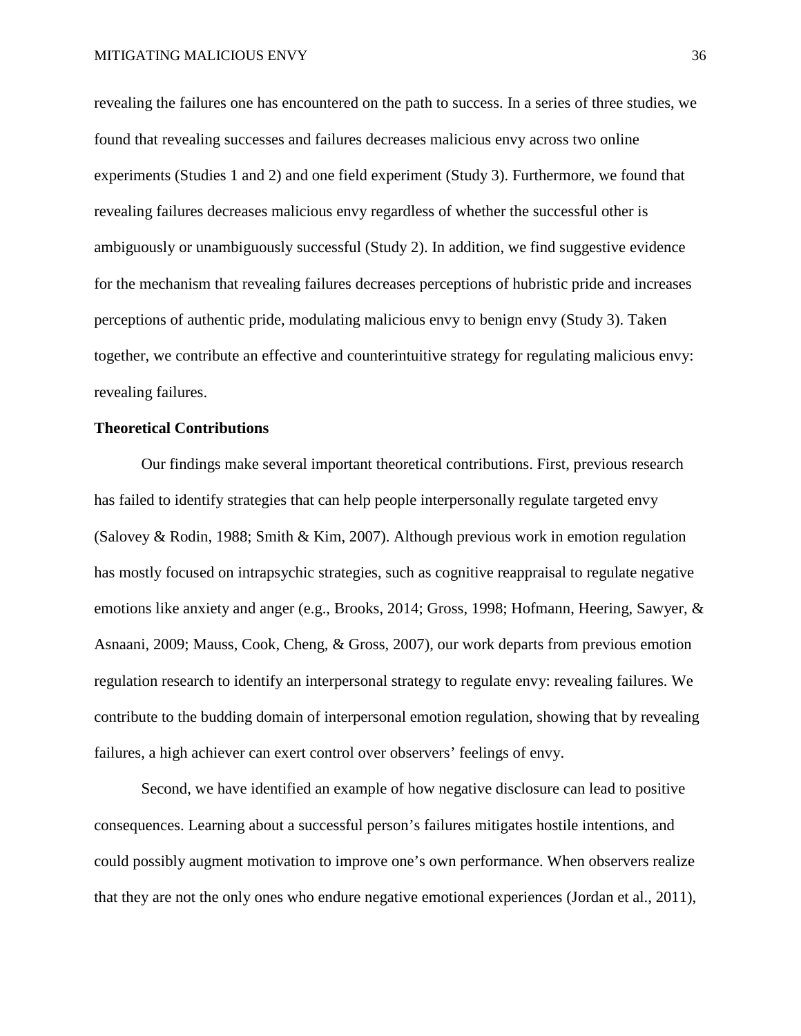revealing the failures one has encountered on the path to success. In a series of three studies, we found that revealing successes and failures decreases malicious envy across two online experiments (Studies 1 and 2) and one field experiment (Study 3). Furthermore, we found that revealing failures decreases malicious envy regardless of whether the successful other is ambiguously or unambiguously successful (Study 2). In addition, we find suggestive evidence for the mechanism that revealing failures decreases perceptions of hubristic pride and increases perceptions of authentic pride, modulating malicious envy to benign envy (Study 3). Taken together, we contribute an effective and counterintuitive strategy for regulating malicious envy: revealing failures.

**Theoretical Contributions**

Our findings make several important theoretical contributions. First, previous research has failed to identify strategies that can help people interpersonally regulate targeted envy (Salovey & Rodin, 1988; Smith & Kim, 2007). Although previous work in emotion regulation has mostly focused on intrapsychic strategies, such as cognitive reappraisal to regulate negative emotions like anxiety and anger (e.g., Brooks, 2014; Gross, 1998; Hofmann, Heering, Sawyer, & Asnaani, 2009; Mauss, Cook, Cheng, & Gross, 2007), our work departs from previous emotion regulation research to identify an interpersonal strategy to regulate envy: revealing failures. We contribute to the budding domain of interpersonal emotion regulation, showing that by revealing failures, a high achiever can exert control over observers' feelings of envy.

Second, we have identified an example of how negative disclosure can lead to positive consequences. Learning about a successful person's failures mitigates hostile intentions, and could possibly augment motivation to improve one's own performance. When observers realize that they are not the only ones who endure negative emotional experiences (Jordan et al., 2011),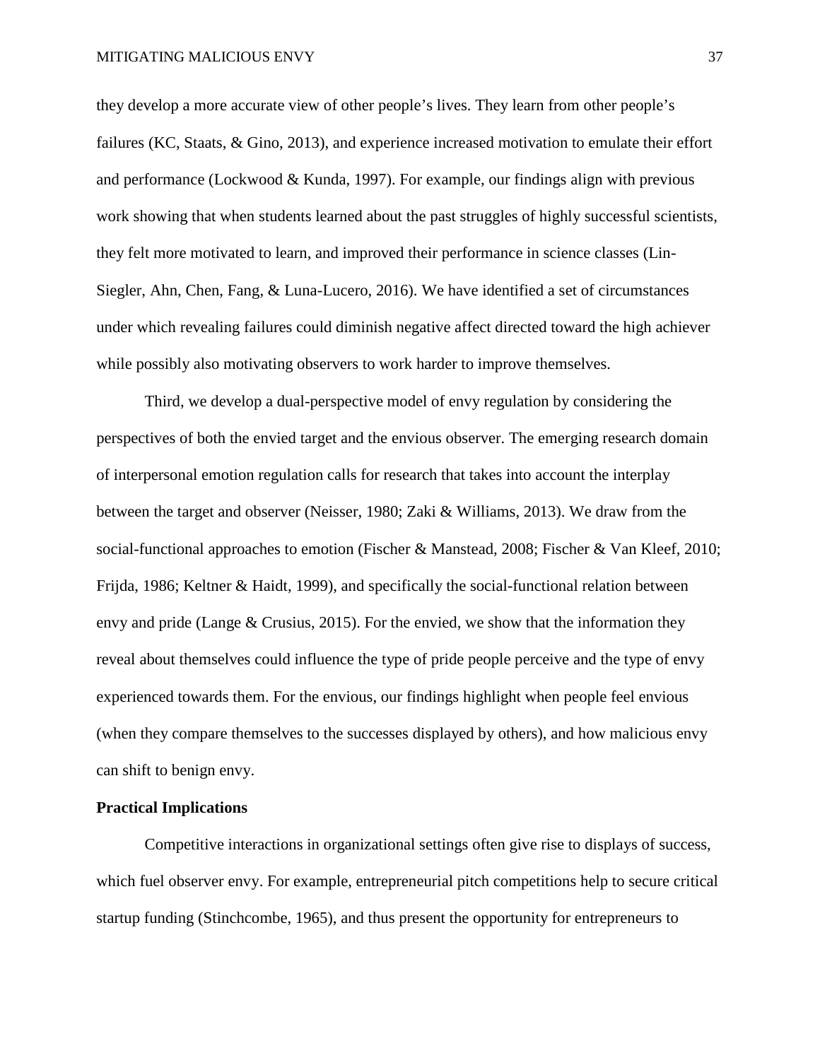they develop a more accurate view of other people's lives. They learn from other people's failures (KC, Staats, & Gino, 2013), and experience increased motivation to emulate their effort and performance (Lockwood & Kunda, 1997). For example, our findings align with previous work showing that when students learned about the past struggles of highly successful scientists, they felt more motivated to learn, and improved their performance in science classes (Lin-Siegler, Ahn, Chen, Fang, & Luna-Lucero, 2016). We have identified a set of circumstances under which revealing failures could diminish negative affect directed toward the high achiever while possibly also motivating observers to work harder to improve themselves.

Third, we develop a dual-perspective model of envy regulation by considering the perspectives of both the envied target and the envious observer. The emerging research domain of interpersonal emotion regulation calls for research that takes into account the interplay between the target and observer (Neisser, 1980; Zaki & Williams, 2013). We draw from the social-functional approaches to emotion (Fischer & Manstead, 2008; Fischer & Van Kleef, 2010; Frijda, 1986; Keltner & Haidt, 1999), and specifically the social-functional relation between envy and pride (Lange & Crusius, 2015). For the envied, we show that the information they reveal about themselves could influence the type of pride people perceive and the type of envy experienced towards them. For the envious, our findings highlight when people feel envious (when they compare themselves to the successes displayed by others), and how malicious envy can shift to benign envy.

## Practical Implications

Competitive interactions in organizational settings often give rise to displays of success, which fuel observer envy. For example, entrepreneurial pitch competitions help to secure critical startup funding (Stinchcombe, 1965), and thus present the opportunity for entrepreneurs to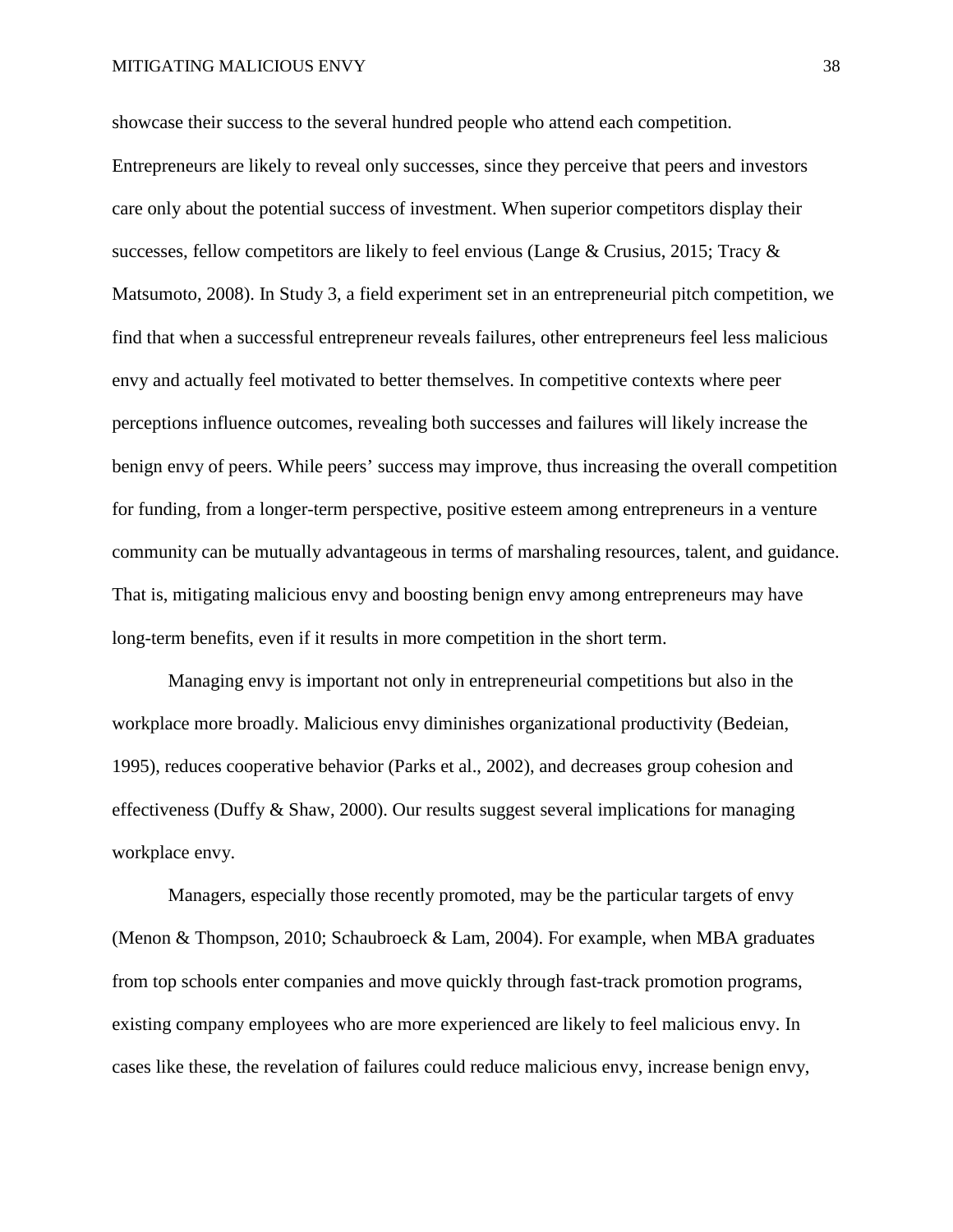showcase their success to the several hundred people who attend each competition. Entrepreneurs are likely to reveal only successes, since they perceive that peers and investors care only about the potential success of investment. When superior competitors display their successes, fellow competitors are likely to feel envious (Lange & Crusius, 2015; Tracy & Matsumoto, 2008). In Study 3, a field experiment set in an entrepreneurial pitch competition, we find that when a successful entrepreneur reveals failures, other entrepreneurs feel less malicious envy and actually feel motivated to better themselves. In competitive contexts where peer perceptions influence outcomes, revealing both successes and failures will likely increase the benign envy of peers. While peers' success may improve, thus increasing the overall competition for funding, from a longer-term perspective, positive esteem among entrepreneurs in a venture community can be mutually advantageous in terms of marshaling resources, talent, and guidance. That is, mitigating malicious envy and boosting benign envy among entrepreneurs may have long-term benefits, even if it results in more competition in the short term.

Managing envy is important not only in entrepreneurial competitions but also in the workplace more broadly. Malicious envy diminishes organizational productivity (Bedeian, 1995), reduces cooperative behavior (Parks et al., 2002), and decreases group cohesion and effectiveness (Duffy & Shaw, 2000). Our results suggest several implications for managing workplace envy.

Managers, especially those recently promoted, may be the particular targets of envy (Menon & Thompson, 2010; Schaubroeck & Lam, 2004). For example, when MBA graduates from top schools enter companies and move quickly through fast-track promotion programs, existing company employees who are more experienced are likely to feel malicious envy. In cases like these, the revelation of failures could reduce malicious envy, increase benign envy,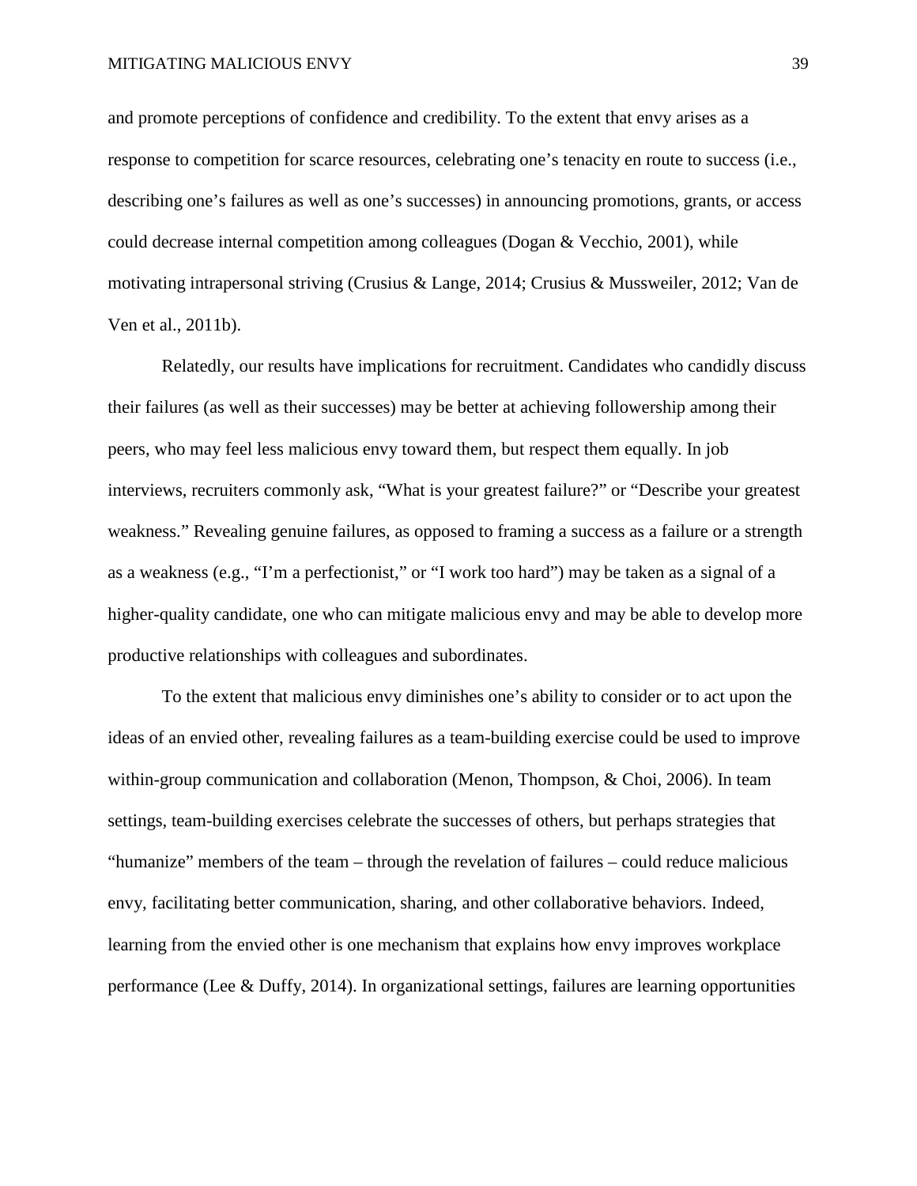and promote perceptions of confidence and credibility. To the extent that envy arises as a response to competition for scarce resources, celebrating one's tenacity en route to success (i.e., describing one's failures as well as one's successes) in announcing promotions, grants, or access could decrease internal competition among colleagues (Dogan & Vecchio, 2001), while motivating intrapersonal striving (Crusius & Lange, 2014; Crusius & Mussweiler, 2012; Van de Ven et al., 2011b).

Relatedly, our results have implications for recruitment. Candidates who candidly discuss their failures (as well as their successes) may be better at achieving followership among their peers, who may feel less malicious envy toward them, but respect them equally. In job interviews, recruiters commonly ask, "What is your greatest failure?" or "Describe your greatest weakness." Revealing genuine failures, as opposed to framing a success as a failure or a strength as a weakness (e.g., "I'm a perfectionist," or "I work too hard") may be taken as a signal of a higher-quality candidate, one who can mitigate malicious envy and may be able to develop more productive relationships with colleagues and subordinates.

To the extent that malicious envy diminishes one's ability to consider or to act upon the ideas of an envied other, revealing failures as a team-building exercise could be used to improve within-group communication and collaboration (Menon, Thompson, & Choi, 2006). In team settings, team-building exercises celebrate the successes of others, but perhaps strategies that "humanize" members of the team – through the revelation of failures – could reduce malicious envy, facilitating better communication, sharing, and other collaborative behaviors. Indeed, learning from the envied other is one mechanism that explains how envy improves workplace performance (Lee & Duffy, 2014). In organizational settings, failures are learning opportunities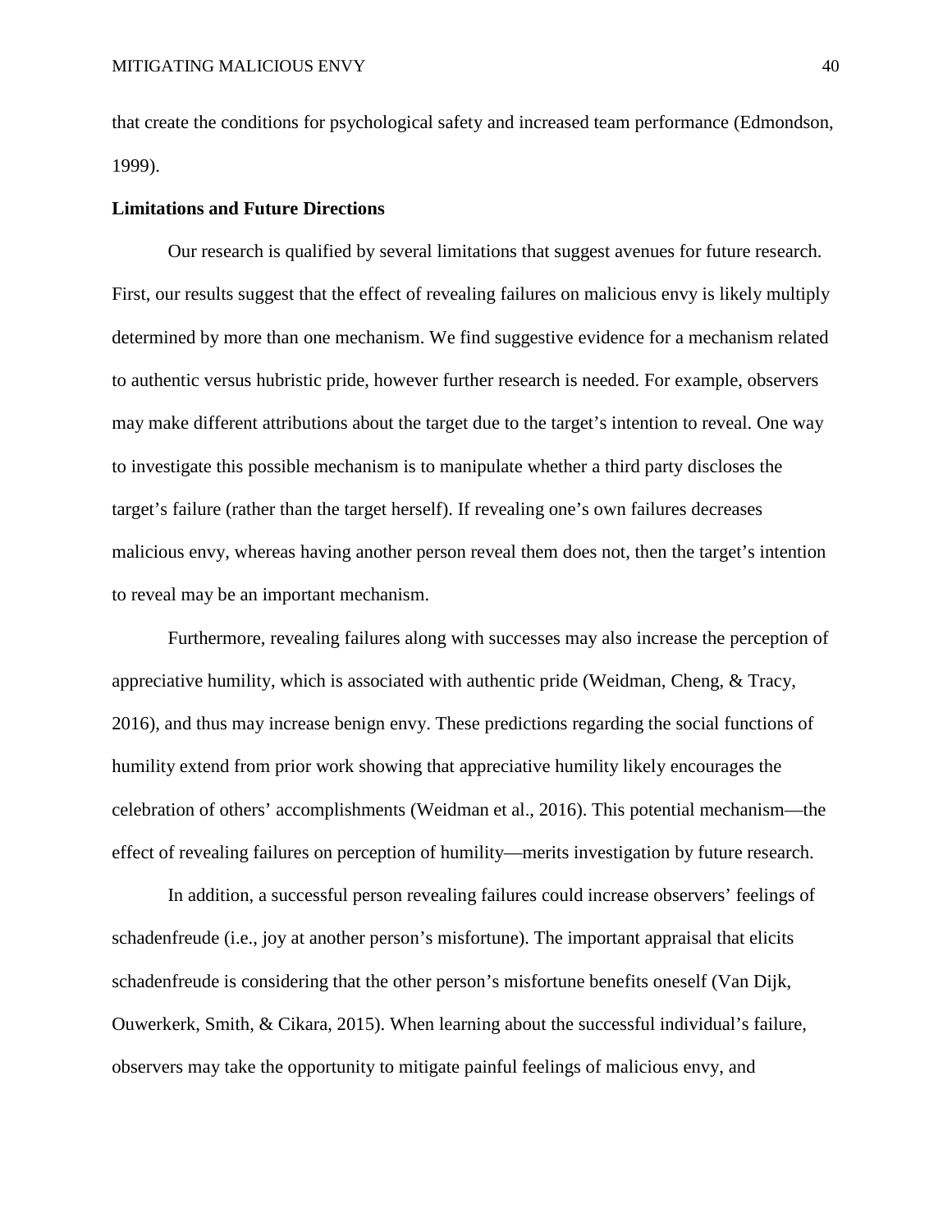that create the conditions for psychological safety and increased team performance (Edmondson, 1999).

## Limitations and Future Directions

Our research is qualified by several limitations that suggest avenues for future research. First, our results suggest that the effect of revealing failures on malicious envy is likely multiply determined by more than one mechanism. We find suggestive evidence for a mechanism related to authentic versus hubristic pride, however further research is needed. For example, observers may make different attributions about the target due to the target's intention to reveal. One way to investigate this possible mechanism is to manipulate whether a third party discloses the target's failure (rather than the target herself). If revealing one's own failures decreases malicious envy, whereas having another person reveal them does not, then the target's intention to reveal may be an important mechanism.

Furthermore, revealing failures along with successes may also increase the perception of appreciative humility, which is associated with authentic pride (Weidman, Cheng, & Tracy, 2016), and thus may increase benign envy. These predictions regarding the social functions of humility extend from prior work showing that appreciative humility likely encourages the celebration of others' accomplishments (Weidman et al., 2016). This potential mechanism—the effect of revealing failures on perception of humility—merits investigation by future research.

In addition, a successful person revealing failures could increase observers' feelings of schadenfreude (i.e., joy at another person's misfortune). The important appraisal that elicits schadenfreude is considering that the other person's misfortune benefits oneself (Van Dijk, Ouwerkerk, Smith, & Cikara, 2015). When learning about the successful individual's failure, observers may take the opportunity to mitigate painful feelings of malicious envy, and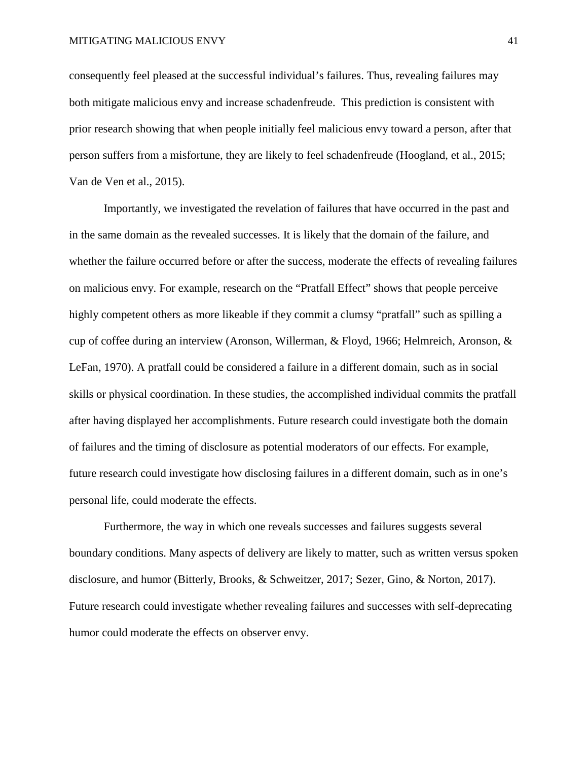consequently feel pleased at the successful individual's failures. Thus, revealing failures may both mitigate malicious envy and increase schadenfreude.  This prediction is consistent with prior research showing that when people initially feel malicious envy toward a person, after that person suffers from a misfortune, they are likely to feel schadenfreude (Hoogland, et al., 2015; Van de Ven et al., 2015).

Importantly, we investigated the revelation of failures that have occurred in the past and in the same domain as the revealed successes. It is likely that the domain of the failure, and whether the failure occurred before or after the success, moderate the effects of revealing failures on malicious envy. For example, research on the "Pratfall Effect" shows that people perceive highly competent others as more likeable if they commit a clumsy "pratfall" such as spilling a cup of coffee during an interview (Aronson, Willerman, & Floyd, 1966; Helmreich, Aronson, & LeFan, 1970). A pratfall could be considered a failure in a different domain, such as in social skills or physical coordination. In these studies, the accomplished individual commits the pratfall after having displayed her accomplishments. Future research could investigate both the domain of failures and the timing of disclosure as potential moderators of our effects. For example, future research could investigate how disclosing failures in a different domain, such as in one's personal life, could moderate the effects.

Furthermore, the way in which one reveals successes and failures suggests several boundary conditions. Many aspects of delivery are likely to matter, such as written versus spoken disclosure, and humor (Bitterly, Brooks, & Schweitzer, 2017; Sezer, Gino, & Norton, 2017). Future research could investigate whether revealing failures and successes with self-deprecating humor could moderate the effects on observer envy.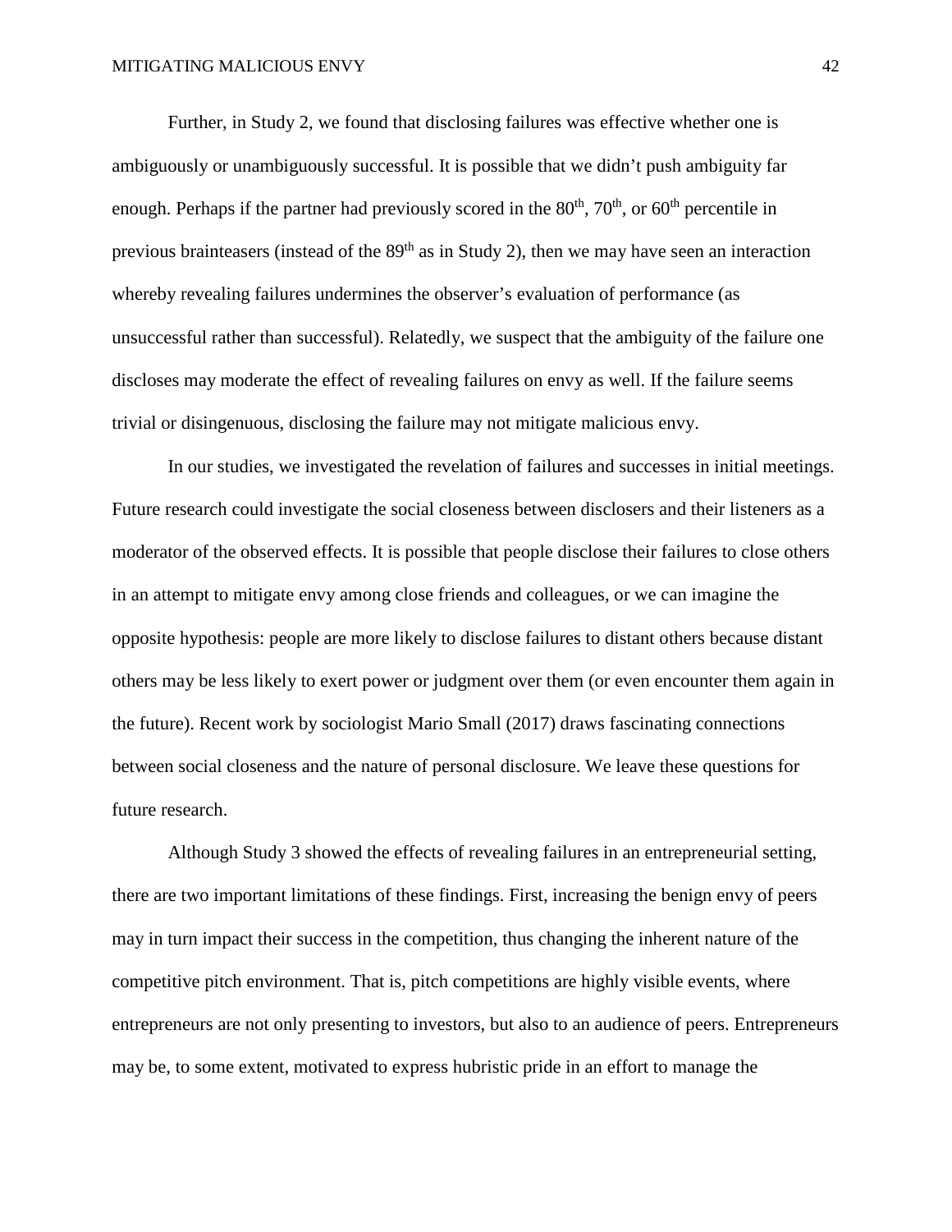Further, in Study 2, we found that disclosing failures was effective whether one is ambiguously or unambiguously successful. It is possible that we didn't push ambiguity far enough. Perhaps if the partner had previously scored in the $80^{th}$, $70^{th}$, or $60^{th}$ percentile in previous brainteasers (instead of the $89^{th}$ as in Study 2), then we may have seen an interaction whereby revealing failures undermines the observer's evaluation of performance (as unsuccessful rather than successful). Relatedly, we suspect that the ambiguity of the failure one discloses may moderate the effect of revealing failures on envy as well. If the failure seems trivial or disingenuous, disclosing the failure may not mitigate malicious envy.

In our studies, we investigated the revelation of failures and successes in initial meetings. Future research could investigate the social closeness between disclosers and their listeners as a moderator of the observed effects. It is possible that people disclose their failures to close others in an attempt to mitigate envy among close friends and colleagues, or we can imagine the opposite hypothesis: people are more likely to disclose failures to distant others because distant others may be less likely to exert power or judgment over them (or even encounter them again in the future). Recent work by sociologist Mario Small (2017) draws fascinating connections between social closeness and the nature of personal disclosure. We leave these questions for future research.

Although Study 3 showed the effects of revealing failures in an entrepreneurial setting, there are two important limitations of these findings. First, increasing the benign envy of peers may in turn impact their success in the competition, thus changing the inherent nature of the competitive pitch environment. That is, pitch competitions are highly visible events, where entrepreneurs are not only presenting to investors, but also to an audience of peers. Entrepreneurs may be, to some extent, motivated to express hubristic pride in an effort to manage the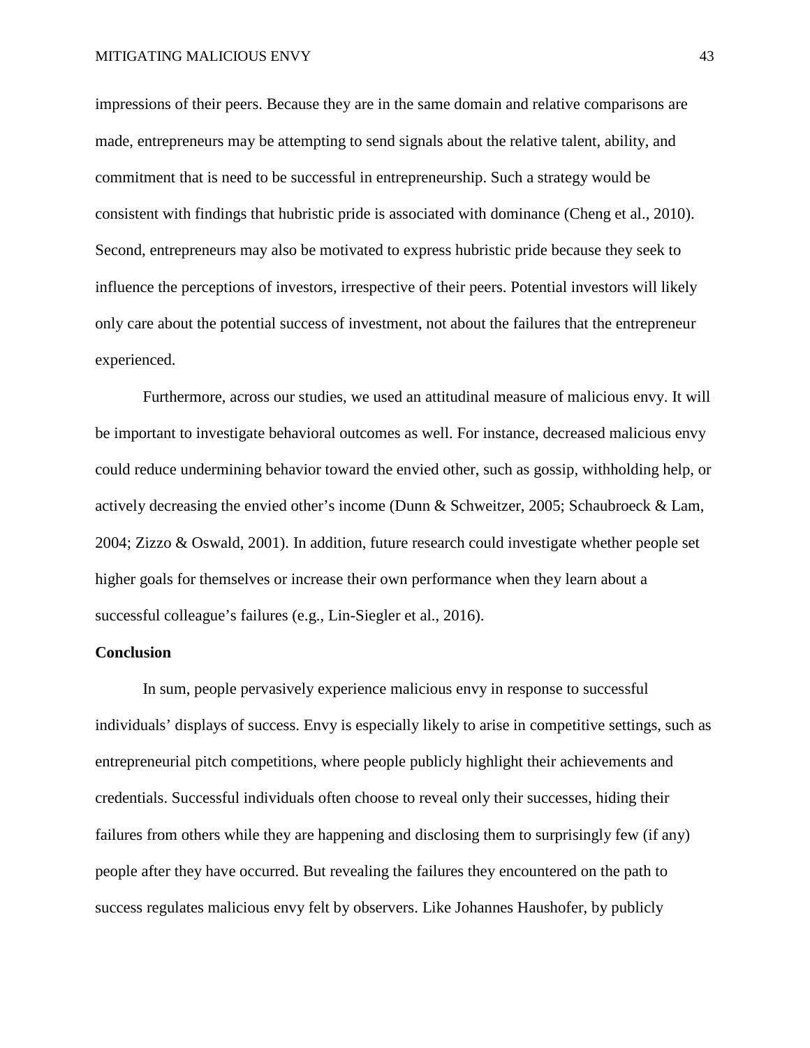impressions of their peers. Because they are in the same domain and relative comparisons are made, entrepreneurs may be attempting to send signals about the relative talent, ability, and commitment that is need to be successful in entrepreneurship. Such a strategy would be consistent with findings that hubristic pride is associated with dominance (Cheng et al., 2010). Second, entrepreneurs may also be motivated to express hubristic pride because they seek to influence the perceptions of investors, irrespective of their peers. Potential investors will likely only care about the potential success of investment, not about the failures that the entrepreneur experienced.

Furthermore, across our studies, we used an attitudinal measure of malicious envy. It will be important to investigate behavioral outcomes as well. For instance, decreased malicious envy could reduce undermining behavior toward the envied other, such as gossip, withholding help, or actively decreasing the envied other's income (Dunn & Schweitzer, 2005; Schaubroeck & Lam, 2004; Zizzo & Oswald, 2001). In addition, future research could investigate whether people set higher goals for themselves or increase their own performance when they learn about a successful colleague's failures (e.g., Lin-Siegler et al., 2016).

**Conclusion**

In sum, people pervasively experience malicious envy in response to successful individuals' displays of success. Envy is especially likely to arise in competitive settings, such as entrepreneurial pitch competitions, where people publicly highlight their achievements and credentials. Successful individuals often choose to reveal only their successes, hiding their failures from others while they are happening and disclosing them to surprisingly few (if any) people after they have occurred. But revealing the failures they encountered on the path to success regulates malicious envy felt by observers. Like Johannes Haushofer, by publicly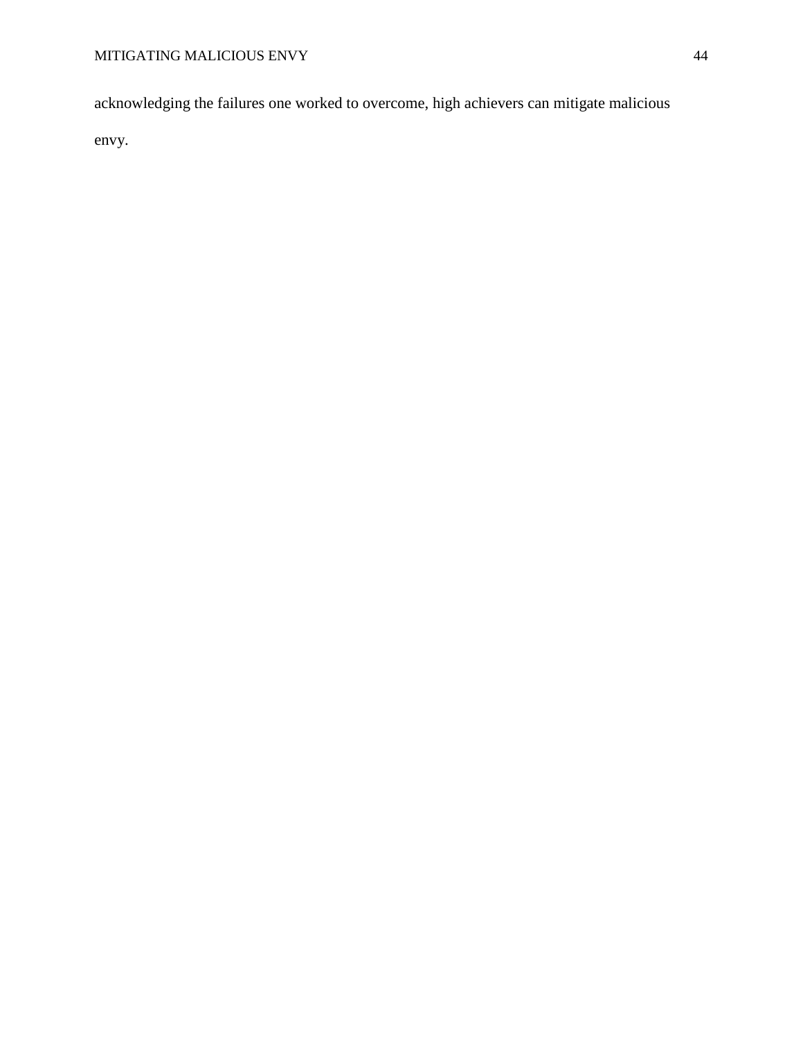acknowledging the failures one worked to overcome, high achievers can mitigate malicious envy.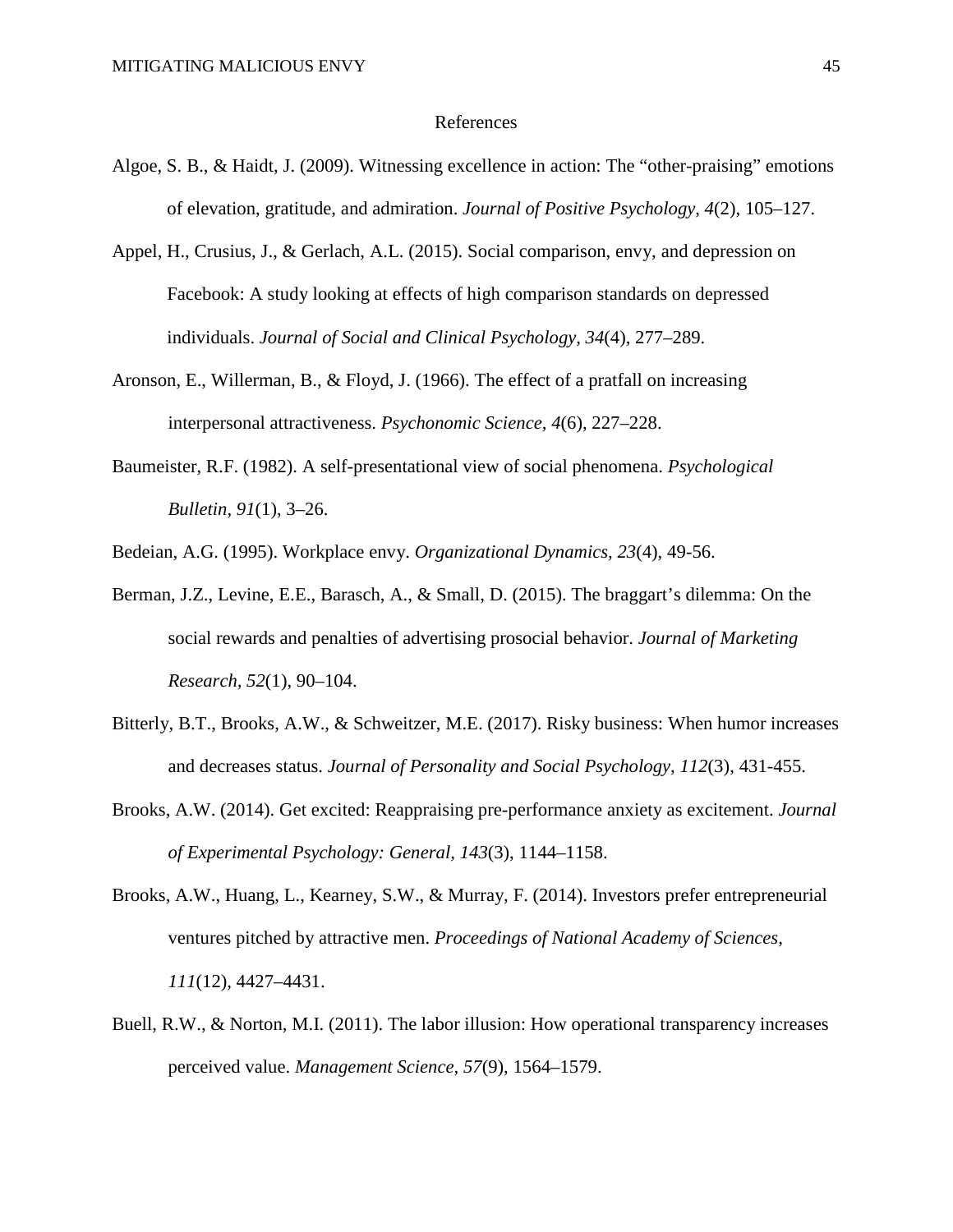# References

Algoe, S. B., & Haidt, J. (2009). Witnessing excellence in action: The “other-praising” emotions of elevation, gratitude, and admiration. *Journal of Positive Psychology*, *4*(2), 105–127.

Appel, H., Crusius, J., & Gerlach, A.L. (2015). Social comparison, envy, and depression on Facebook: A study looking at effects of high comparison standards on depressed individuals. *Journal of Social and Clinical Psychology, 34*(4), 277–289.

Aronson, E., Willerman, B., & Floyd, J. (1966). The effect of a pratfall on increasing interpersonal attractiveness. *Psychonomic Science, 4*(6), 227–228.

Baumeister, R.F. (1982). A self-presentational view of social phenomena. *Psychological Bulletin, 91*(1), 3–26.

Bedeian, A.G. (1995). Workplace envy. *Organizational Dynamics, 23*(4), 49-56.

Berman, J.Z., Levine, E.E., Barasch, A., & Small, D. (2015). The braggart’s dilemma: On the social rewards and penalties of advertising prosocial behavior. *Journal of Marketing Research, 52*(1), 90–104.

Bitterly, B.T., Brooks, A.W., & Schweitzer, M.E. (2017). Risky business: When humor increases and decreases status. *Journal of Personality and Social Psychology, 112*(3), 431-455.

Brooks, A.W. (2014). Get excited: Reappraising pre-performance anxiety as excitement. *Journal of Experimental Psychology: General, 143*(3), 1144–1158.

Brooks, A.W., Huang, L., Kearney, S.W., & Murray, F. (2014). Investors prefer entrepreneurial ventures pitched by attractive men. *Proceedings of National Academy of Sciences, 111*(12), 4427–4431.

Buell, R.W., & Norton, M.I. (2011). The labor illusion: How operational transparency increases perceived value. *Management Science, 57*(9), 1564–1579.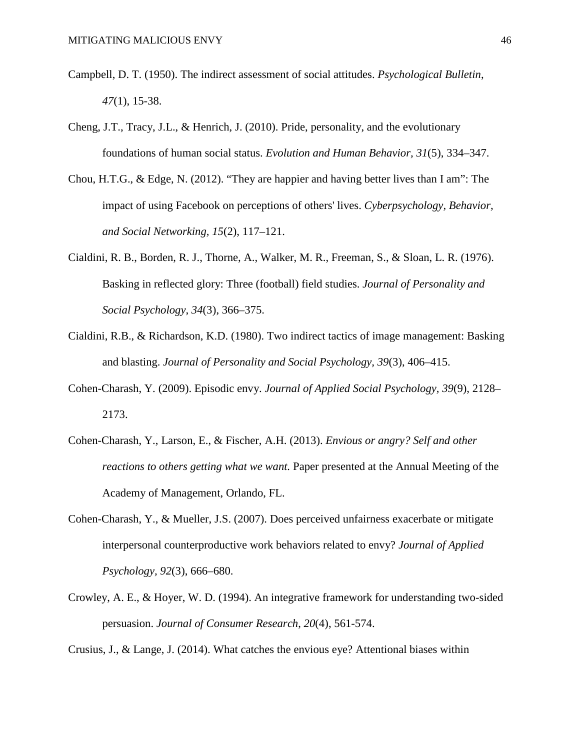Campbell, D. T. (1950). The indirect assessment of social attitudes. *Psychological Bulletin*, *47*(1), 15-38.

Cheng, J.T., Tracy, J.L., & Henrich, J. (2010). Pride, personality, and the evolutionary foundations of human social status. *Evolution and Human Behavior, 31*(5), 334–347.

Chou, H.T.G., & Edge, N. (2012). "They are happier and having better lives than I am": The impact of using Facebook on perceptions of others' lives. *Cyberpsychology, Behavior, and Social Networking, 15*(2), 117–121.

Cialdini, R. B., Borden, R. J., Thorne, A., Walker, M. R., Freeman, S., & Sloan, L. R. (1976). Basking in reflected glory: Three (football) field studies. *Journal of Personality and Social Psychology, 34*(3), 366–375.

Cialdini, R.B., & Richardson, K.D. (1980). Two indirect tactics of image management: Basking and blasting. *Journal of Personality and Social Psychology, 39*(3), 406–415.

Cohen-Charash, Y. (2009). Episodic envy. *Journal of Applied Social Psychology, 39*(9), 2128–2173.

Cohen-Charash, Y., Larson, E., & Fischer, A.H. (2013). *Envious or angry? Self and other reactions to others getting what we want.* Paper presented at the Annual Meeting of the Academy of Management, Orlando, FL.

Cohen-Charash, Y., & Mueller, J.S. (2007). Does perceived unfairness exacerbate or mitigate interpersonal counterproductive work behaviors related to envy? *Journal of Applied Psychology, 92*(3), 666–680.

Crowley, A. E., & Hoyer, W. D. (1994). An integrative framework for understanding two-sided persuasion. *Journal of Consumer Research*, *20*(4), 561-574.

Crusius, J., & Lange, J. (2014). What catches the envious eye? Attentional biases within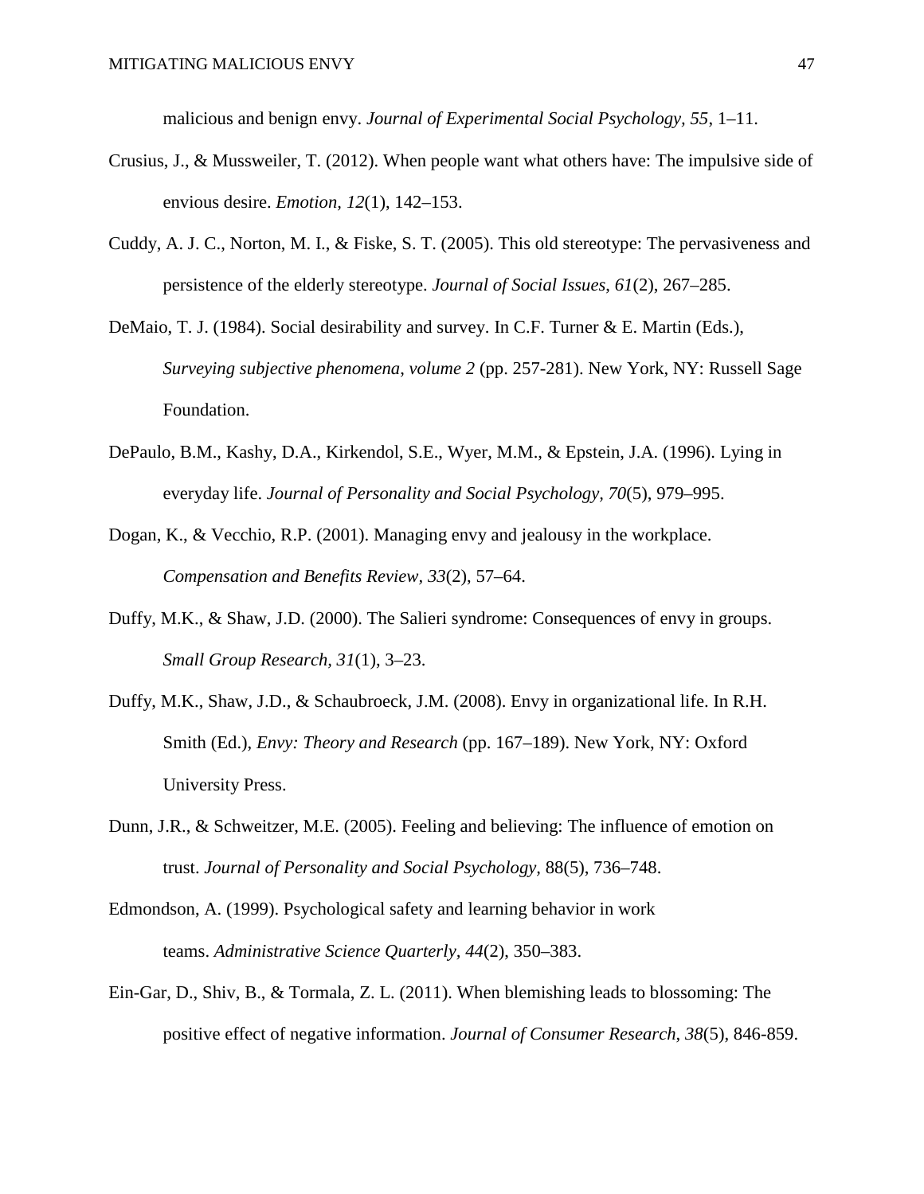malicious and benign envy. *Journal of Experimental Social Psychology, 55*, 1–11.

Crusius, J., & Mussweiler, T. (2012). When people want what others have: The impulsive side of envious desire. *Emotion, 12*(1), 142–153.

Cuddy, A. J. C., Norton, M. I., & Fiske, S. T. (2005). This old stereotype: The pervasiveness and persistence of the elderly stereotype. *Journal of Social Issues, 61*(2), 267–285.

DeMaio, T. J. (1984). Social desirability and survey. In C.F. Turner & E. Martin (Eds.), *Surveying subjective phenomena, volume 2* (pp. 257-281). New York, NY: Russell Sage Foundation.

DePaulo, B.M., Kashy, D.A., Kirkendol, S.E., Wyer, M.M., & Epstein, J.A. (1996). Lying in everyday life. *Journal of Personality and Social Psychology, 70*(5), 979–995.

Dogan, K., & Vecchio, R.P. (2001). Managing envy and jealousy in the workplace. *Compensation and Benefits Review, 33*(2), 57–64.

Duffy, M.K., & Shaw, J.D. (2000). The Salieri syndrome: Consequences of envy in groups. *Small Group Research, 31*(1), 3–23.

Duffy, M.K., Shaw, J.D., & Schaubroeck, J.M. (2008). Envy in organizational life. In R.H. Smith (Ed.), *Envy: Theory and Research* (pp. 167–189). New York, NY: Oxford University Press.

Dunn, J.R., & Schweitzer, M.E. (2005). Feeling and believing: The influence of emotion on trust. *Journal of Personality and Social Psychology,* 88(5), 736–748.

Edmondson, A. (1999). Psychological safety and learning behavior in work teams. *Administrative Science Quarterly, 44*(2), 350–383.

Ein-Gar, D., Shiv, B., & Tormala, Z. L. (2011). When blemishing leads to blossoming: The positive effect of negative information. *Journal of Consumer Research*, *38*(5), 846-859.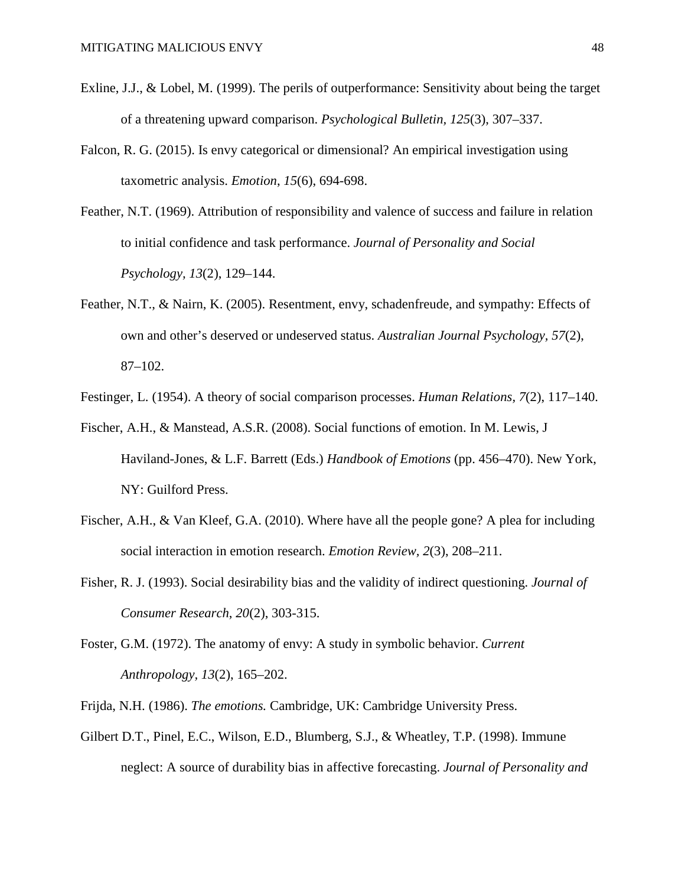Exline, J.J., & Lobel, M. (1999). The perils of outperformance: Sensitivity about being the target of a threatening upward comparison. *Psychological Bulletin, 125*(3), 307–337.

Falcon, R. G. (2015). Is envy categorical or dimensional? An empirical investigation using taxometric analysis. *Emotion*, *15*(6), 694-698.

Feather, N.T. (1969). Attribution of responsibility and valence of success and failure in relation to initial confidence and task performance. *Journal of Personality and Social Psychology, 13*(2), 129–144.

Feather, N.T., & Nairn, K. (2005). Resentment, envy, schadenfreude, and sympathy: Effects of own and other's deserved or undeserved status. *Australian Journal Psychology, 57*(2), 87–102.

Festinger, L. (1954). A theory of social comparison processes. *Human Relations, 7*(2), 117–140.

Fischer, A.H., & Manstead, A.S.R. (2008). Social functions of emotion. In M. Lewis, J Haviland-Jones, & L.F. Barrett (Eds.) *Handbook of Emotions* (pp. 456–470). New York, NY: Guilford Press.

Fischer, A.H., & Van Kleef, G.A. (2010). Where have all the people gone? A plea for including social interaction in emotion research. *Emotion Review, 2*(3), 208–211.

Fisher, R. J. (1993). Social desirability bias and the validity of indirect questioning. *Journal of Consumer Research*, *20*(2), 303-315.

Foster, G.M. (1972). The anatomy of envy: A study in symbolic behavior. *Current Anthropology, 13*(2), 165–202.

Frijda, N.H. (1986). *The emotions.* Cambridge, UK: Cambridge University Press.

Gilbert D.T., Pinel, E.C., Wilson, E.D., Blumberg, S.J., & Wheatley, T.P. (1998). Immune neglect: A source of durability bias in affective forecasting. *Journal of Personality and*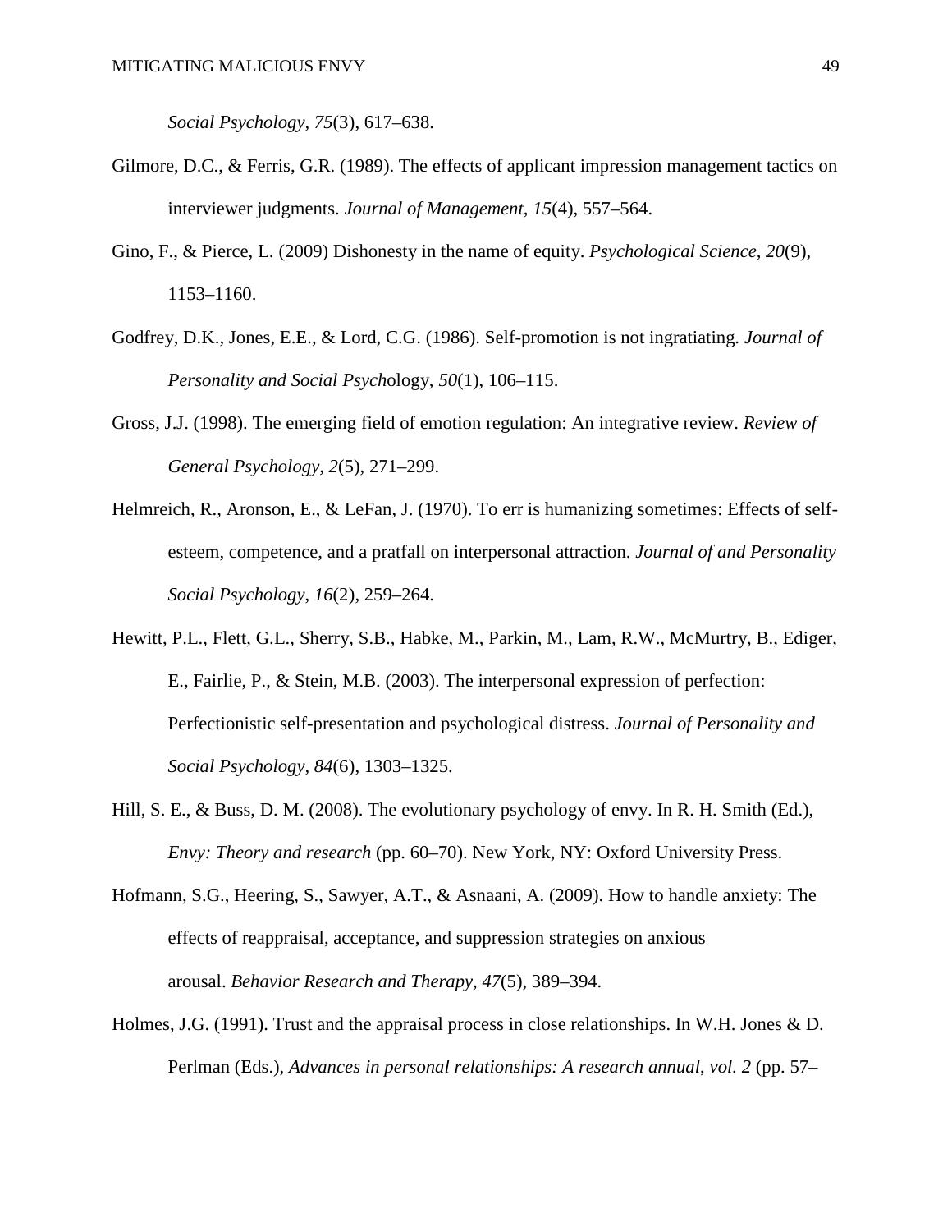*Social Psychology, 75*(3), 617–638.

Gilmore, D.C., & Ferris, G.R. (1989). The effects of applicant impression management tactics on interviewer judgments. *Journal of Management*, *15*(4), 557–564.

Gino, F., & Pierce, L. (2009) Dishonesty in the name of equity. *Psychological Science, 20*(9), 1153–1160.

Godfrey, D.K., Jones, E.E., & Lord, C.G. (1986). Self-promotion is not ingratiating. *Journal of Personality and Social Psych*ology, *50*(1), 106–115.

Gross, J.J. (1998). The emerging field of emotion regulation: An integrative review. *Review of General Psychology, 2*(5), 271–299.

Helmreich, R., Aronson, E., & LeFan, J. (1970). To err is humanizing sometimes: Effects of self-esteem, competence, and a pratfall on interpersonal attraction. *Journal of and Personality Social Psychology*, *16*(2), 259–264.

Hewitt, P.L., Flett, G.L., Sherry, S.B., Habke, M., Parkin, M., Lam, R.W., McMurtry, B., Ediger, E., Fairlie, P., & Stein, M.B. (2003). The interpersonal expression of perfection: Perfectionistic self-presentation and psychological distress. *Journal of Personality and Social Psychology, 84*(6), 1303–1325.

Hill, S. E., & Buss, D. M. (2008). The evolutionary psychology of envy. In R. H. Smith (Ed.), *Envy: Theory and research* (pp. 60–70). New York, NY: Oxford University Press.

Hofmann, S.G., Heering, S., Sawyer, A.T., & Asnaani, A. (2009). How to handle anxiety: The effects of reappraisal, acceptance, and suppression strategies on anxious arousal. *Behavior Research and Therapy*, *47*(5), 389–394.

Holmes, J.G. (1991). Trust and the appraisal process in close relationships. In W.H. Jones & D. Perlman (Eds.), *Advances in personal relationships: A research annual*, *vol. 2* (pp. 57–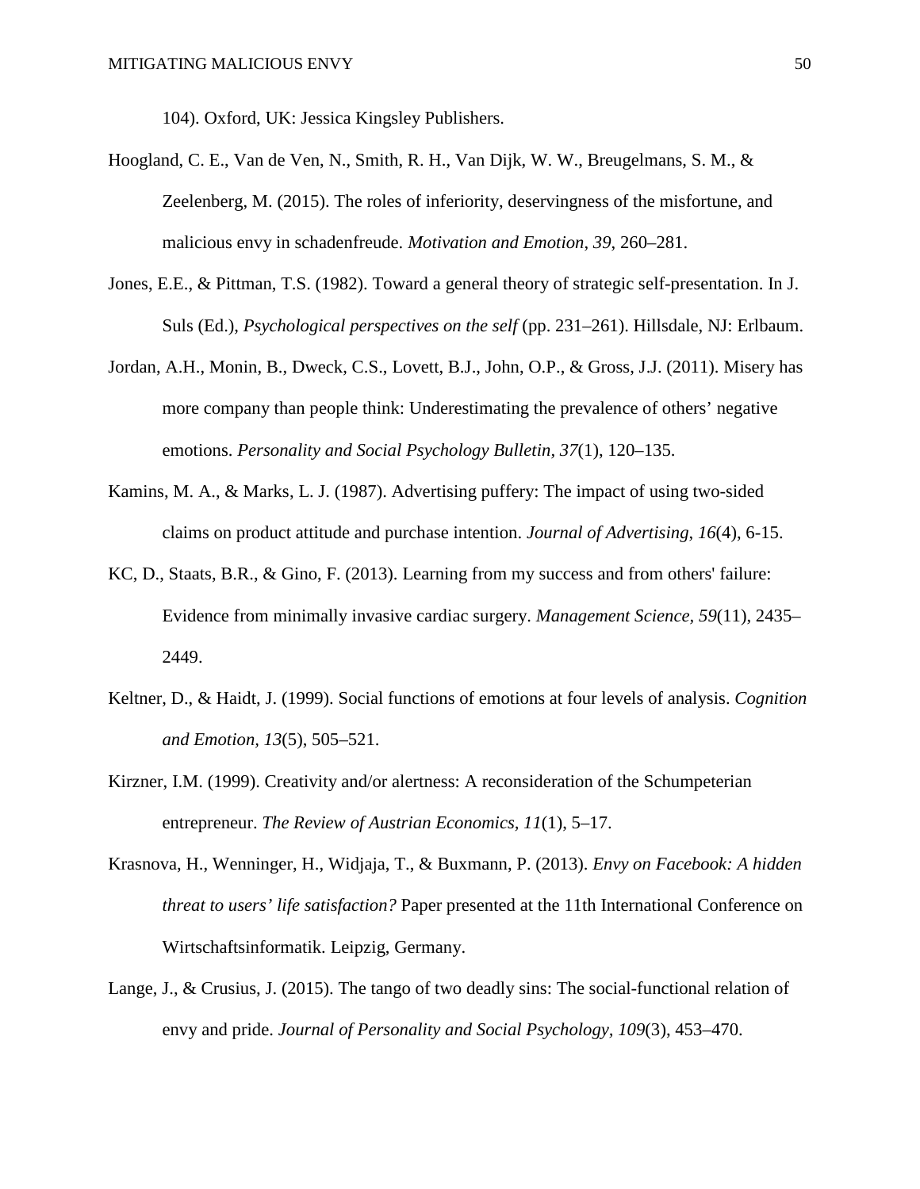104). Oxford, UK: Jessica Kingsley Publishers.

Hoogland, C. E., Van de Ven, N., Smith, R. H., Van Dijk, W. W., Breugelmans, S. M., & Zeelenberg, M. (2015). The roles of inferiority, deservingness of the misfortune, and malicious envy in schadenfreude. *Motivation and Emotion*, *39*, 260–281.

Jones, E.E., & Pittman, T.S. (1982). Toward a general theory of strategic self-presentation. In J. Suls (Ed.), *Psychological perspectives on the self* (pp. 231–261). Hillsdale, NJ: Erlbaum.

Jordan, A.H., Monin, B., Dweck, C.S., Lovett, B.J., John, O.P., & Gross, J.J. (2011). Misery has more company than people think: Underestimating the prevalence of others' negative emotions. *Personality and Social Psychology Bulletin*, *37*(1), 120–135.

Kamins, M. A., & Marks, L. J. (1987). Advertising puffery: The impact of using two-sided claims on product attitude and purchase intention. *Journal of Advertising*, *16*(4), 6-15.

KC, D., Staats, B.R., & Gino, F. (2013). Learning from my success and from others' failure: Evidence from minimally invasive cardiac surgery. *Management Science*, *59*(11), 2435–2449.

Keltner, D., & Haidt, J. (1999). Social functions of emotions at four levels of analysis. *Cognition and Emotion*, *13*(5), 505–521.

Kirzner, I.M. (1999). Creativity and/or alertness: A reconsideration of the Schumpeterian entrepreneur. *The Review of Austrian Economics*, *11*(1), 5–17.

Krasnova, H., Wenninger, H., Widjaja, T., & Buxmann, P. (2013). *Envy on Facebook: A hidden threat to users' life satisfaction?* Paper presented at the 11th International Conference on Wirtschaftsinformatik. Leipzig, Germany.

Lange, J., & Crusius, J. (2015). The tango of two deadly sins: The social-functional relation of envy and pride. *Journal of Personality and Social Psychology*, *109*(3), 453–470.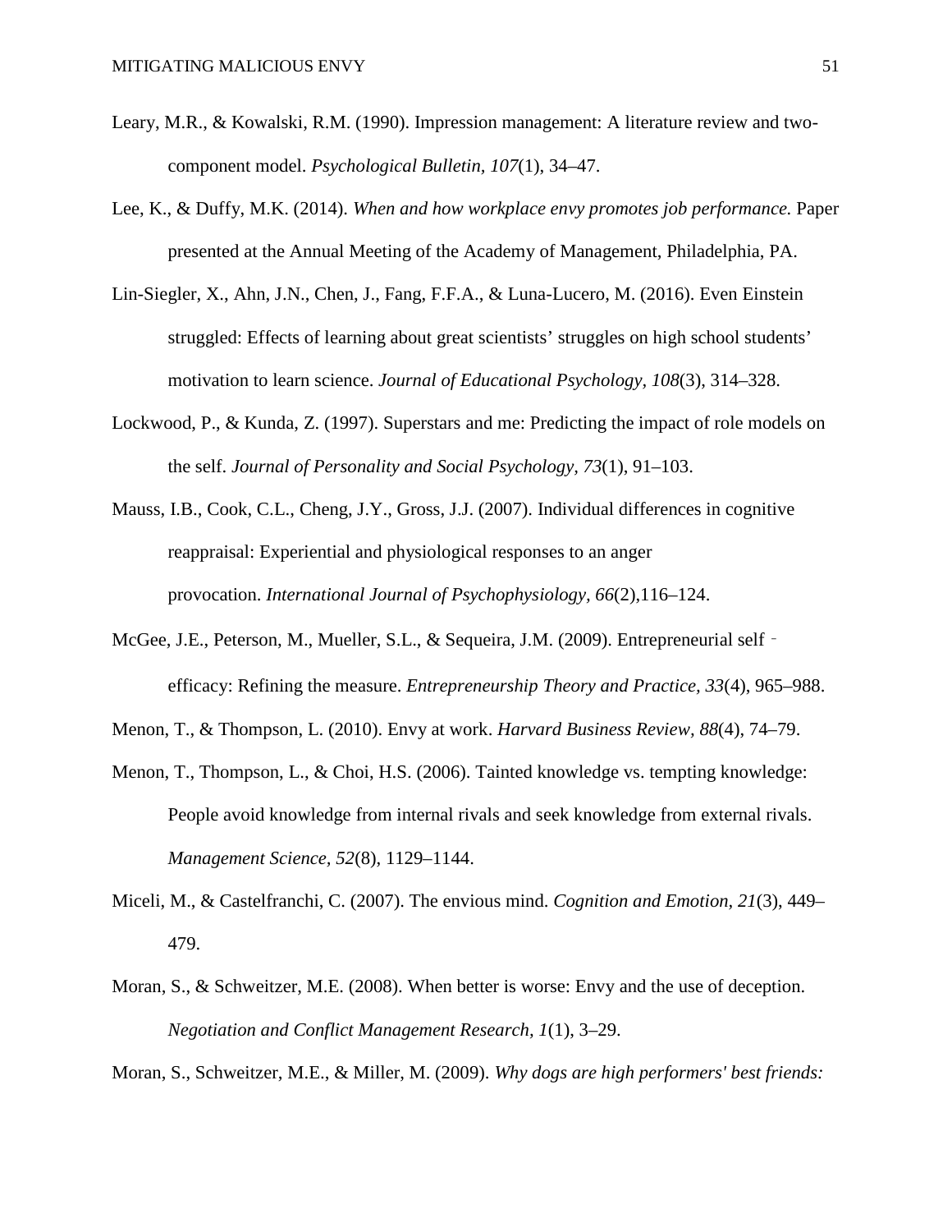Leary, M.R., & Kowalski, R.M. (1990). Impression management: A literature review and two-component model. *Psychological Bulletin, 107*(1), 34–47.

Lee, K., & Duffy, M.K. (2014). *When and how workplace envy promotes job performance.* Paper presented at the Annual Meeting of the Academy of Management, Philadelphia, PA.

Lin-Siegler, X., Ahn, J.N., Chen, J., Fang, F.F.A., & Luna-Lucero, M. (2016). Even Einstein struggled: Effects of learning about great scientists' struggles on high school students' motivation to learn science. *Journal of Educational Psychology, 108*(3), 314–328.

Lockwood, P., & Kunda, Z. (1997). Superstars and me: Predicting the impact of role models on the self. *Journal of Personality and Social Psychology, 73*(1), 91–103.

Mauss, I.B., Cook, C.L., Cheng, J.Y., Gross, J.J. (2007). Individual differences in cognitive reappraisal: Experiential and physiological responses to an anger provocation. *International Journal of Psychophysiology, 66*(2),116–124.

McGee, J.E., Peterson, M., Mueller, S.L., & Sequeira, J.M. (2009). Entrepreneurial self‐efficacy: Refining the measure. *Entrepreneurship Theory and Practice, 33*(4), 965–988.

Menon, T., & Thompson, L. (2010). Envy at work. *Harvard Business Review, 88*(4), 74–79.

Menon, T., Thompson, L., & Choi, H.S. (2006). Tainted knowledge vs. tempting knowledge: People avoid knowledge from internal rivals and seek knowledge from external rivals. *Management Science, 52*(8), 1129–1144.

Miceli, M., & Castelfranchi, C. (2007). The envious mind. *Cognition and Emotion, 21*(3), 449–479.

Moran, S., & Schweitzer, M.E. (2008). When better is worse: Envy and the use of deception. *Negotiation and Conflict Management Research, 1*(1), 3–29.

Moran, S., Schweitzer, M.E., & Miller, M. (2009). *Why dogs are high performers' best friends:*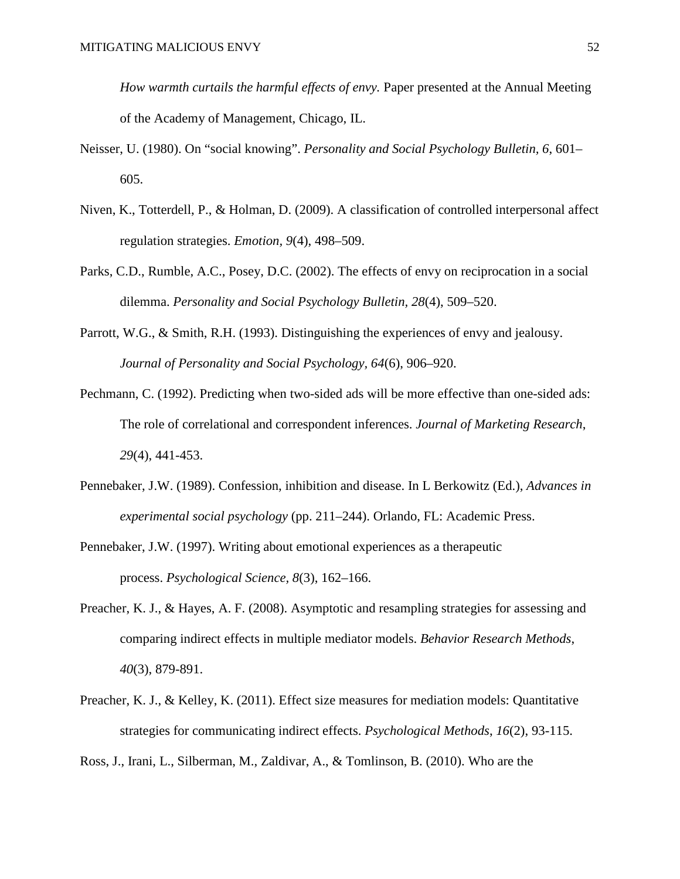*How warmth curtails the harmful effects of envy.* Paper presented at the Annual Meeting of the Academy of Management, Chicago, IL.

Neisser, U. (1980). On "social knowing". *Personality and Social Psychology Bulletin*, *6*, 601–605.

Niven, K., Totterdell, P., & Holman, D. (2009). A classification of controlled interpersonal affect regulation strategies. *Emotion*, *9*(4), 498–509.

Parks, C.D., Rumble, A.C., Posey, D.C. (2002). The effects of envy on reciprocation in a social dilemma. *Personality and Social Psychology Bulletin, 28*(4), 509–520.

Parrott, W.G., & Smith, R.H. (1993). Distinguishing the experiences of envy and jealousy. *Journal of Personality and Social Psychology*, *64*(6), 906–920.

Pechmann, C. (1992). Predicting when two-sided ads will be more effective than one-sided ads: The role of correlational and correspondent inferences. *Journal of Marketing Research*, *29*(4), 441-453.

Pennebaker, J.W. (1989). Confession, inhibition and disease. In L Berkowitz (Ed.), *Advances in experimental social psychology* (pp. 211–244). Orlando, FL: Academic Press.

Pennebaker, J.W. (1997). Writing about emotional experiences as a therapeutic process. *Psychological Science, 8*(3), 162–166.

Preacher, K. J., & Hayes, A. F. (2008). Asymptotic and resampling strategies for assessing and comparing indirect effects in multiple mediator models. *Behavior Research Methods*, *40*(3), 879-891.

Preacher, K. J., & Kelley, K. (2011). Effect size measures for mediation models: Quantitative strategies for communicating indirect effects. *Psychological Methods*, *16*(2), 93-115.

Ross, J., Irani, L., Silberman, M., Zaldivar, A., & Tomlinson, B. (2010). Who are the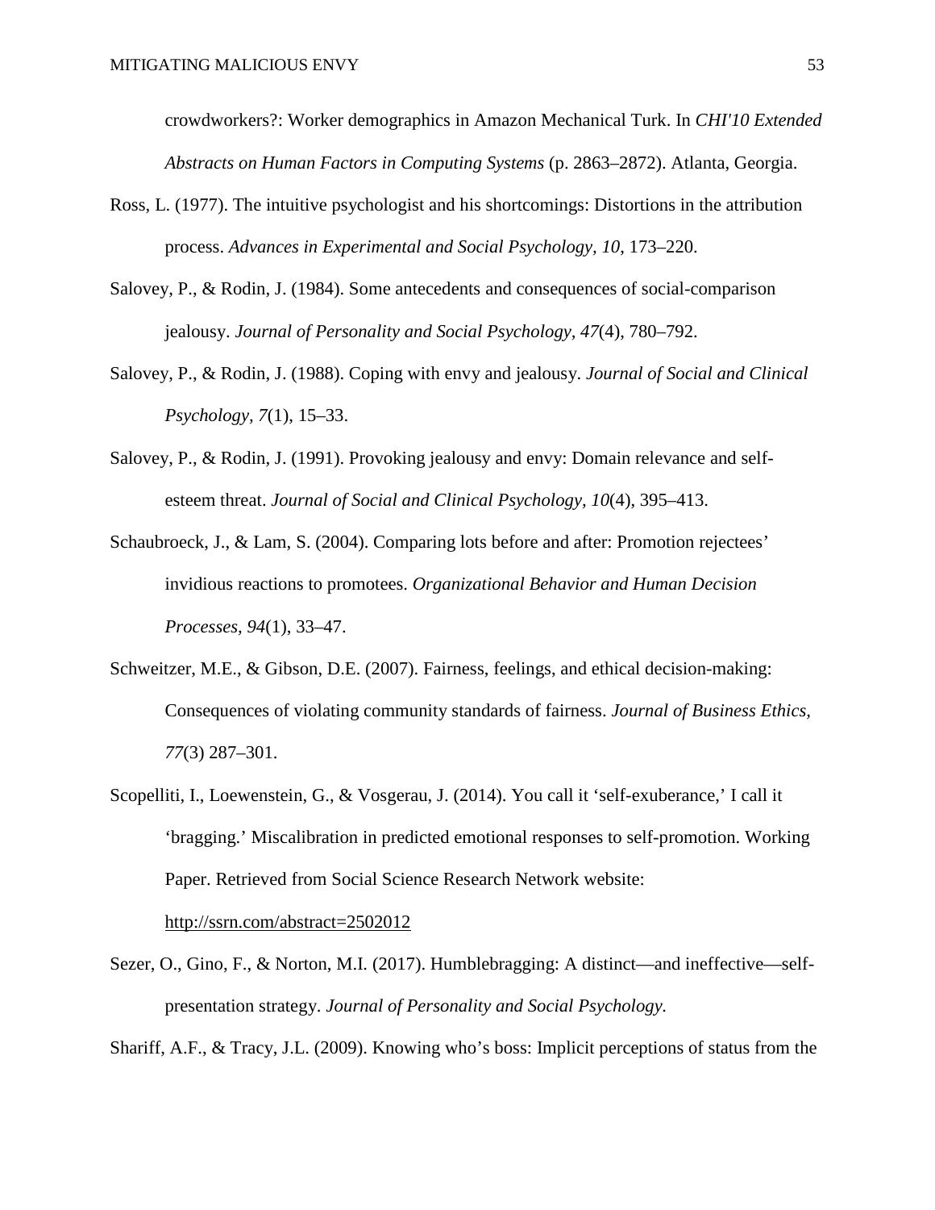crowdworkers?: Worker demographics in Amazon Mechanical Turk. In *CHI'10 Extended Abstracts on Human Factors in Computing Systems* (p. 2863–2872). Atlanta, Georgia.

Ross, L. (1977). The intuitive psychologist and his shortcomings: Distortions in the attribution process. *Advances in Experimental and Social Psychology, 10*, 173–220.

Salovey, P., & Rodin, J. (1984). Some antecedents and consequences of social-comparison jealousy. *Journal of Personality and Social Psychology, 47*(4), 780–792.

Salovey, P., & Rodin, J. (1988). Coping with envy and jealousy. *Journal of Social and Clinical Psychology, 7*(1), 15–33.

Salovey, P., & Rodin, J. (1991). Provoking jealousy and envy: Domain relevance and self-esteem threat. *Journal of Social and Clinical Psychology, 10*(4), 395–413.

Schaubroeck, J., & Lam, S. (2004). Comparing lots before and after: Promotion rejectees' invidious reactions to promotees. *Organizational Behavior and Human Decision Processes, 94*(1), 33–47.

Schweitzer, M.E., & Gibson, D.E. (2007). Fairness, feelings, and ethical decision-making: Consequences of violating community standards of fairness. *Journal of Business Ethics, 77*(3) 287–301.

Scopelliti, I., Loewenstein, G., & Vosgerau, J. (2014). You call it 'self-exuberance,' I call it 'bragging.' Miscalibration in predicted emotional responses to self-promotion. Working Paper. Retrieved from Social Science Research Network website: http://ssrn.com/abstract=2502012

Sezer, O., Gino, F., & Norton, M.I. (2017). Humblebragging: A distinct—and ineffective—self-presentation strategy. *Journal of Personality and Social Psychology.*

Shariff, A.F., & Tracy, J.L. (2009). Knowing who's boss: Implicit perceptions of status from the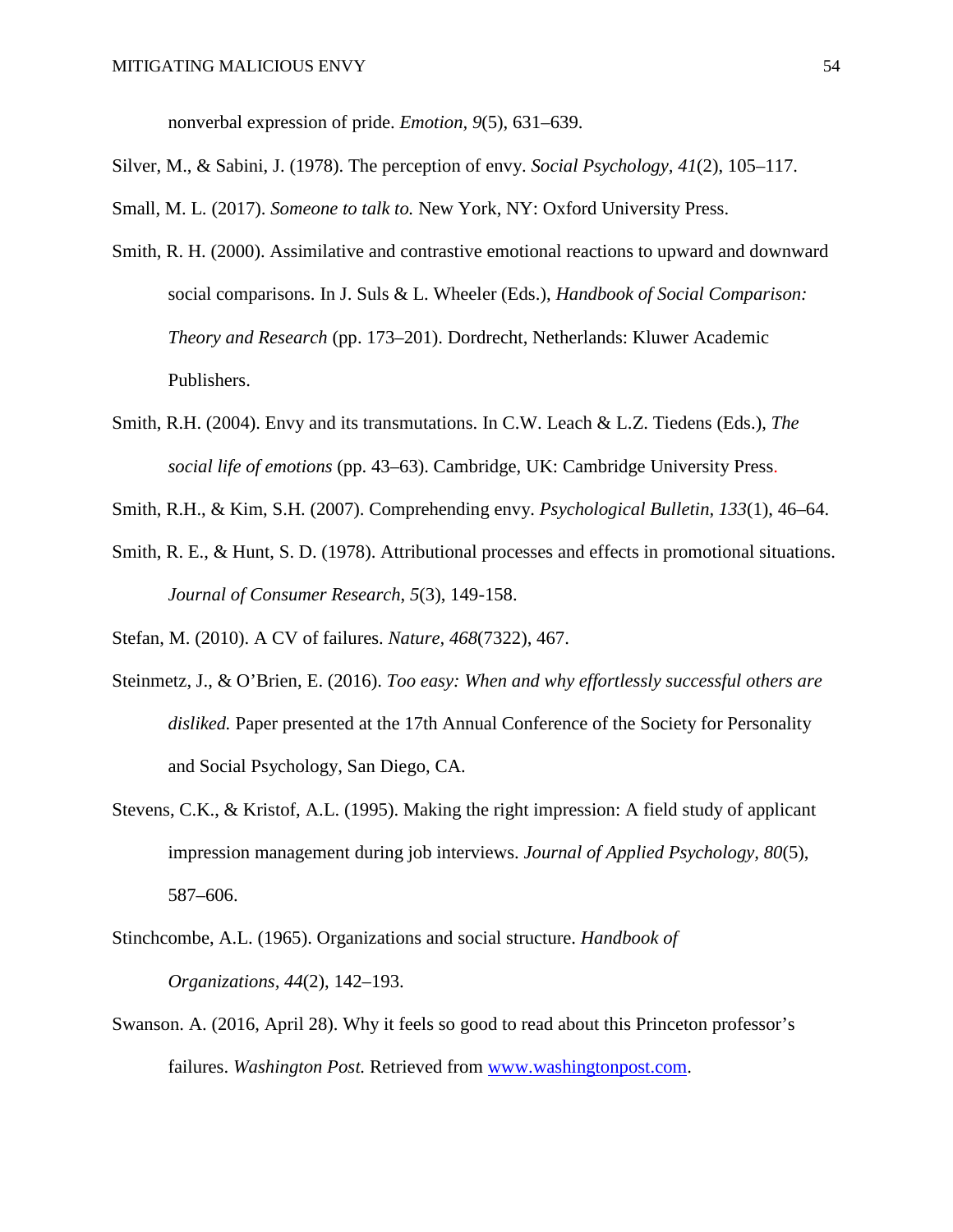nonverbal expression of pride. *Emotion, 9*(5), 631–639.

Silver, M., & Sabini, J. (1978). The perception of envy. *Social Psychology, 41*(2), 105–117.

Small, M. L. (2017). *Someone to talk to.* New York, NY: Oxford University Press.

Smith, R. H. (2000). Assimilative and contrastive emotional reactions to upward and downward social comparisons. In J. Suls & L. Wheeler (Eds.), *Handbook of Social Comparison: Theory and Research* (pp. 173–201). Dordrecht, Netherlands: Kluwer Academic Publishers.

Smith, R.H. (2004). Envy and its transmutations. In C.W. Leach & L.Z. Tiedens (Eds.), *The social life of emotions* (pp. 43–63). Cambridge, UK: Cambridge University Press.

Smith, R.H., & Kim, S.H. (2007). Comprehending envy. *Psychological Bulletin, 133*(1), 46–64.

Smith, R. E., & Hunt, S. D. (1978). Attributional processes and effects in promotional situations. *Journal of Consumer Research*, *5*(3), 149-158.

Stefan, M. (2010). A CV of failures. *Nature, 468*(7322), 467.

Steinmetz, J., & O'Brien, E. (2016). *Too easy: When and why effortlessly successful others are disliked.* Paper presented at the 17th Annual Conference of the Society for Personality and Social Psychology, San Diego, CA.

Stevens, C.K., & Kristof, A.L. (1995). Making the right impression: A field study of applicant impression management during job interviews. *Journal of Applied Psychology, 80*(5), 587–606.

Stinchcombe, A.L. (1965). Organizations and social structure. *Handbook of Organizations, 44*(2), 142–193.

Swanson. A. (2016, April 28). Why it feels so good to read about this Princeton professor's failures. *Washington Post.* Retrieved from www.washingtonpost.com.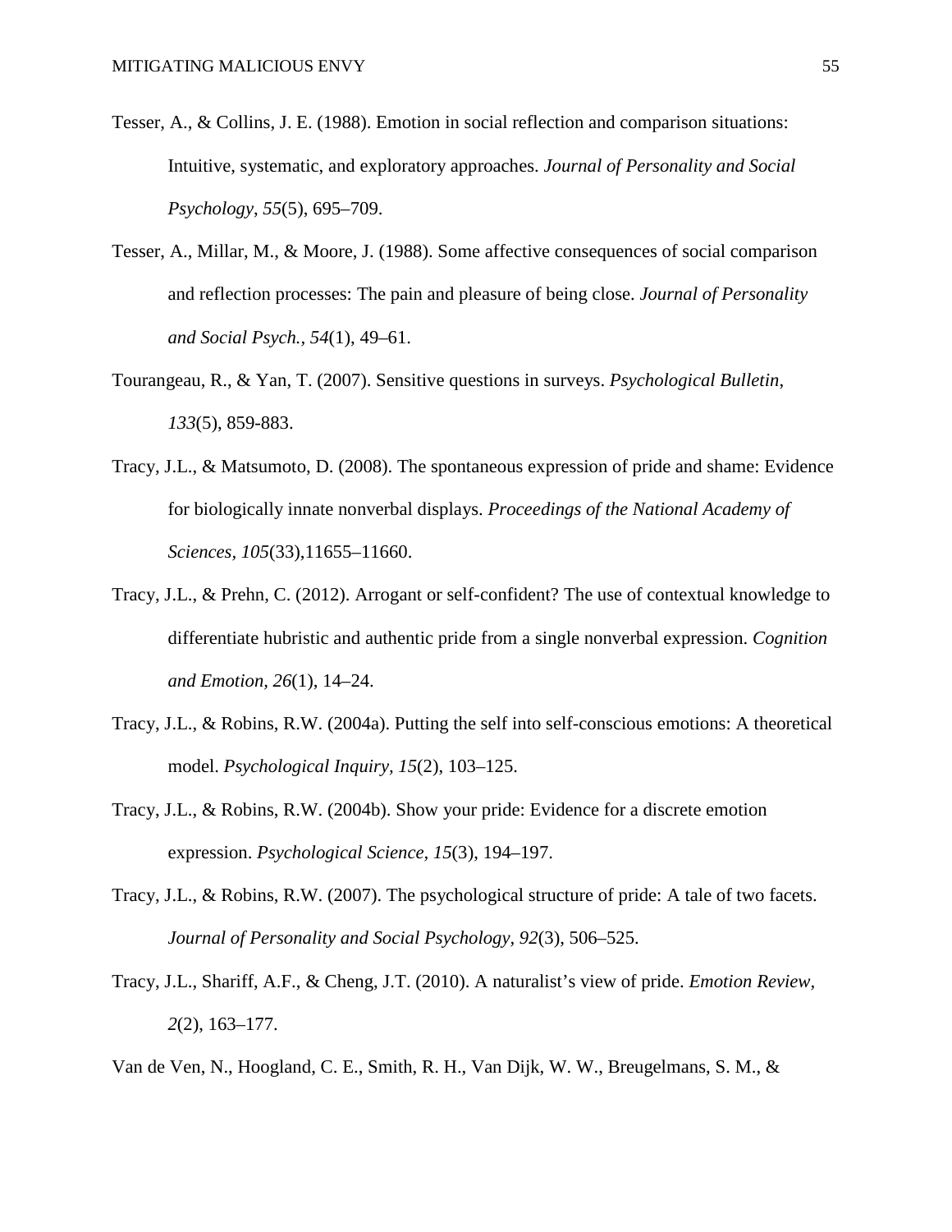Tesser, A., & Collins, J. E. (1988). Emotion in social reflection and comparison situations: Intuitive, systematic, and exploratory approaches. *Journal of Personality and Social Psychology*, *55*(5), 695–709.

Tesser, A., Millar, M., & Moore, J. (1988). Some affective consequences of social comparison and reflection processes: The pain and pleasure of being close. *Journal of Personality and Social Psych.*, *54*(1), 49–61.

Tourangeau, R., & Yan, T. (2007). Sensitive questions in surveys. *Psychological Bulletin*, *133*(5), 859-883.

Tracy, J.L., & Matsumoto, D. (2008). The spontaneous expression of pride and shame: Evidence for biologically innate nonverbal displays. *Proceedings of the National Academy of Sciences*, *105*(33),11655–11660.

Tracy, J.L., & Prehn, C. (2012). Arrogant or self-confident? The use of contextual knowledge to differentiate hubristic and authentic pride from a single nonverbal expression. *Cognition and Emotion*, *26*(1), 14–24.

Tracy, J.L., & Robins, R.W. (2004a). Putting the self into self-conscious emotions: A theoretical model. *Psychological Inquiry, 15*(2), 103–125.

Tracy, J.L., & Robins, R.W. (2004b). Show your pride: Evidence for a discrete emotion expression. *Psychological Science, 15*(3), 194–197.

Tracy, J.L., & Robins, R.W. (2007). The psychological structure of pride: A tale of two facets. *Journal of Personality and Social Psychology, 92*(3), 506–525.

Tracy, J.L., Shariff, A.F., & Cheng, J.T. (2010). A naturalist's view of pride. *Emotion Review, 2*(2), 163–177.

Van de Ven, N., Hoogland, C. E., Smith, R. H., Van Dijk, W. W., Breugelmans, S. M., &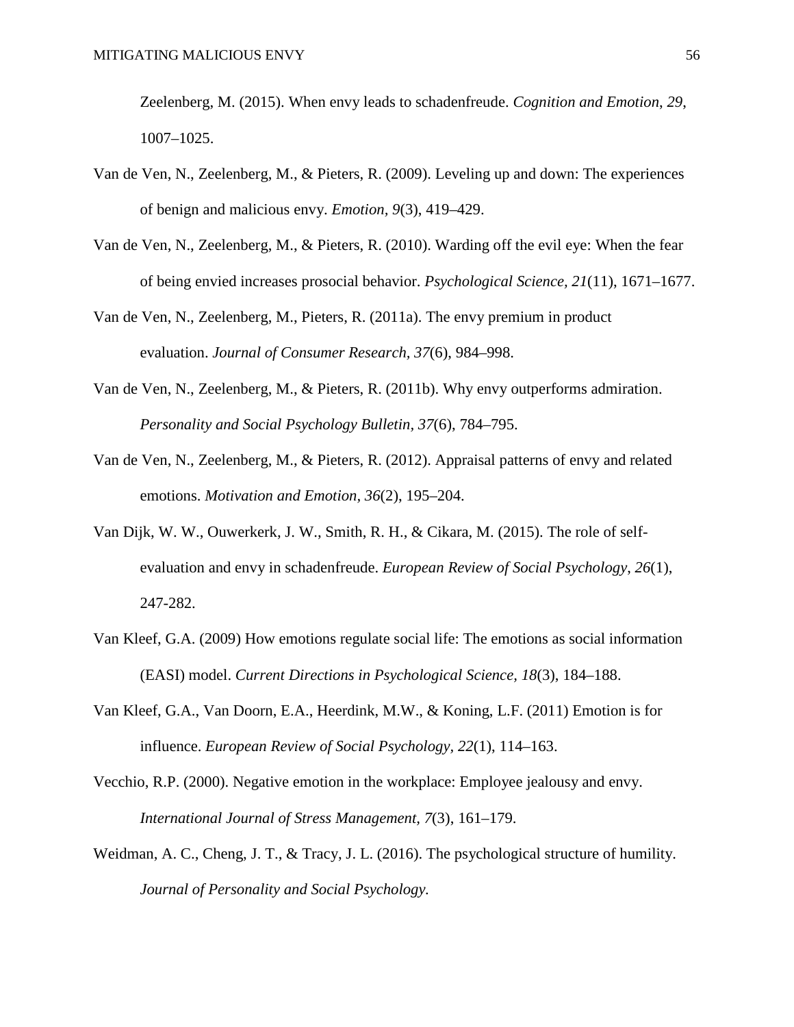Zeelenberg, M. (2015). When envy leads to schadenfreude. *Cognition and Emotion*, *29*, 1007–1025.

Van de Ven, N., Zeelenberg, M., & Pieters, R. (2009). Leveling up and down: The experiences of benign and malicious envy. *Emotion, 9*(3), 419–429.

Van de Ven, N., Zeelenberg, M., & Pieters, R. (2010). Warding off the evil eye: When the fear of being envied increases prosocial behavior. *Psychological Science, 21*(11), 1671–1677.

Van de Ven, N., Zeelenberg, M., Pieters, R. (2011a). The envy premium in product evaluation. *Journal of Consumer Research, 37*(6), 984–998.

Van de Ven, N., Zeelenberg, M., & Pieters, R. (2011b). Why envy outperforms admiration. *Personality and Social Psychology Bulletin, 37*(6), 784–795.

Van de Ven, N., Zeelenberg, M., & Pieters, R. (2012). Appraisal patterns of envy and related emotions. *Motivation and Emotion, 36*(2), 195–204.

Van Dijk, W. W., Ouwerkerk, J. W., Smith, R. H., & Cikara, M. (2015). The role of self-evaluation and envy in schadenfreude. *European Review of Social Psychology*, *26*(1), 247-282.

Van Kleef, G.A. (2009) How emotions regulate social life: The emotions as social information (EASI) model. *Current Directions in Psychological Science, 18*(3), 184–188.

Van Kleef, G.A., Van Doorn, E.A., Heerdink, M.W., & Koning, L.F. (2011) Emotion is for influence. *European Review of Social Psychology, 22*(1), 114–163.

Vecchio, R.P. (2000). Negative emotion in the workplace: Employee jealousy and envy. *International Journal of Stress Management, 7*(3), 161–179.

Weidman, A. C., Cheng, J. T., & Tracy, J. L. (2016). The psychological structure of humility. *Journal of Personality and Social Psychology.*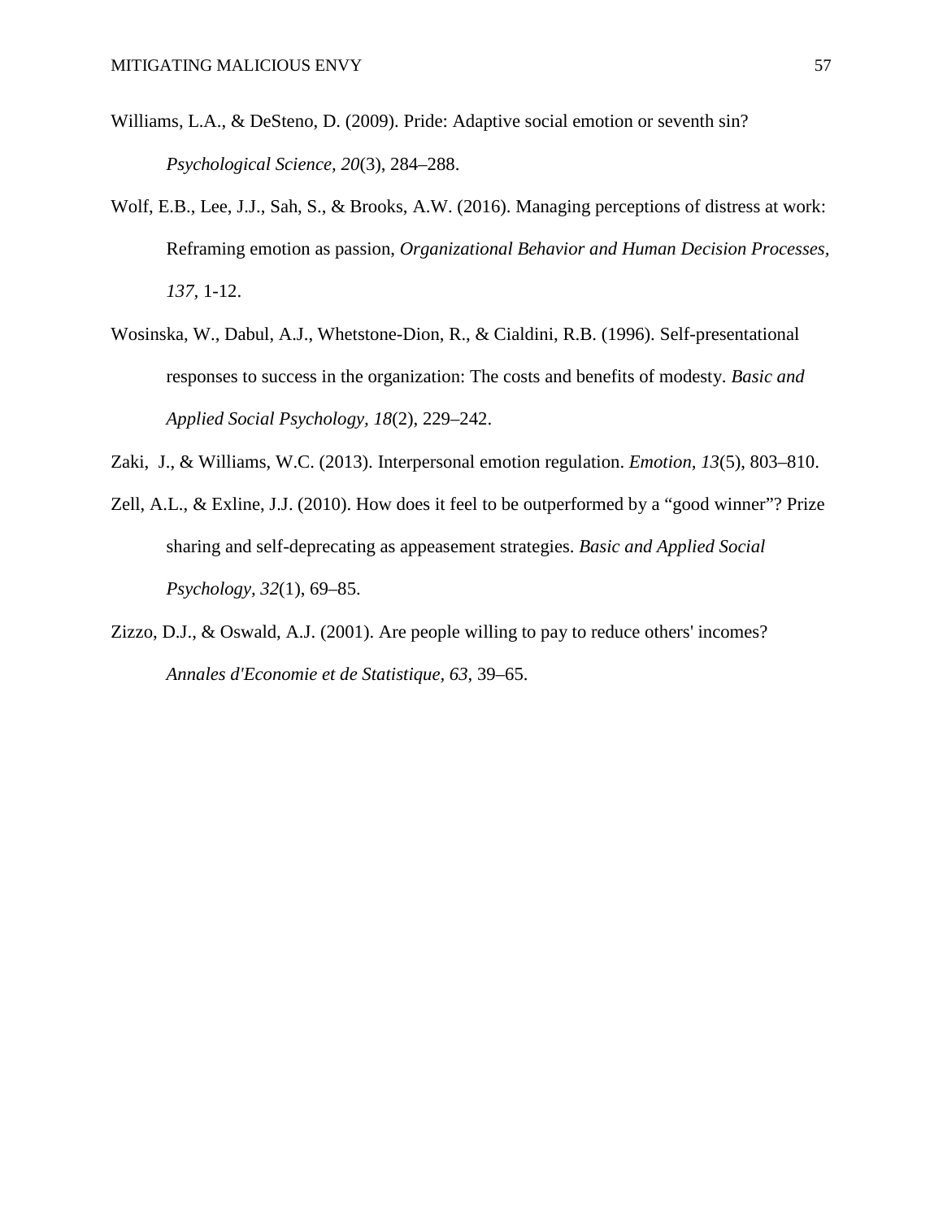Williams, L.A., & DeSteno, D. (2009). Pride: Adaptive social emotion or seventh sin? *Psychological Science, 20*(3), 284–288.

Wolf, E.B., Lee, J.J., Sah, S., & Brooks, A.W. (2016). Managing perceptions of distress at work: Reframing emotion as passion, *Organizational Behavior and Human Decision Processes, 137,* 1-12.

Wosinska, W., Dabul, A.J., Whetstone-Dion, R., & Cialdini, R.B. (1996). Self-presentational responses to success in the organization: The costs and benefits of modesty. *Basic and Applied Social Psychology, 18*(2), 229–242.

Zaki, J., & Williams, W.C. (2013). Interpersonal emotion regulation. *Emotion, 13*(5), 803–810.

Zell, A.L., & Exline, J.J. (2010). How does it feel to be outperformed by a "good winner"? Prize sharing and self-deprecating as appeasement strategies. *Basic and Applied Social Psychology, 32*(1), 69–85.

Zizzo, D.J., & Oswald, A.J. (2001). Are people willing to pay to reduce others' incomes? *Annales d'Economie et de Statistique, 63*, 39–65.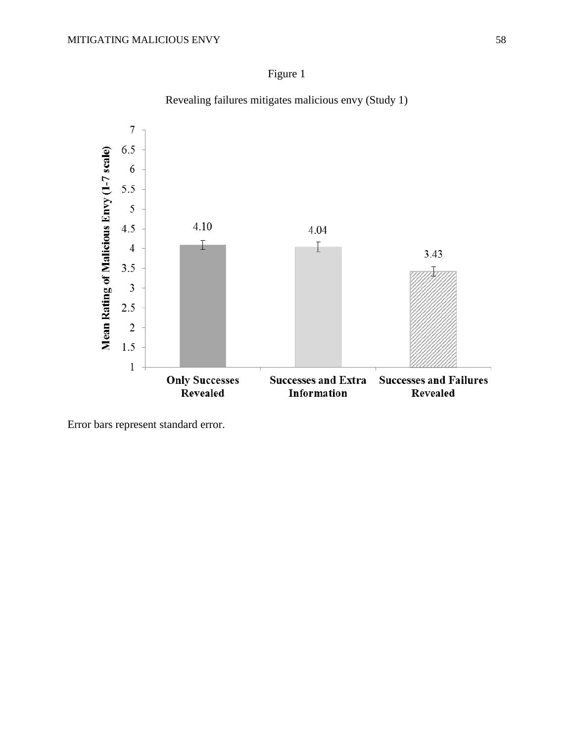Figure 1

Revealing failures mitigates malicious envy (Study 1)

| Condition | Mean Rating of Malicious Envy (1-7 scale) |
| --- | --- |
| Only Successes Revealed | 4.10 |
| Successes and Extra Information | 4.04 |
| Successes and Failures Revealed | 3.43 |

Error bars represent standard error.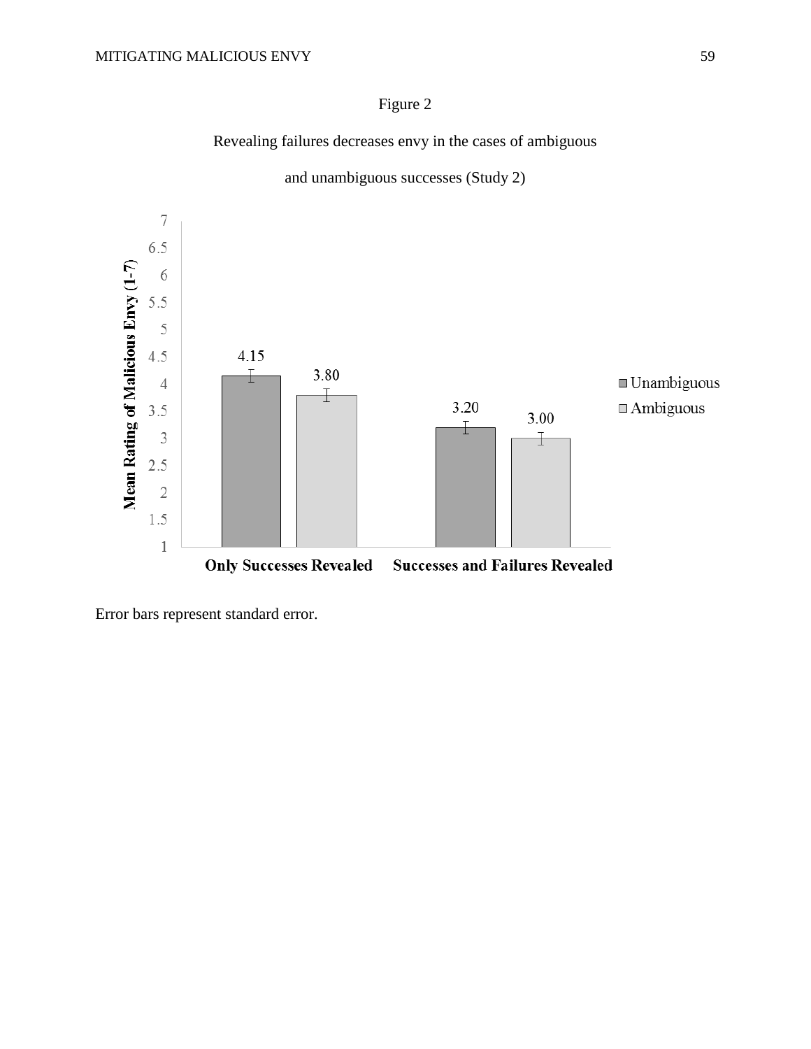Figure 2

Revealing failures decreases envy in the cases of ambiguous and unambiguous successes (Study 2)

Error bars represent standard error.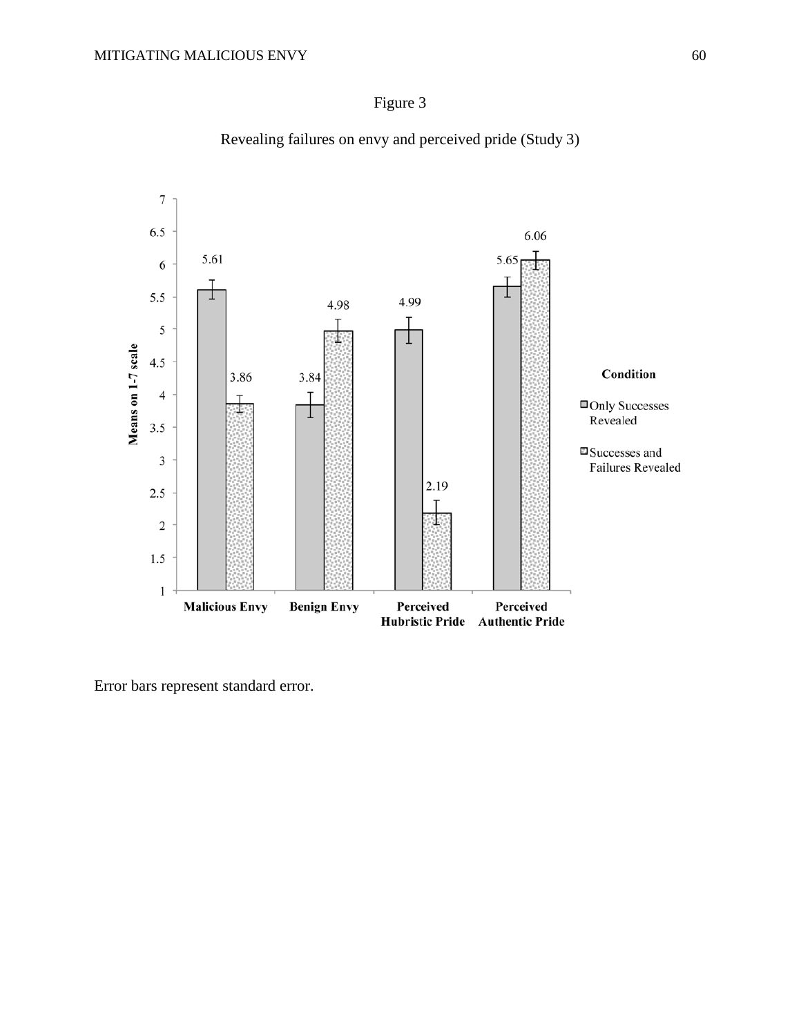Figure 3

Revealing failures on envy and perceived pride (Study 3)

Error bars represent standard error.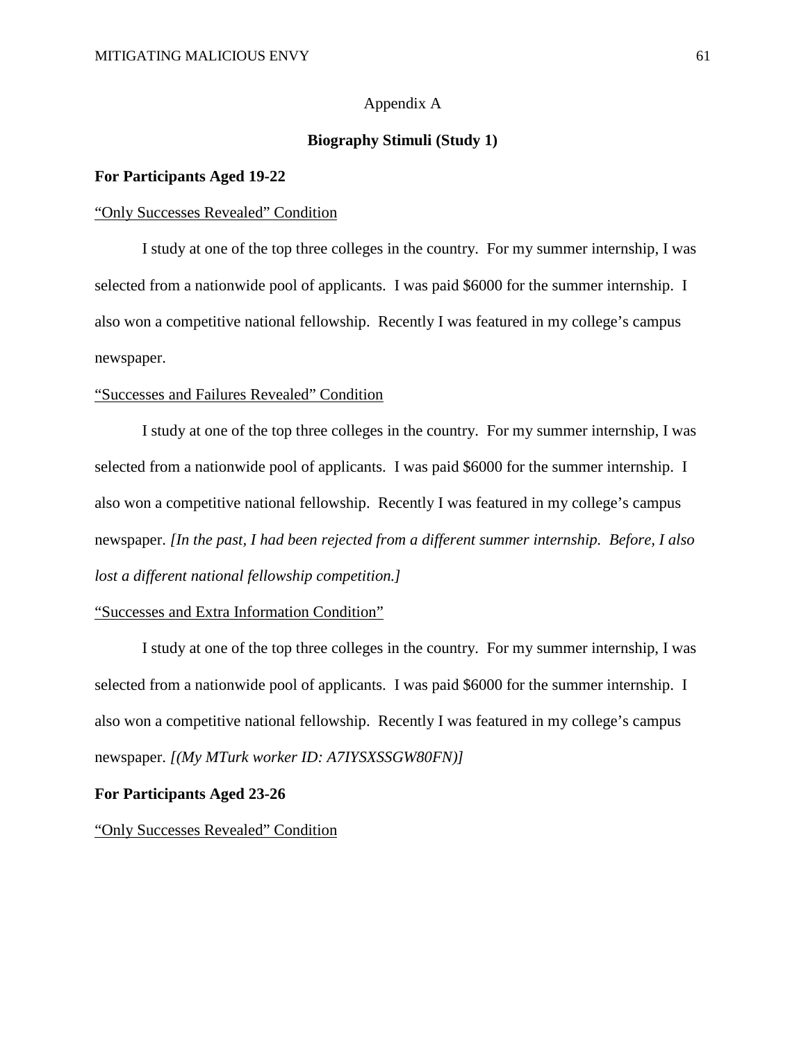Appendix A

**Biography Stimuli (Study 1)**

**For Participants Aged 19-22**

“Only Successes Revealed” Condition

I study at one of the top three colleges in the country. For my summer internship, I was selected from a nationwide pool of applicants. I was paid $6000 for the summer internship. I also won a competitive national fellowship. Recently I was featured in my college’s campus newspaper.

“Successes and Failures Revealed” Condition

I study at one of the top three colleges in the country. For my summer internship, I was selected from a nationwide pool of applicants. I was paid $6000 for the summer internship. I also won a competitive national fellowship. Recently I was featured in my college’s campus newspaper. *[In the past, I had been rejected from a different summer internship. Before, I also lost a different national fellowship competition.]*

“Successes and Extra Information Condition”

I study at one of the top three colleges in the country. For my summer internship, I was selected from a nationwide pool of applicants. I was paid $6000 for the summer internship. I also won a competitive national fellowship. Recently I was featured in my college’s campus newspaper. *[(My MTurk worker ID: A7IYSXSSGW80FN)]*

**For Participants Aged 23-26**

“Only Successes Revealed” Condition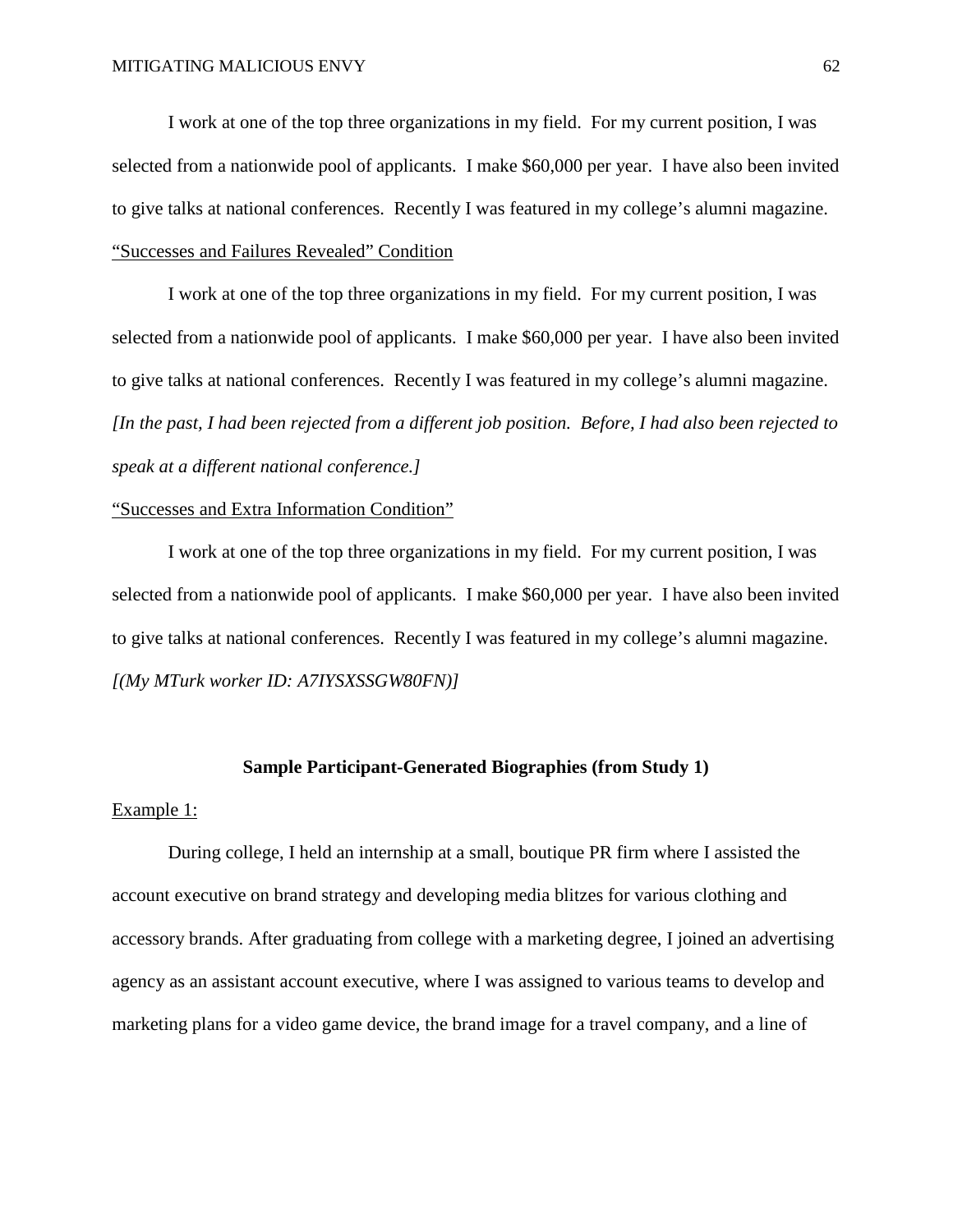I work at one of the top three organizations in my field. For my current position, I was selected from a nationwide pool of applicants. I make $60,000 per year. I have also been invited to give talks at national conferences. Recently I was featured in my college's alumni magazine.

<u>"Successes and Failures Revealed" Condition</u>

I work at one of the top three organizations in my field. For my current position, I was selected from a nationwide pool of applicants. I make $60,000 per year. I have also been invited to give talks at national conferences. Recently I was featured in my college's alumni magazine. *[In the past, I had been rejected from a different job position. Before, I had also been rejected to speak at a different national conference.]*

<u>"Successes and Extra Information Condition"</u>

I work at one of the top three organizations in my field. For my current position, I was selected from a nationwide pool of applicants. I make $60,000 per year. I have also been invited to give talks at national conferences. Recently I was featured in my college's alumni magazine. *[(My MTurk worker ID: A7IYSXSSGW80FN)]*

**Sample Participant-Generated Biographies (from Study 1)**

<u>Example 1:</u>

During college, I held an internship at a small, boutique PR firm where I assisted the account executive on brand strategy and developing media blitzes for various clothing and accessory brands. After graduating from college with a marketing degree, I joined an advertising agency as an assistant account executive, where I was assigned to various teams to develop and marketing plans for a video game device, the brand image for a travel company, and a line of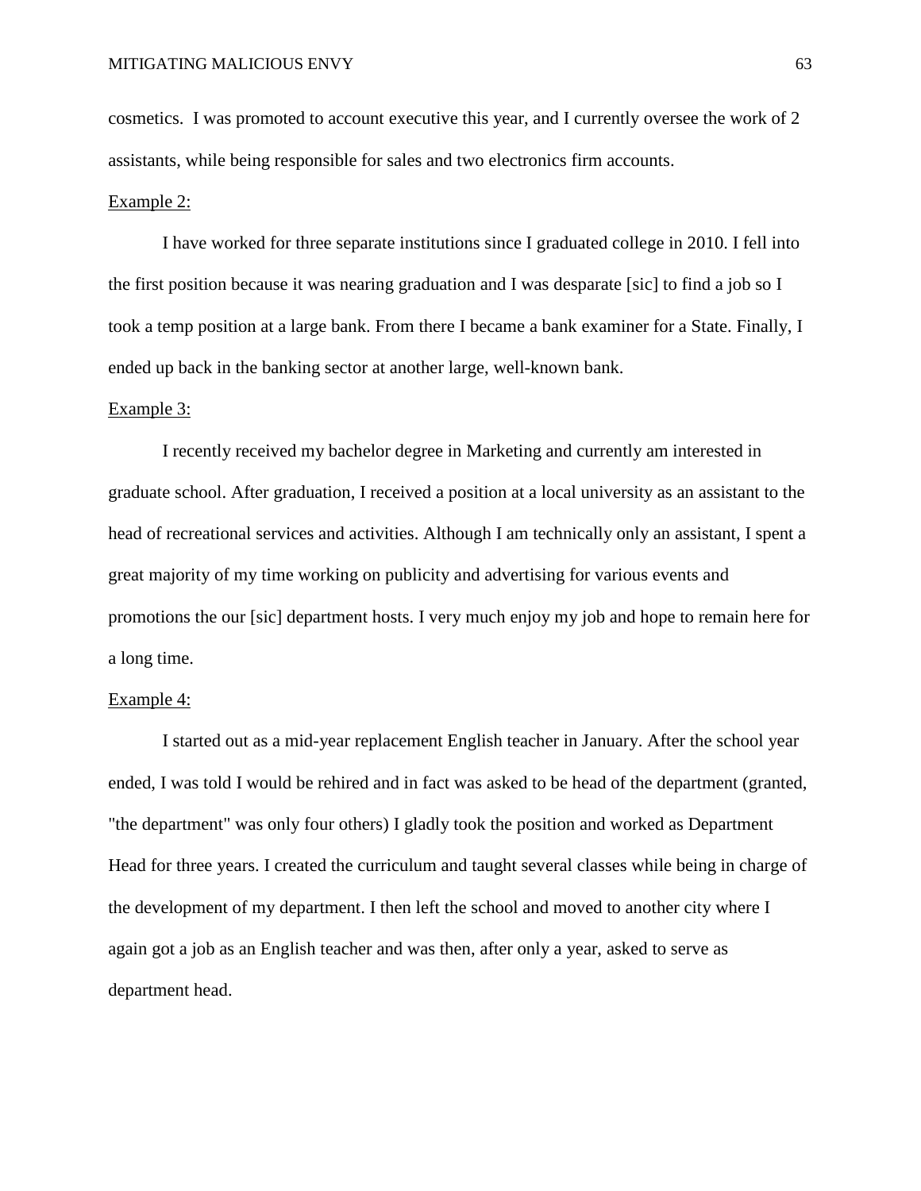cosmetics. I was promoted to account executive this year, and I currently oversee the work of 2 assistants, while being responsible for sales and two electronics firm accounts.

Example 2:

I have worked for three separate institutions since I graduated college in 2010. I fell into the first position because it was nearing graduation and I was desparate [sic] to find a job so I took a temp position at a large bank. From there I became a bank examiner for a State. Finally, I ended up back in the banking sector at another large, well-known bank.

Example 3:

I recently received my bachelor degree in Marketing and currently am interested in graduate school. After graduation, I received a position at a local university as an assistant to the head of recreational services and activities. Although I am technically only an assistant, I spent a great majority of my time working on publicity and advertising for various events and promotions the our [sic] department hosts. I very much enjoy my job and hope to remain here for a long time.

Example 4:

I started out as a mid-year replacement English teacher in January. After the school year ended, I was told I would be rehired and in fact was asked to be head of the department (granted, "the department" was only four others) I gladly took the position and worked as Department Head for three years. I created the curriculum and taught several classes while being in charge of the development of my department. I then left the school and moved to another city where I again got a job as an English teacher and was then, after only a year, asked to serve as department head.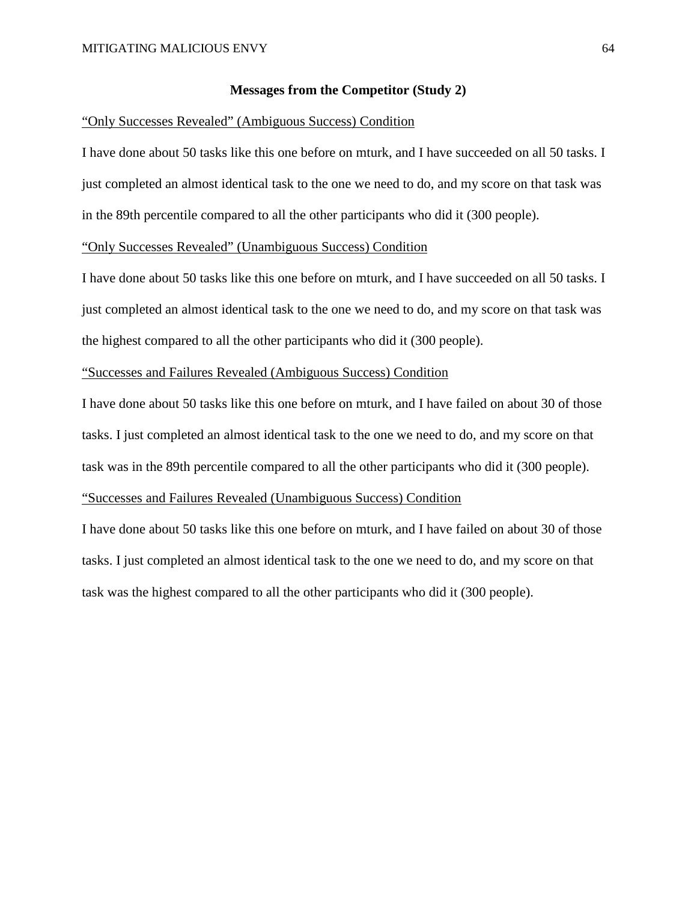## Messages from the Competitor (Study 2)

<u>“Only Successes Revealed” (Ambiguous Success) Condition</u>

I have done about 50 tasks like this one before on mturk, and I have succeeded on all 50 tasks. I just completed an almost identical task to the one we need to do, and my score on that task was in the 89th percentile compared to all the other participants who did it (300 people).

<u>“Only Successes Revealed” (Unambiguous Success) Condition</u>

I have done about 50 tasks like this one before on mturk, and I have succeeded on all 50 tasks. I just completed an almost identical task to the one we need to do, and my score on that task was the highest compared to all the other participants who did it (300 people).

<u>“Successes and Failures Revealed (Ambiguous Success) Condition</u>

I have done about 50 tasks like this one before on mturk, and I have failed on about 30 of those tasks. I just completed an almost identical task to the one we need to do, and my score on that task was in the 89th percentile compared to all the other participants who did it (300 people).

<u>“Successes and Failures Revealed (Unambiguous Success) Condition</u>

I have done about 50 tasks like this one before on mturk, and I have failed on about 30 of those tasks. I just completed an almost identical task to the one we need to do, and my score on that task was the highest compared to all the other participants who did it (300 people).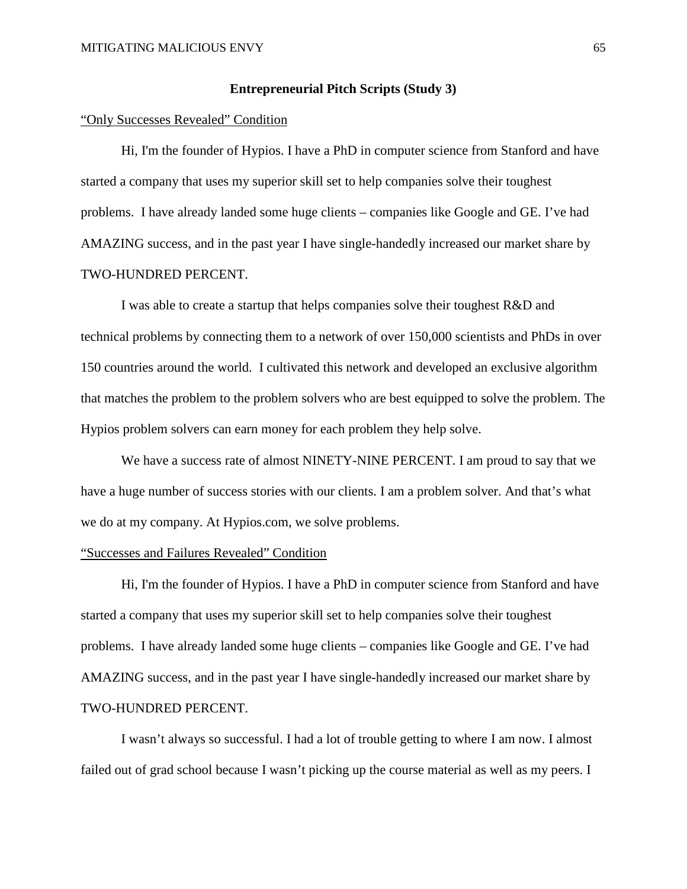## Entrepreneurial Pitch Scripts (Study 3)

<u>"Only Successes Revealed" Condition</u>

Hi, I'm the founder of Hypios. I have a PhD in computer science from Stanford and have started a company that uses my superior skill set to help companies solve their toughest problems. I have already landed some huge clients – companies like Google and GE. I've had AMAZING success, and in the past year I have single-handedly increased our market share by TWO-HUNDRED PERCENT.

I was able to create a startup that helps companies solve their toughest R&D and technical problems by connecting them to a network of over 150,000 scientists and PhDs in over 150 countries around the world. I cultivated this network and developed an exclusive algorithm that matches the problem to the problem solvers who are best equipped to solve the problem. The Hypios problem solvers can earn money for each problem they help solve.

We have a success rate of almost NINETY-NINE PERCENT. I am proud to say that we have a huge number of success stories with our clients. I am a problem solver. And that's what we do at my company. At Hypios.com, we solve problems.

<u>"Successes and Failures Revealed" Condition</u>

Hi, I'm the founder of Hypios. I have a PhD in computer science from Stanford and have started a company that uses my superior skill set to help companies solve their toughest problems. I have already landed some huge clients – companies like Google and GE. I've had AMAZING success, and in the past year I have single-handedly increased our market share by TWO-HUNDRED PERCENT.

I wasn't always so successful. I had a lot of trouble getting to where I am now. I almost failed out of grad school because I wasn't picking up the course material as well as my peers. I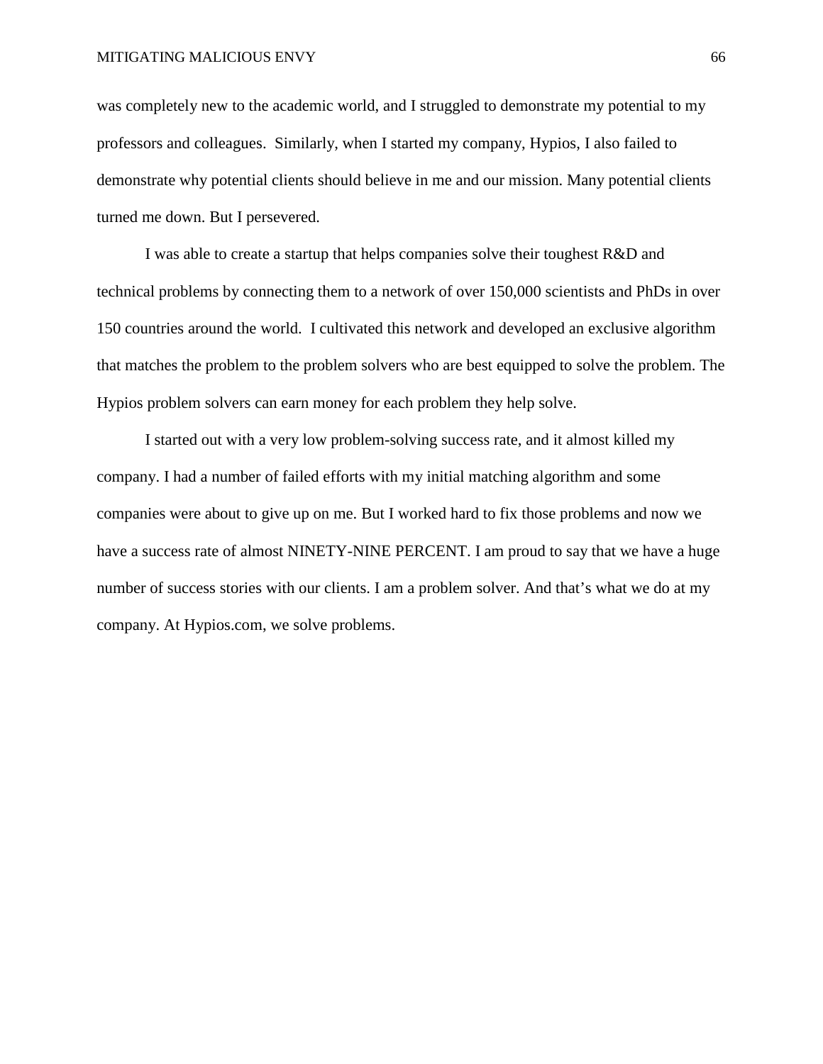was completely new to the academic world, and I struggled to demonstrate my potential to my professors and colleagues. Similarly, when I started my company, Hypios, I also failed to demonstrate why potential clients should believe in me and our mission. Many potential clients turned me down. But I persevered.

I was able to create a startup that helps companies solve their toughest R&D and technical problems by connecting them to a network of over 150,000 scientists and PhDs in over 150 countries around the world. I cultivated this network and developed an exclusive algorithm that matches the problem to the problem solvers who are best equipped to solve the problem. The Hypios problem solvers can earn money for each problem they help solve.

I started out with a very low problem-solving success rate, and it almost killed my company. I had a number of failed efforts with my initial matching algorithm and some companies were about to give up on me. But I worked hard to fix those problems and now we have a success rate of almost NINETY-NINE PERCENT. I am proud to say that we have a huge number of success stories with our clients. I am a problem solver. And that's what we do at my company. At Hypios.com, we solve problems.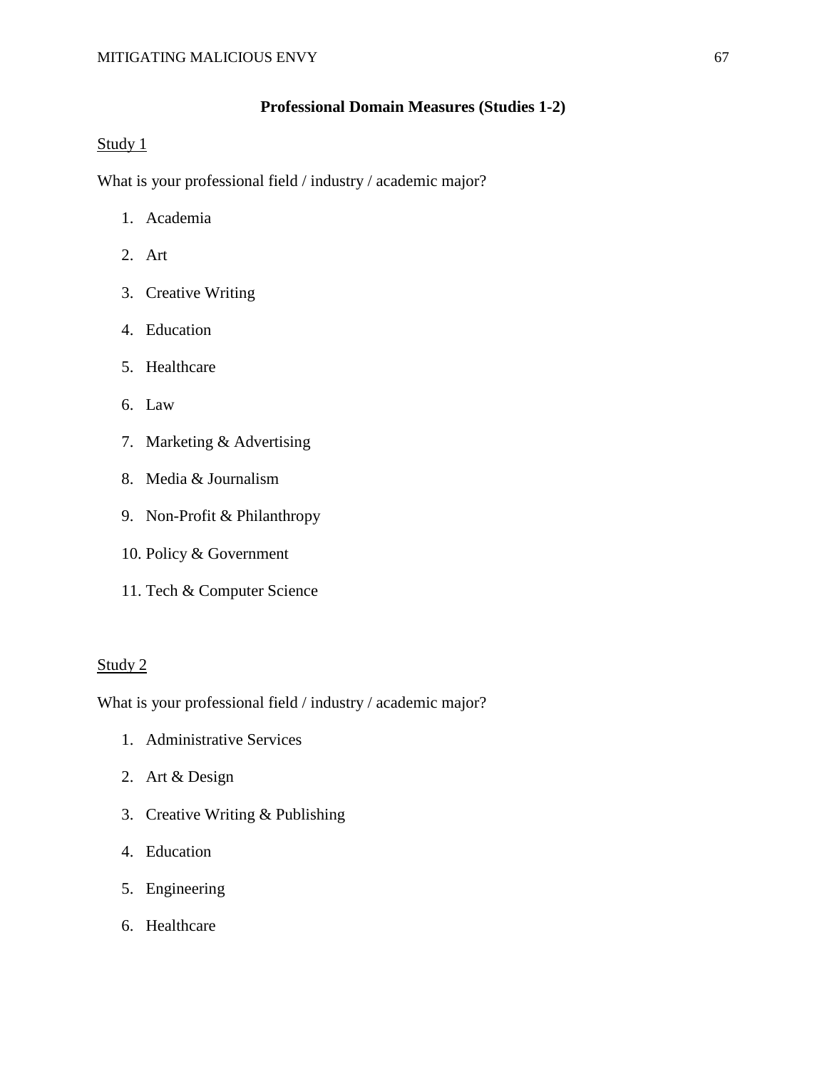**Professional Domain Measures (Studies 1-2)**

Study 1

What is your professional field / industry / academic major?

1. Academia
2. Art
3. Creative Writing
4. Education
5. Healthcare
6. Law
7. Marketing & Advertising
8. Media & Journalism
9. Non-Profit & Philanthropy
10. Policy & Government
11. Tech & Computer Science

Study 2

What is your professional field / industry / academic major?

1. Administrative Services
2. Art & Design
3. Creative Writing & Publishing
4. Education
5. Engineering
6. Healthcare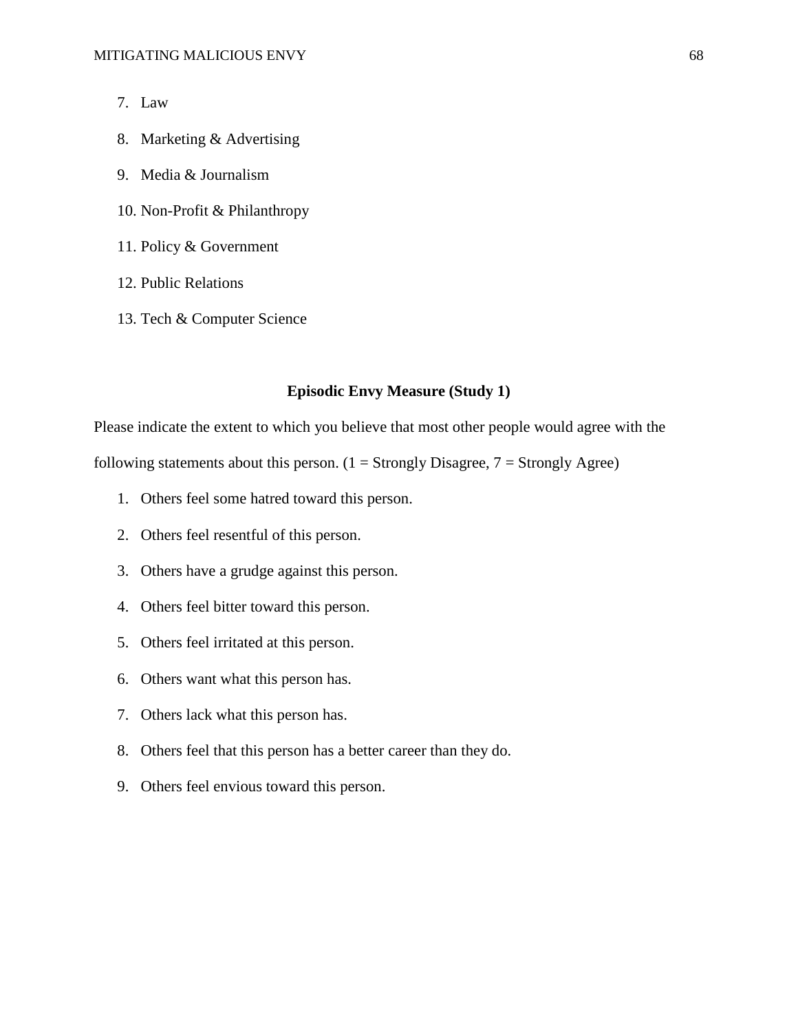7. Law
8. Marketing & Advertising
9. Media & Journalism
10. Non-Profit & Philanthropy
11. Policy & Government
12. Public Relations
13. Tech & Computer Science

**Episodic Envy Measure (Study 1)**

Please indicate the extent to which you believe that most other people would agree with the following statements about this person. (1 = Strongly Disagree, 7 = Strongly Agree)

1. Others feel some hatred toward this person.
2. Others feel resentful of this person.
3. Others have a grudge against this person.
4. Others feel bitter toward this person.
5. Others feel irritated at this person.
6. Others want what this person has.
7. Others lack what this person has.
8. Others feel that this person has a better career than they do.
9. Others feel envious toward this person.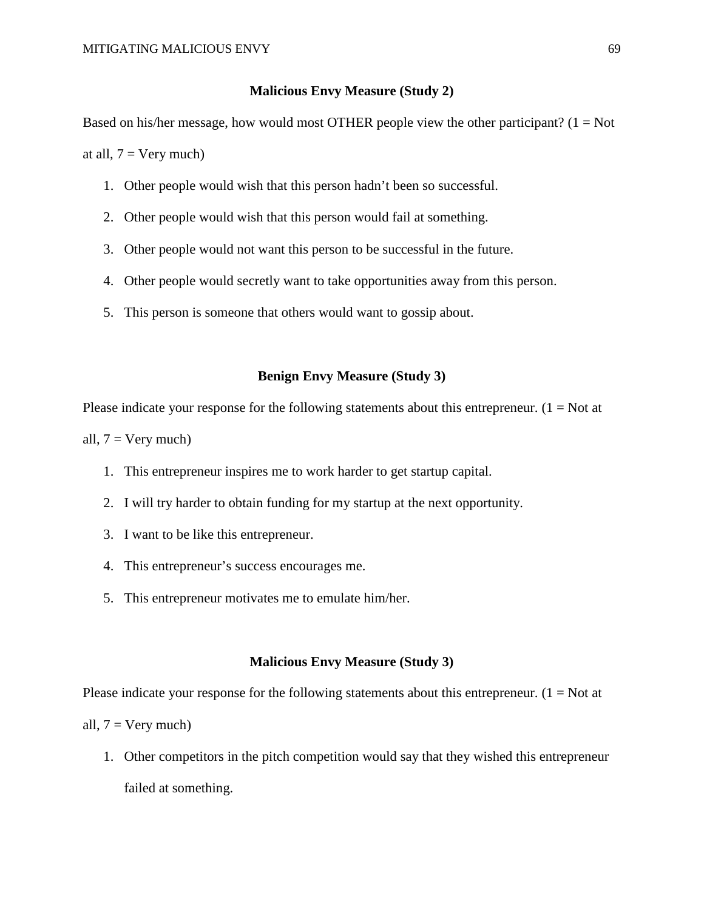**Malicious Envy Measure (Study 2)**

Based on his/her message, how would most OTHER people view the other participant? (1 = Not at all, 7 = Very much)

1. Other people would wish that this person hadn't been so successful.
2. Other people would wish that this person would fail at something.
3. Other people would not want this person to be successful in the future.
4. Other people would secretly want to take opportunities away from this person.
5. This person is someone that others would want to gossip about.

**Benign Envy Measure (Study 3)**

Please indicate your response for the following statements about this entrepreneur. (1 = Not at all, 7 = Very much)

1. This entrepreneur inspires me to work harder to get startup capital.
2. I will try harder to obtain funding for my startup at the next opportunity.
3. I want to be like this entrepreneur.
4. This entrepreneur's success encourages me.
5. This entrepreneur motivates me to emulate him/her.

**Malicious Envy Measure (Study 3)**

Please indicate your response for the following statements about this entrepreneur. (1 = Not at all, 7 = Very much)

1. Other competitors in the pitch competition would say that they wished this entrepreneur failed at something.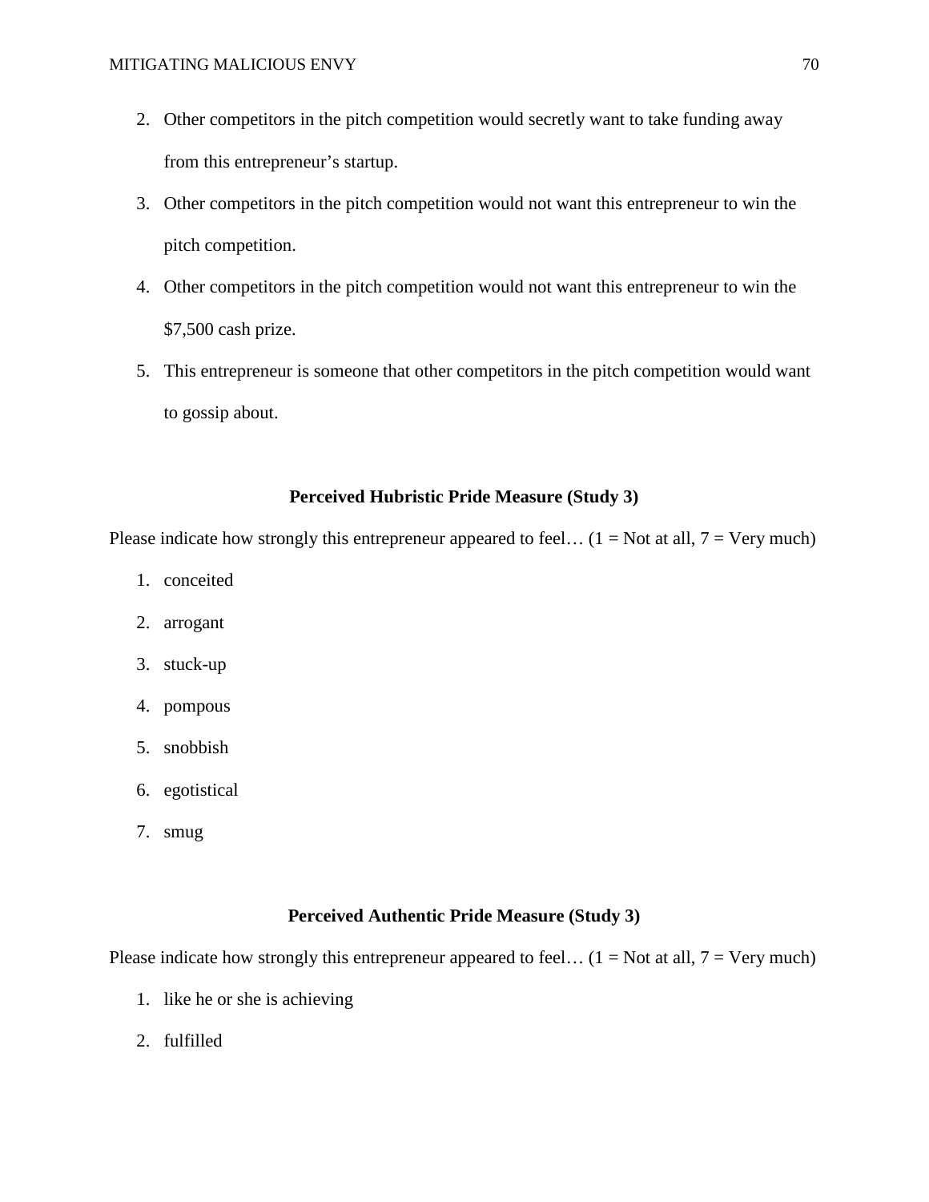2. Other competitors in the pitch competition would secretly want to take funding away from this entrepreneur's startup.
3. Other competitors in the pitch competition would not want this entrepreneur to win the pitch competition.
4. Other competitors in the pitch competition would not want this entrepreneur to win the $7,500 cash prize.
5. This entrepreneur is someone that other competitors in the pitch competition would want to gossip about.

**Perceived Hubristic Pride Measure (Study 3)**

Please indicate how strongly this entrepreneur appeared to feel… (1 = Not at all, 7 = Very much)

1. conceited
2. arrogant
3. stuck-up
4. pompous
5. snobbish
6. egotistical
7. smug

**Perceived Authentic Pride Measure (Study 3)**

Please indicate how strongly this entrepreneur appeared to feel… (1 = Not at all, 7 = Very much)

1. like he or she is achieving
2. fulfilled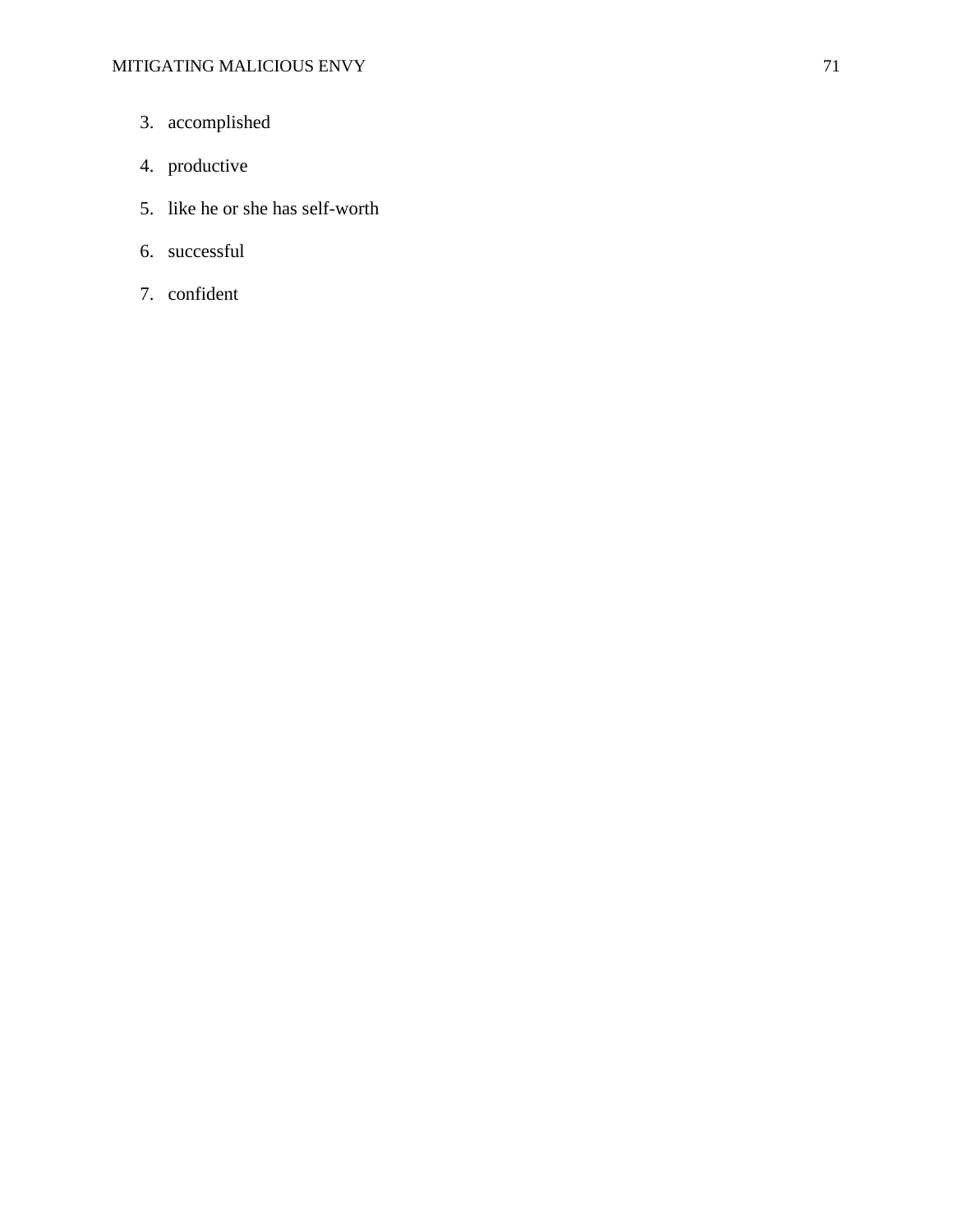3. accomplished
4. productive
5. like he or she has self-worth
6. successful
7. confident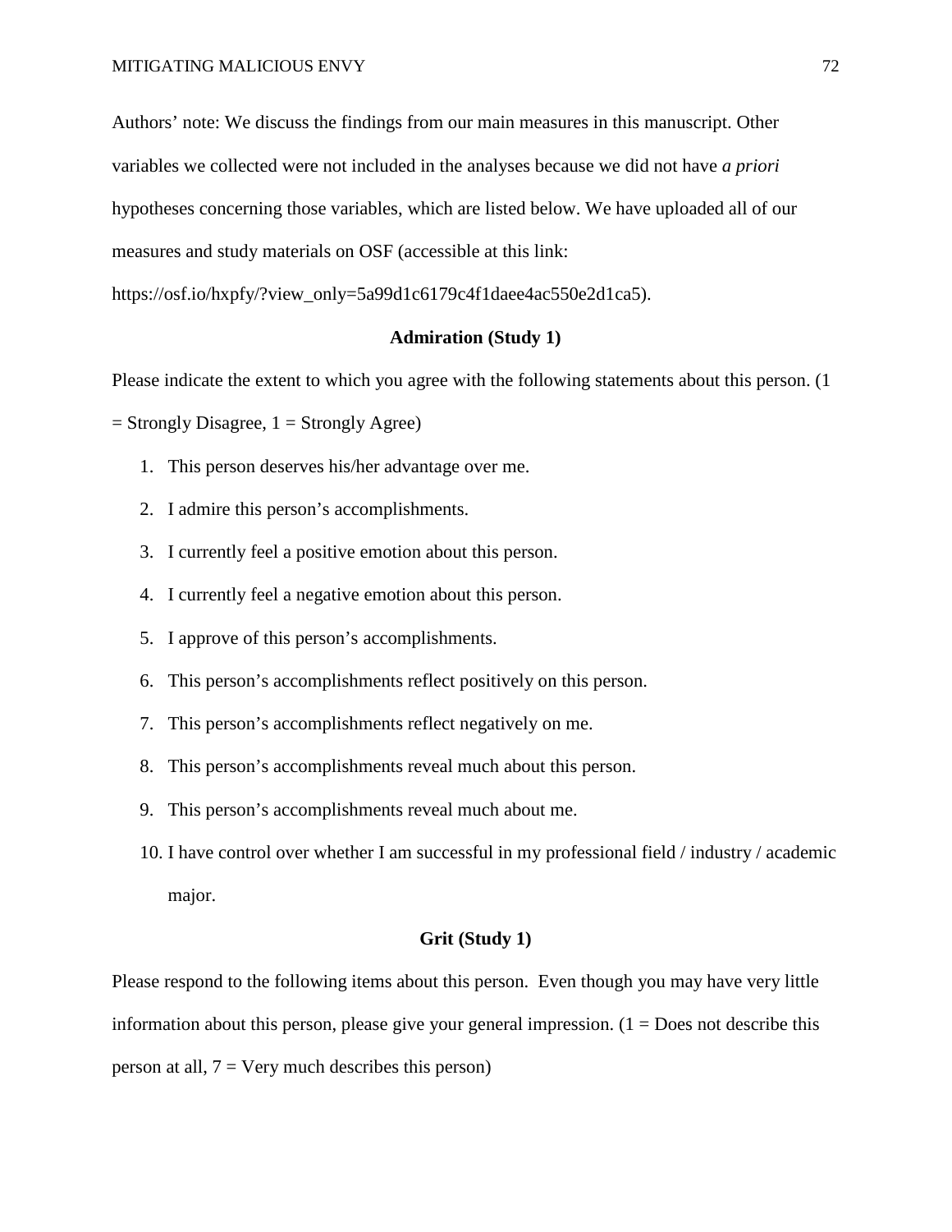Authors' note: We discuss the findings from our main measures in this manuscript. Other variables we collected were not included in the analyses because we did not have *a priori* hypotheses concerning those variables, which are listed below. We have uploaded all of our measures and study materials on OSF (accessible at this link: https://osf.io/hxpfy/?view_only=5a99d1c6179c4f1daee4ac550e2d1ca5).

**Admiration (Study 1)**

Please indicate the extent to which you agree with the following statements about this person. (1 = Strongly Disagree, 1 = Strongly Agree)

1. This person deserves his/her advantage over me.
2. I admire this person's accomplishments.
3. I currently feel a positive emotion about this person.
4. I currently feel a negative emotion about this person.
5. I approve of this person's accomplishments.
6. This person's accomplishments reflect positively on this person.
7. This person's accomplishments reflect negatively on me.
8. This person's accomplishments reveal much about this person.
9. This person's accomplishments reveal much about me.
10. I have control over whether I am successful in my professional field / industry / academic major.

**Grit (Study 1)**

Please respond to the following items about this person. Even though you may have very little information about this person, please give your general impression. (1 = Does not describe this person at all, 7 = Very much describes this person)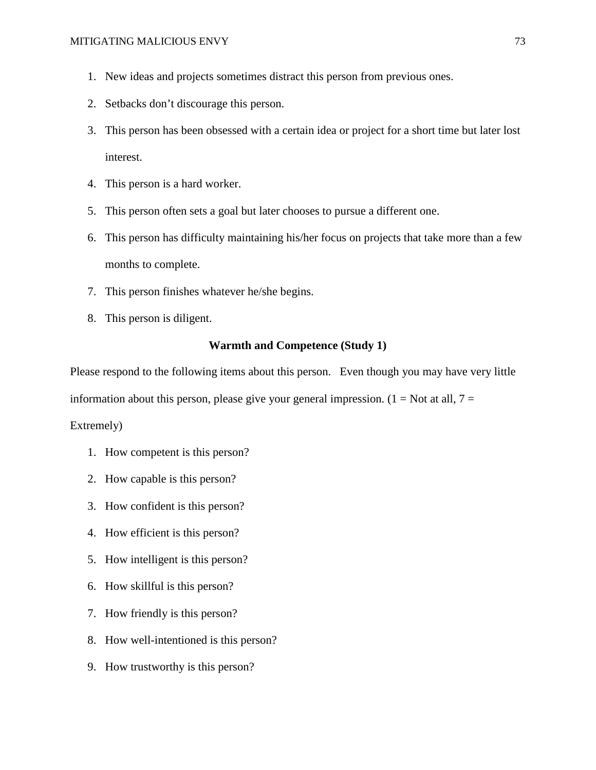1. New ideas and projects sometimes distract this person from previous ones.
2. Setbacks don't discourage this person.
3. This person has been obsessed with a certain idea or project for a short time but later lost interest.
4. This person is a hard worker.
5. This person often sets a goal but later chooses to pursue a different one.
6. This person has difficulty maintaining his/her focus on projects that take more than a few months to complete.
7. This person finishes whatever he/she begins.
8. This person is diligent.

**Warmth and Competence (Study 1)**

Please respond to the following items about this person. Even though you may have very little information about this person, please give your general impression. (1 = Not at all, 7 = Extremely)

1. How competent is this person?
2. How capable is this person?
3. How confident is this person?
4. How efficient is this person?
5. How intelligent is this person?
6. How skillful is this person?
7. How friendly is this person?
8. How well-intentioned is this person?
9. How trustworthy is this person?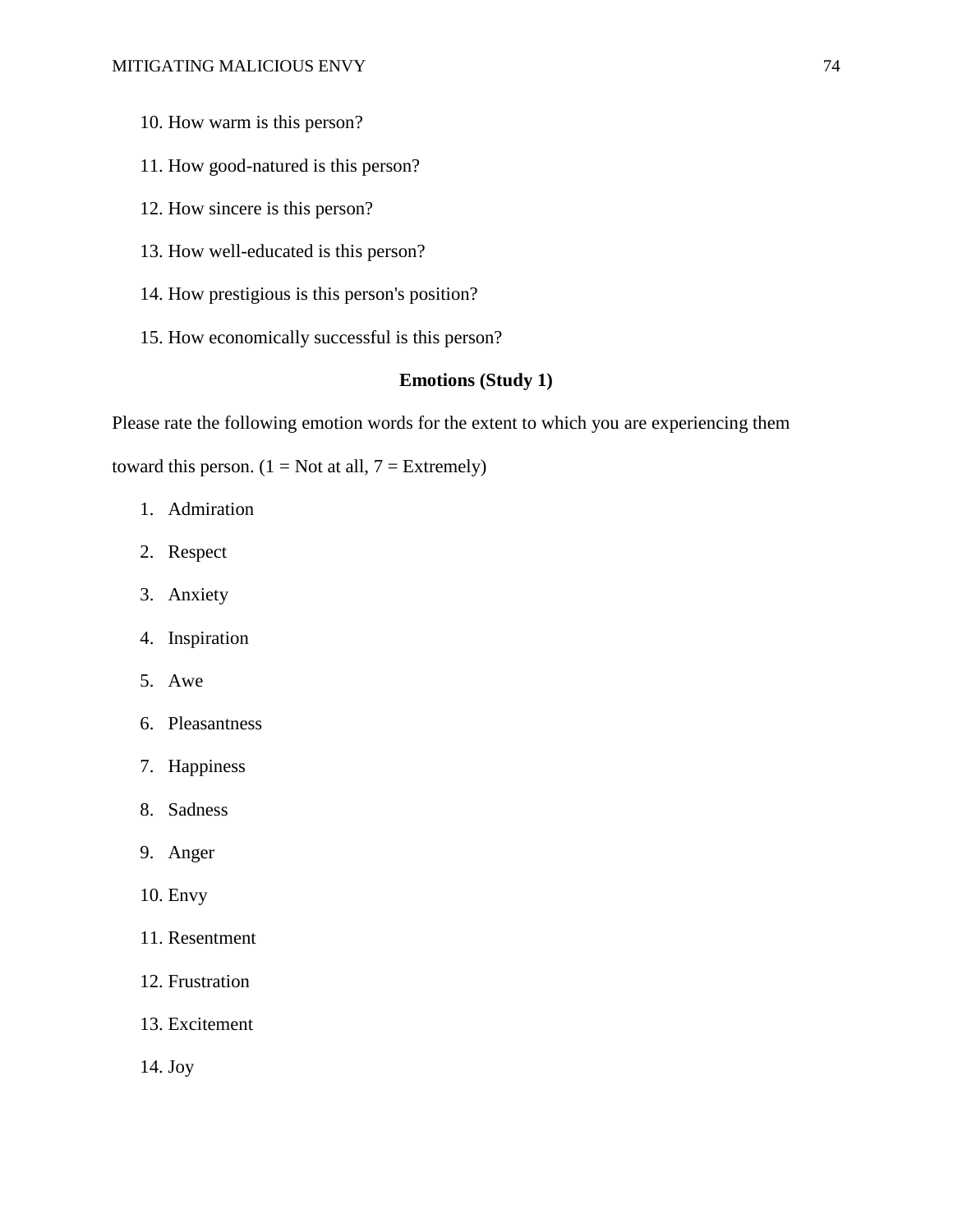10. How warm is this person?
11. How good-natured is this person?
12. How sincere is this person?
13. How well-educated is this person?
14. How prestigious is this person's position?
15. How economically successful is this person?

**Emotions (Study 1)**

Please rate the following emotion words for the extent to which you are experiencing them toward this person. (1 = Not at all, 7 = Extremely)

1. Admiration
2. Respect
3. Anxiety
4. Inspiration
5. Awe
6. Pleasantness
7. Happiness
8. Sadness
9. Anger
10. Envy
11. Resentment
12. Frustration
13. Excitement
14. Joy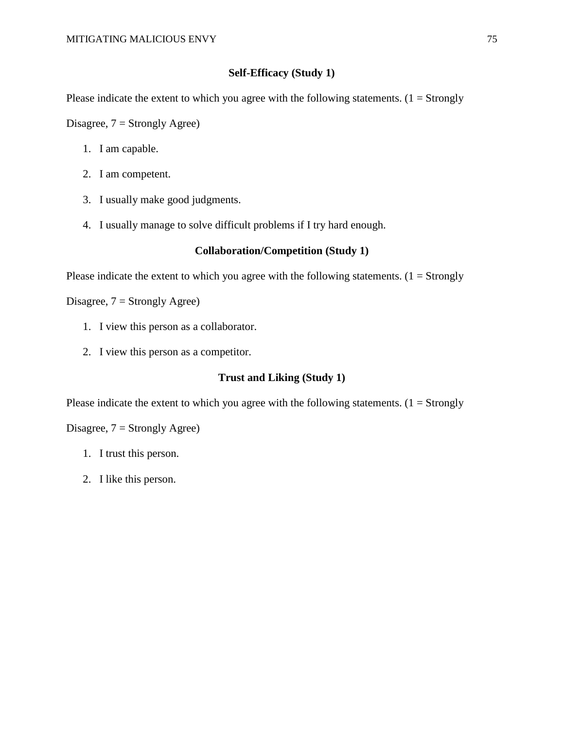**Self-Efficacy (Study 1)**

Please indicate the extent to which you agree with the following statements. (1 = Strongly Disagree, 7 = Strongly Agree)

1. I am capable.
2. I am competent.
3. I usually make good judgments.
4. I usually manage to solve difficult problems if I try hard enough.

**Collaboration/Competition (Study 1)**

Please indicate the extent to which you agree with the following statements. (1 = Strongly Disagree, 7 = Strongly Agree)

1. I view this person as a collaborator.
2. I view this person as a competitor.

**Trust and Liking (Study 1)**

Please indicate the extent to which you agree with the following statements. (1 = Strongly Disagree, 7 = Strongly Agree)

1. I trust this person.
2. I like this person.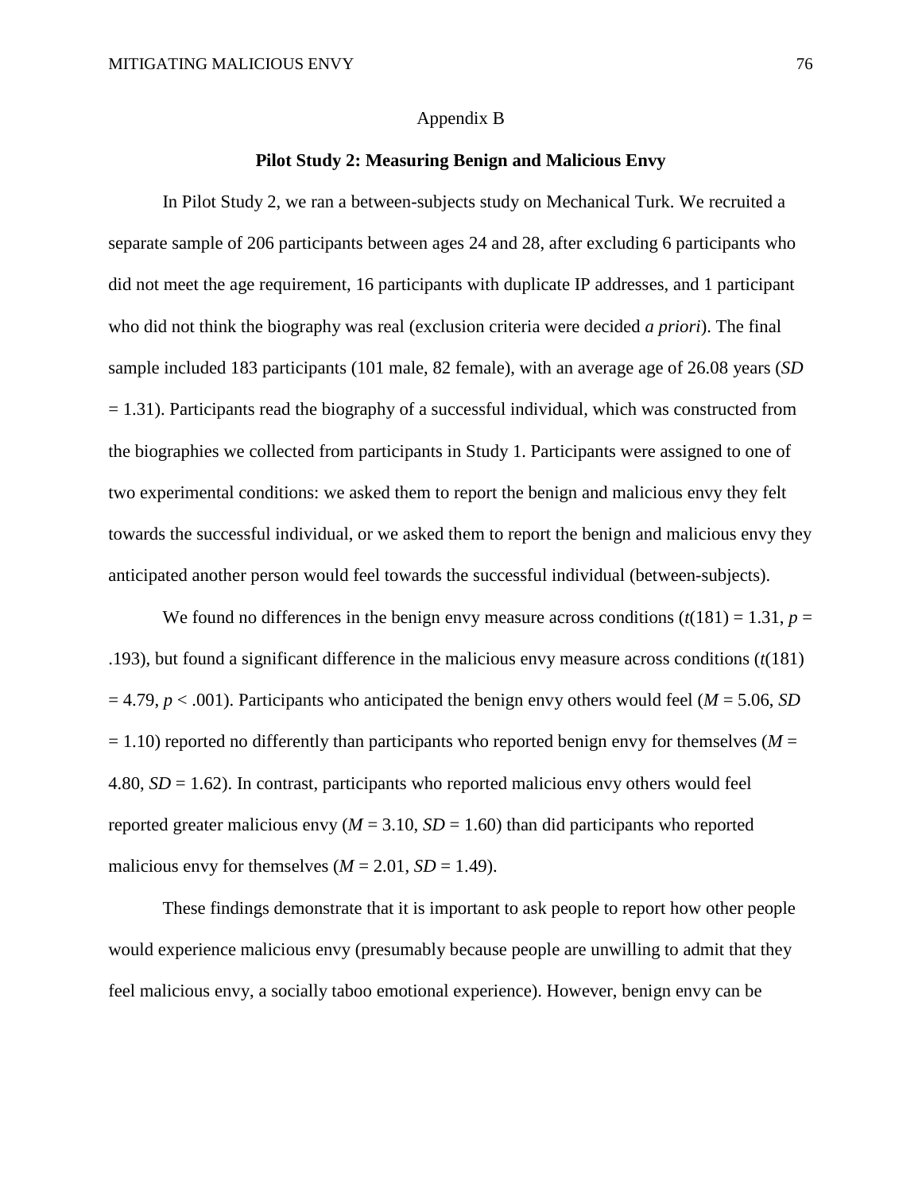Appendix B

**Pilot Study 2: Measuring Benign and Malicious Envy**

In Pilot Study 2, we ran a between-subjects study on Mechanical Turk. We recruited a separate sample of 206 participants between ages 24 and 28, after excluding 6 participants who did not meet the age requirement, 16 participants with duplicate IP addresses, and 1 participant who did not think the biography was real (exclusion criteria were decided *a priori*). The final sample included 183 participants (101 male, 82 female), with an average age of 26.08 years ($SD$ = 1.31). Participants read the biography of a successful individual, which was constructed from the biographies we collected from participants in Study 1. Participants were assigned to one of two experimental conditions: we asked them to report the benign and malicious envy they felt towards the successful individual, or we asked them to report the benign and malicious envy they anticipated another person would feel towards the successful individual (between-subjects).

We found no differences in the benign envy measure across conditions ($t(181) = 1.31$, $p = .193$), but found a significant difference in the malicious envy measure across conditions ($t(181) = 4.79$, $p < .001$). Participants who anticipated the benign envy others would feel ($M$ = 5.06, $SD$ = 1.10) reported no differently than participants who reported benign envy for themselves ($M$ = 4.80, $SD$ = 1.62). In contrast, participants who reported malicious envy others would feel reported greater malicious envy ($M$ = 3.10, $SD$ = 1.60) than did participants who reported malicious envy for themselves ($M$ = 2.01, $SD$ = 1.49).

These findings demonstrate that it is important to ask people to report how other people would experience malicious envy (presumably because people are unwilling to admit that they feel malicious envy, a socially taboo emotional experience). However, benign envy can be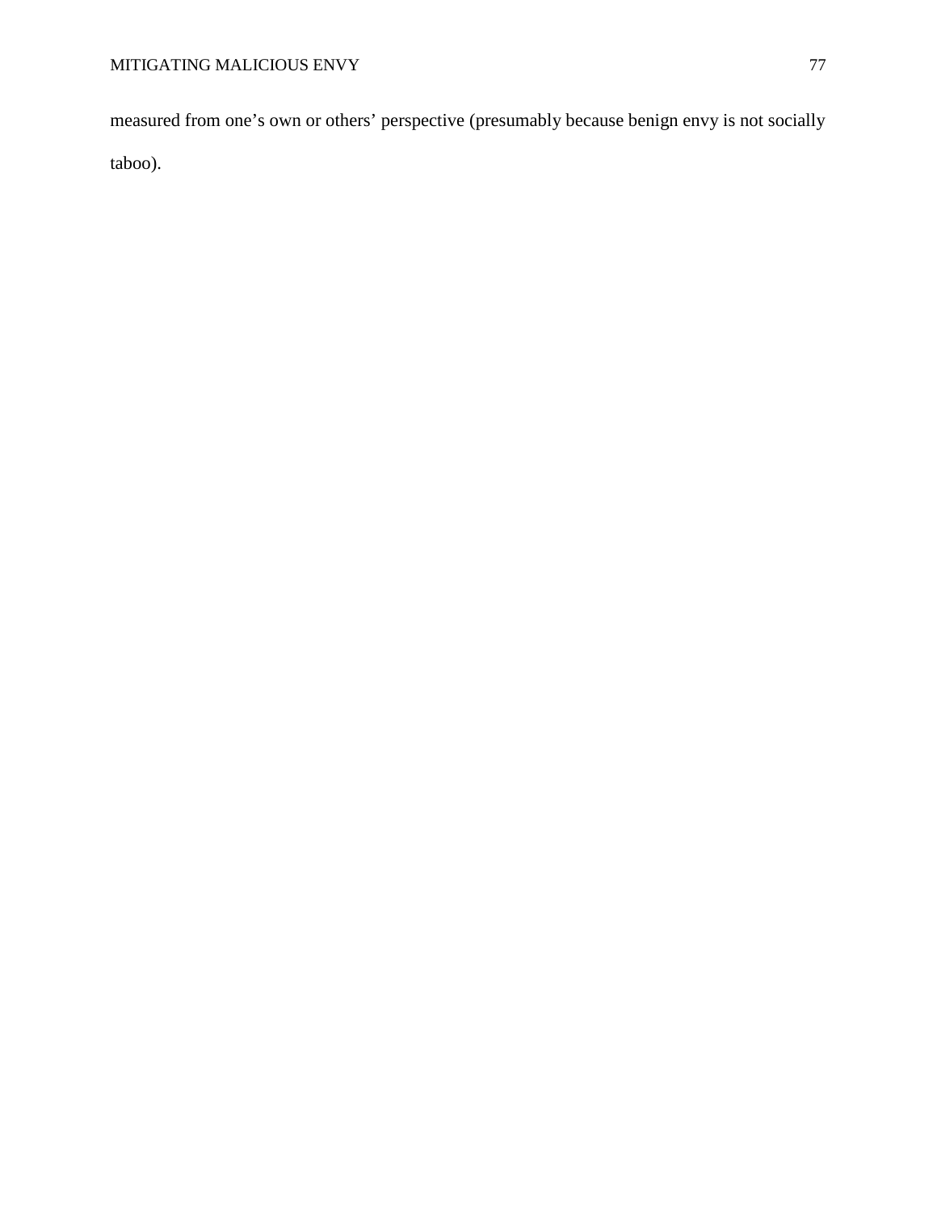measured from one's own or others' perspective (presumably because benign envy is not socially taboo).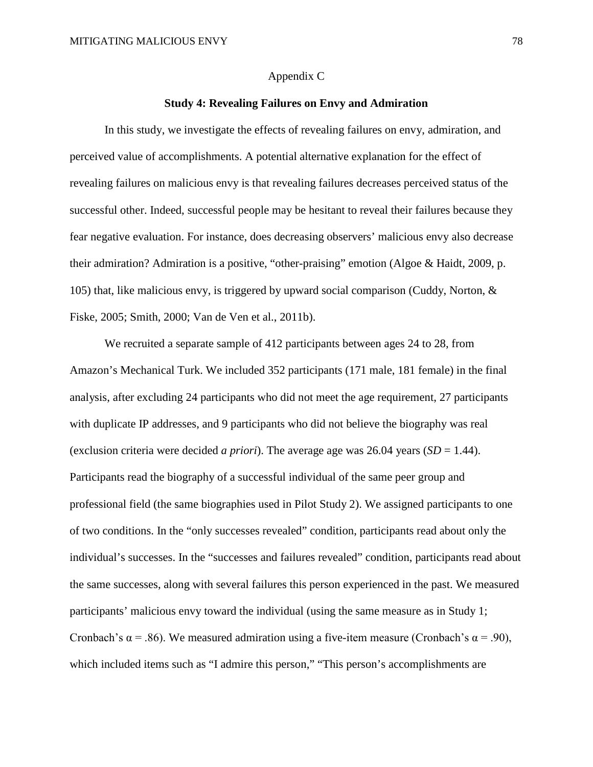## Appendix C

### Study 4: Revealing Failures on Envy and Admiration

In this study, we investigate the effects of revealing failures on envy, admiration, and perceived value of accomplishments. A potential alternative explanation for the effect of revealing failures on malicious envy is that revealing failures decreases perceived status of the successful other. Indeed, successful people may be hesitant to reveal their failures because they fear negative evaluation. For instance, does decreasing observers' malicious envy also decrease their admiration? Admiration is a positive, "other-praising" emotion (Algoe & Haidt, 2009, p. 105) that, like malicious envy, is triggered by upward social comparison (Cuddy, Norton, & Fiske, 2005; Smith, 2000; Van de Ven et al., 2011b).

We recruited a separate sample of 412 participants between ages 24 to 28, from Amazon's Mechanical Turk. We included 352 participants (171 male, 181 female) in the final analysis, after excluding 24 participants who did not meet the age requirement, 27 participants with duplicate IP addresses, and 9 participants who did not believe the biography was real (exclusion criteria were decided *a priori*). The average age was 26.04 years ($SD = 1.44$). Participants read the biography of a successful individual of the same peer group and professional field (the same biographies used in Pilot Study 2). We assigned participants to one of two conditions. In the "only successes revealed" condition, participants read about only the individual's successes. In the "successes and failures revealed" condition, participants read about the same successes, along with several failures this person experienced in the past. We measured participants' malicious envy toward the individual (using the same measure as in Study 1; Cronbach's $\alpha = .86$). We measured admiration using a five-item measure (Cronbach's $\alpha = .90$), which included items such as "I admire this person," "This person's accomplishments are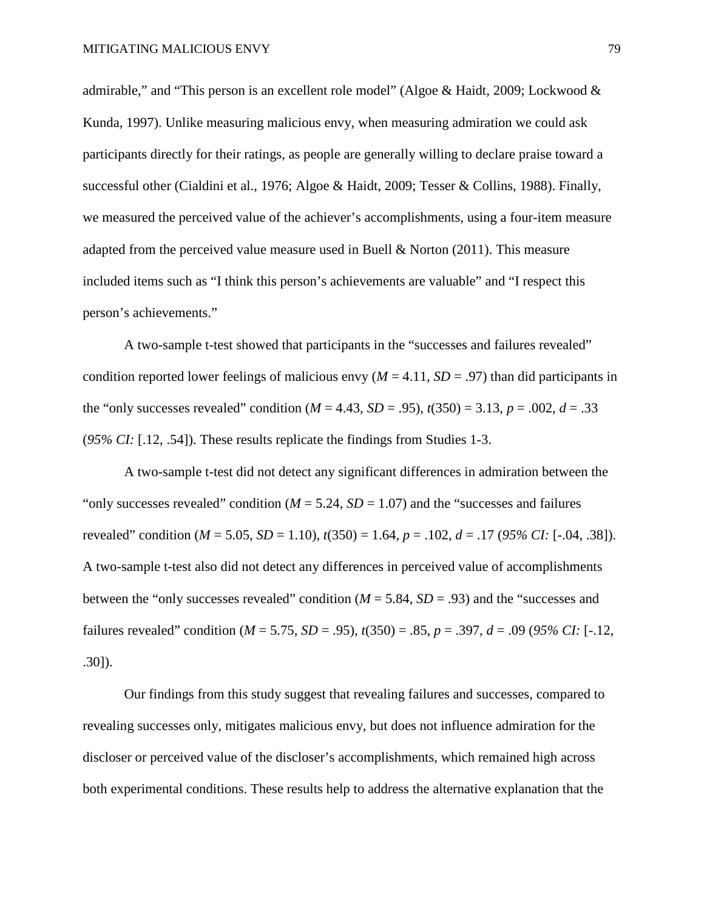admirable," and "This person is an excellent role model" (Algoe & Haidt, 2009; Lockwood & Kunda, 1997). Unlike measuring malicious envy, when measuring admiration we could ask participants directly for their ratings, as people are generally willing to declare praise toward a successful other (Cialdini et al., 1976; Algoe & Haidt, 2009; Tesser & Collins, 1988). Finally, we measured the perceived value of the achiever's accomplishments, using a four-item measure adapted from the perceived value measure used in Buell & Norton (2011). This measure included items such as "I think this person's achievements are valuable" and "I respect this person's achievements."

A two-sample t-test showed that participants in the "successes and failures revealed" condition reported lower feelings of malicious envy ($M$ = 4.11, $SD$ = .97) than did participants in the "only successes revealed" condition ($M$ = 4.43, $SD$ = .95), $t(350)$ = 3.13, $p$ = .002, $d$ = .33 (*95% CI:* [.12, .54]). These results replicate the findings from Studies 1-3.

A two-sample t-test did not detect any significant differences in admiration between the "only successes revealed" condition ($M$ = 5.24, $SD$ = 1.07) and the "successes and failures revealed" condition ($M$ = 5.05, $SD$ = 1.10), $t(350)$ = 1.64, $p$ = .102, $d$ = .17 (*95% CI:* [-.04, .38]). A two-sample t-test also did not detect any differences in perceived value of accomplishments between the "only successes revealed" condition ($M$ = 5.84, $SD$ = .93) and the "successes and failures revealed" condition ($M$ = 5.75, $SD$ = .95), $t(350)$ = .85, $p$ = .397, $d$ = .09 (*95% CI:* [-.12, .30]).

Our findings from this study suggest that revealing failures and successes, compared to revealing successes only, mitigates malicious envy, but does not influence admiration for the discloser or perceived value of the discloser's accomplishments, which remained high across both experimental conditions. These results help to address the alternative explanation that the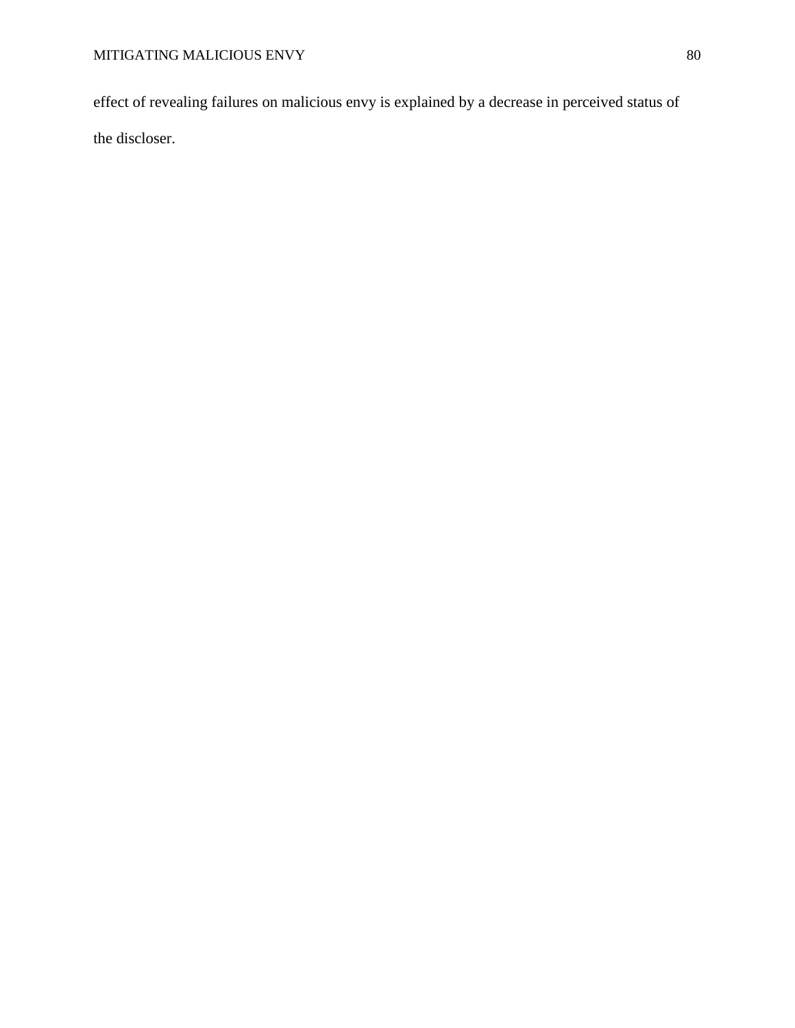effect of revealing failures on malicious envy is explained by a decrease in perceived status of the discloser.